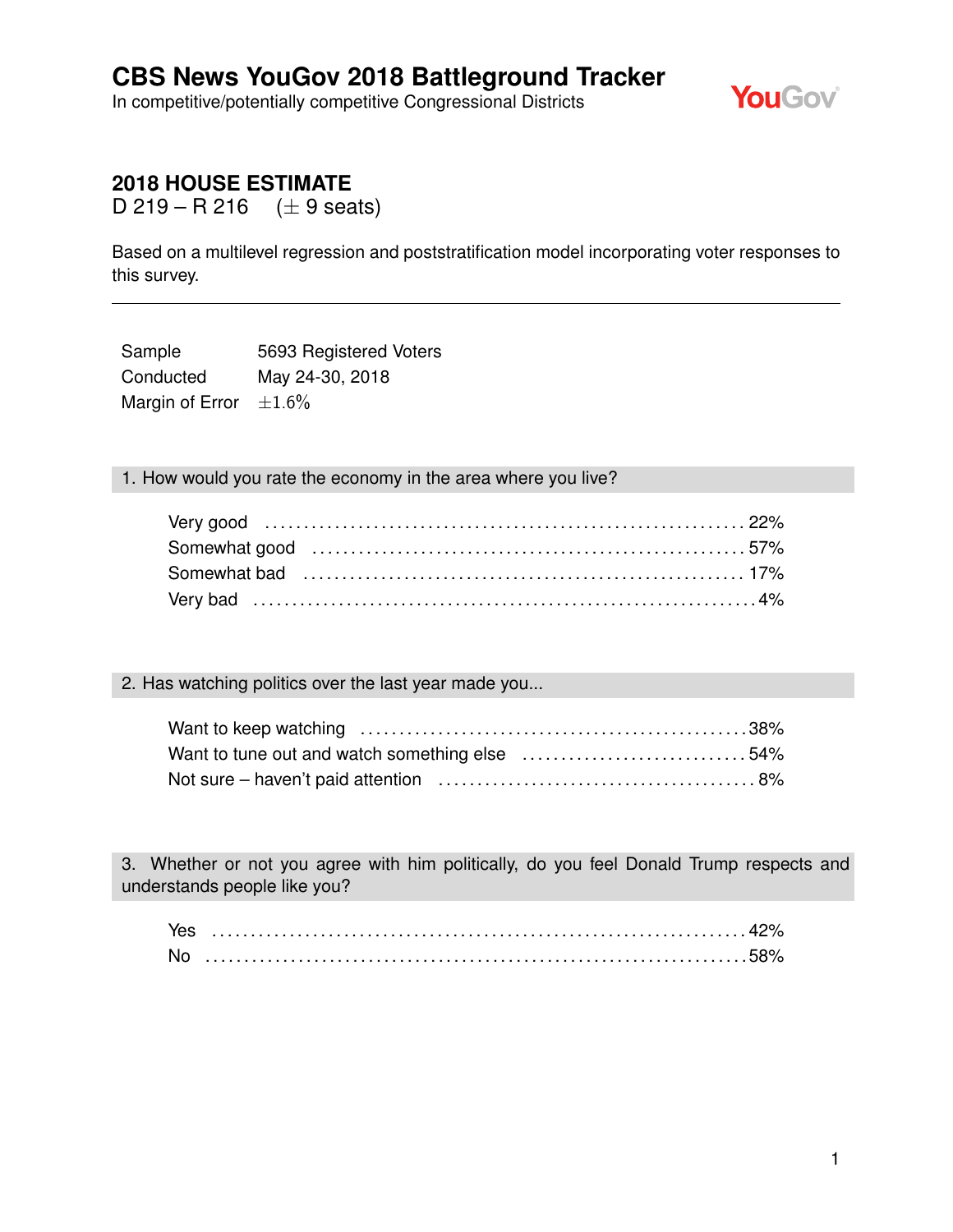# CBS News YouGov 2018 Battleground Tracker

In competitive/potentially competitive Congressional Districts

## 2018 HOUSE ESTIMATE

D 219 – R 216 ($\pm$ 9 seats)

Based on a multilevel regression and poststratification model incorporating voter responses to this survey.

---

| | |
|---|---|
| Sample | 5693 Registered Voters |
| Conducted | May 24-30, 2018 |
| Margin of Error | $\pm 1.6\%$ |

### 1. How would you rate the economy in the area where you live?

| | |
|---|---|
| Very good | 22% |
| Somewhat good | 57% |
| Somewhat bad | 17% |
| Very bad | 4% |

### 2. Has watching politics over the last year made you...

| | |
|---|---|
| Want to keep watching | 38% |
| Want to tune out and watch something else | 54% |
| Not sure – haven't paid attention | 8% |

### 3. Whether or not you agree with him politically, do you feel Donald Trump respects and understands people like you?

| | |
|---|---|
| Yes | 42% |
| No | 58% |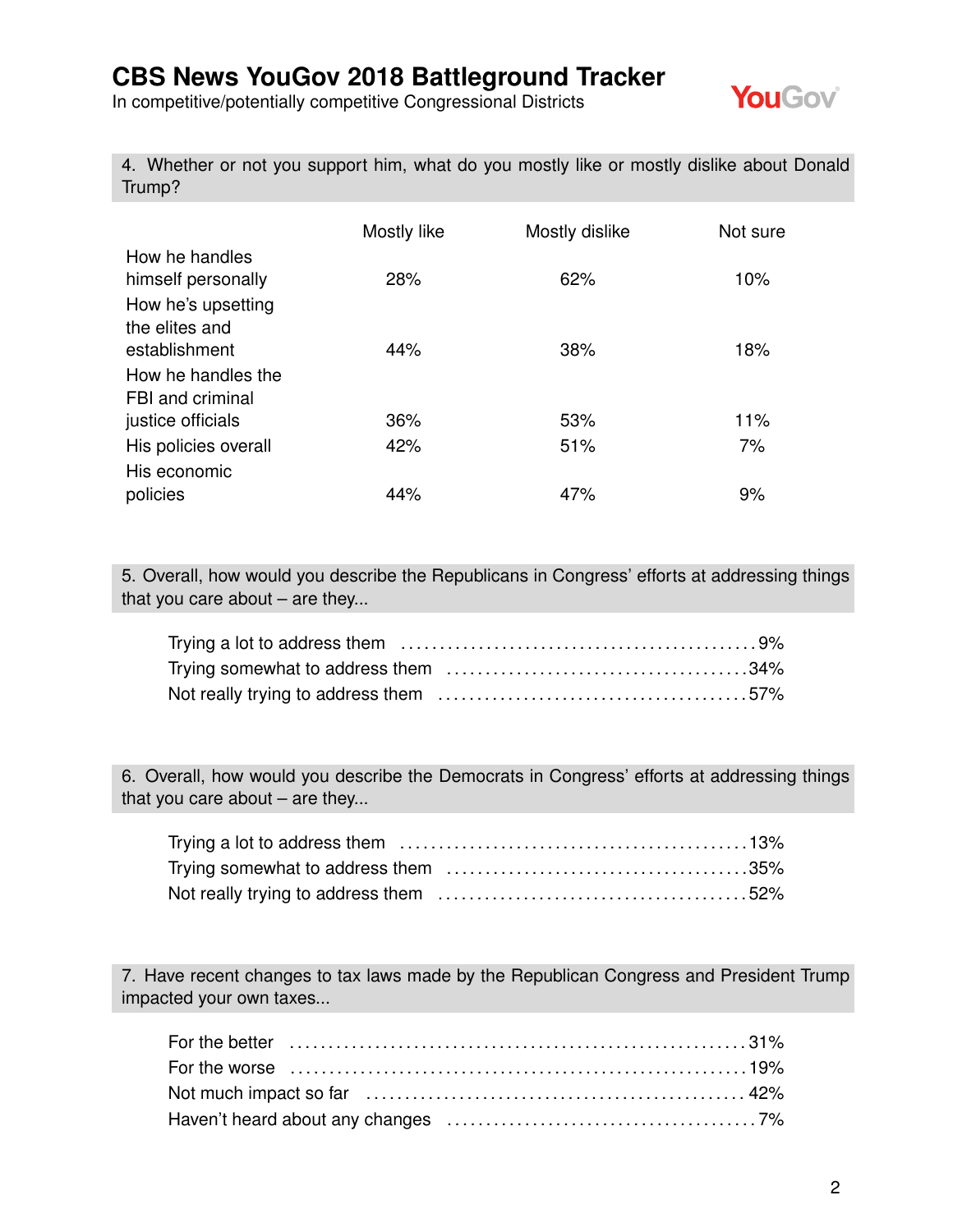# CBS News YouGov 2018 Battleground Tracker

In competitive/potentially competitive Congressional Districts

## 4. Whether or not you support him, what do you mostly like or mostly dislike about Donald Trump?

| | Mostly like | Mostly dislike | Not sure |
|---|---|---|---|
| How he handles himself personally | 28% | 62% | 10% |
| How he's upsetting the elites and establishment | 44% | 38% | 18% |
| How he handles the FBI and criminal justice officials | 36% | 53% | 11% |
| His policies overall | 42% | 51% | 7% |
| His economic policies | 44% | 47% | 9% |

## 5. Overall, how would you describe the Republicans in Congress' efforts at addressing things that you care about – are they...

| | |
|---|---|
| Trying a lot to address them | 9% |
| Trying somewhat to address them | 34% |
| Not really trying to address them | 57% |

## 6. Overall, how would you describe the Democrats in Congress' efforts at addressing things that you care about – are they...

| | |
|---|---|
| Trying a lot to address them | 13% |
| Trying somewhat to address them | 35% |
| Not really trying to address them | 52% |

## 7. Have recent changes to tax laws made by the Republican Congress and President Trump impacted your own taxes...

| | |
|---|---|
| For the better | 31% |
| For the worse | 19% |
| Not much impact so far | 42% |
| Haven't heard about any changes | 7% |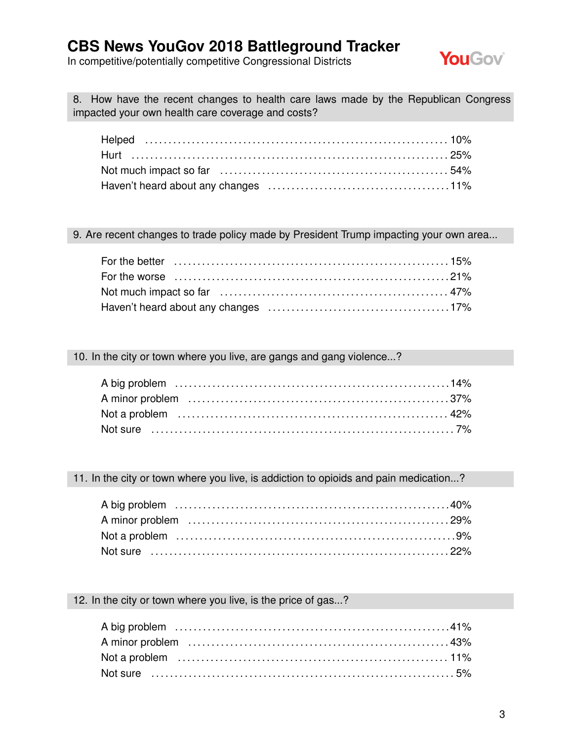# CBS News YouGov 2018 Battleground Tracker

In competitive/potentially competitive Congressional Districts

### 8. How have the recent changes to health care laws made by the Republican Congress impacted your own health care coverage and costs?

| Response | % |
|---|---|
| Helped | 10% |
| Hurt | 25% |
| Not much impact so far | 54% |
| Haven't heard about any changes | 11% |

### 9. Are recent changes to trade policy made by President Trump impacting your own area...

| Response | % |
|---|---|
| For the better | 15% |
| For the worse | 21% |
| Not much impact so far | 47% |
| Haven't heard about any changes | 17% |

### 10. In the city or town where you live, are gangs and gang violence...?

| Response | % |
|---|---|
| A big problem | 14% |
| A minor problem | 37% |
| Not a problem | 42% |
| Not sure | 7% |

### 11. In the city or town where you live, is addiction to opioids and pain medication...?

| Response | % |
|---|---|
| A big problem | 40% |
| A minor problem | 29% |
| Not a problem | 9% |
| Not sure | 22% |

### 12. In the city or town where you live, is the price of gas...?

| Response | % |
|---|---|
| A big problem | 41% |
| A minor problem | 43% |
| Not a problem | 11% |
| Not sure | 5% |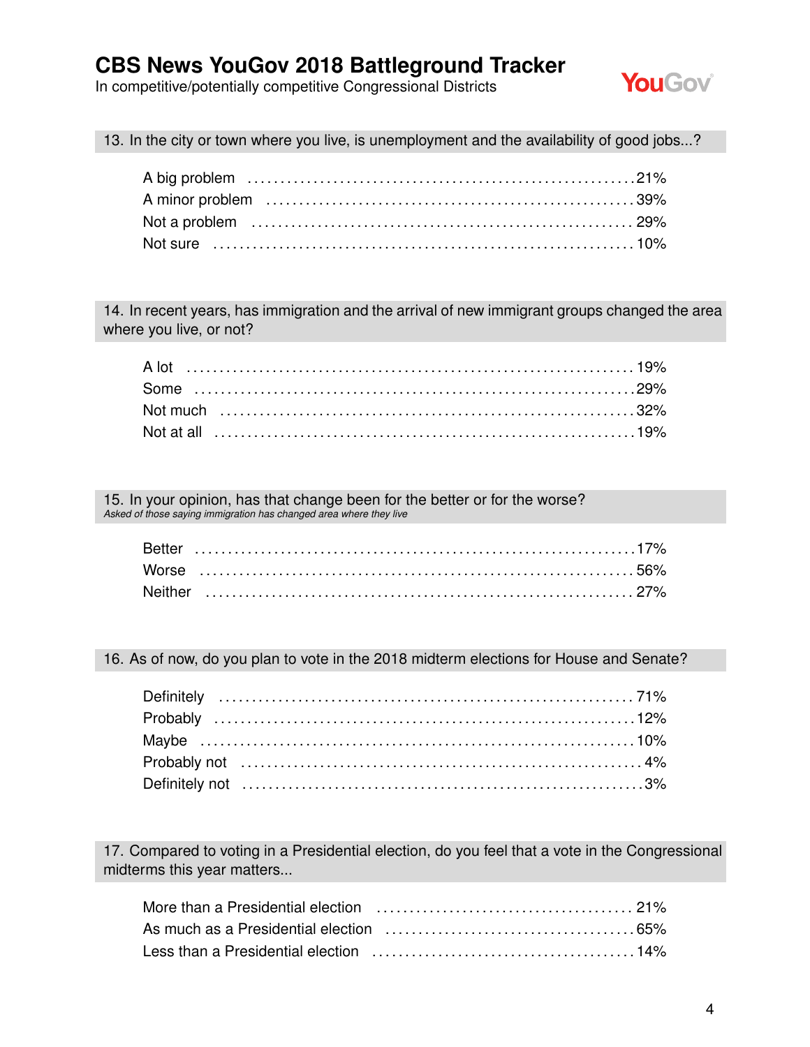## 13. In the city or town where you live, is unemployment and the availability of good jobs...?

| | |
|---|---|
| A big problem | 21% |
| A minor problem | 39% |
| Not a problem | 29% |
| Not sure | 10% |

## 14. In recent years, has immigration and the arrival of new immigrant groups changed the area where you live, or not?

| | |
|---|---|
| A lot | 19% |
| Some | 29% |
| Not much | 32% |
| Not at all | 19% |

## 15. In your opinion, has that change been for the better or for the worse?

*Asked of those saying immigration has changed area where they live*

| | |
|---|---|
| Better | 17% |
| Worse | 56% |
| Neither | 27% |

## 16. As of now, do you plan to vote in the 2018 midterm elections for House and Senate?

| | |
|---|---|
| Definitely | 71% |
| Probably | 12% |
| Maybe | 10% |
| Probably not | 4% |
| Definitely not | 3% |

## 17. Compared to voting in a Presidential election, do you feel that a vote in the Congressional midterms this year matters...

| | |
|---|---|
| More than a Presidential election | 21% |
| As much as a Presidential election | 65% |
| Less than a Presidential election | 14% |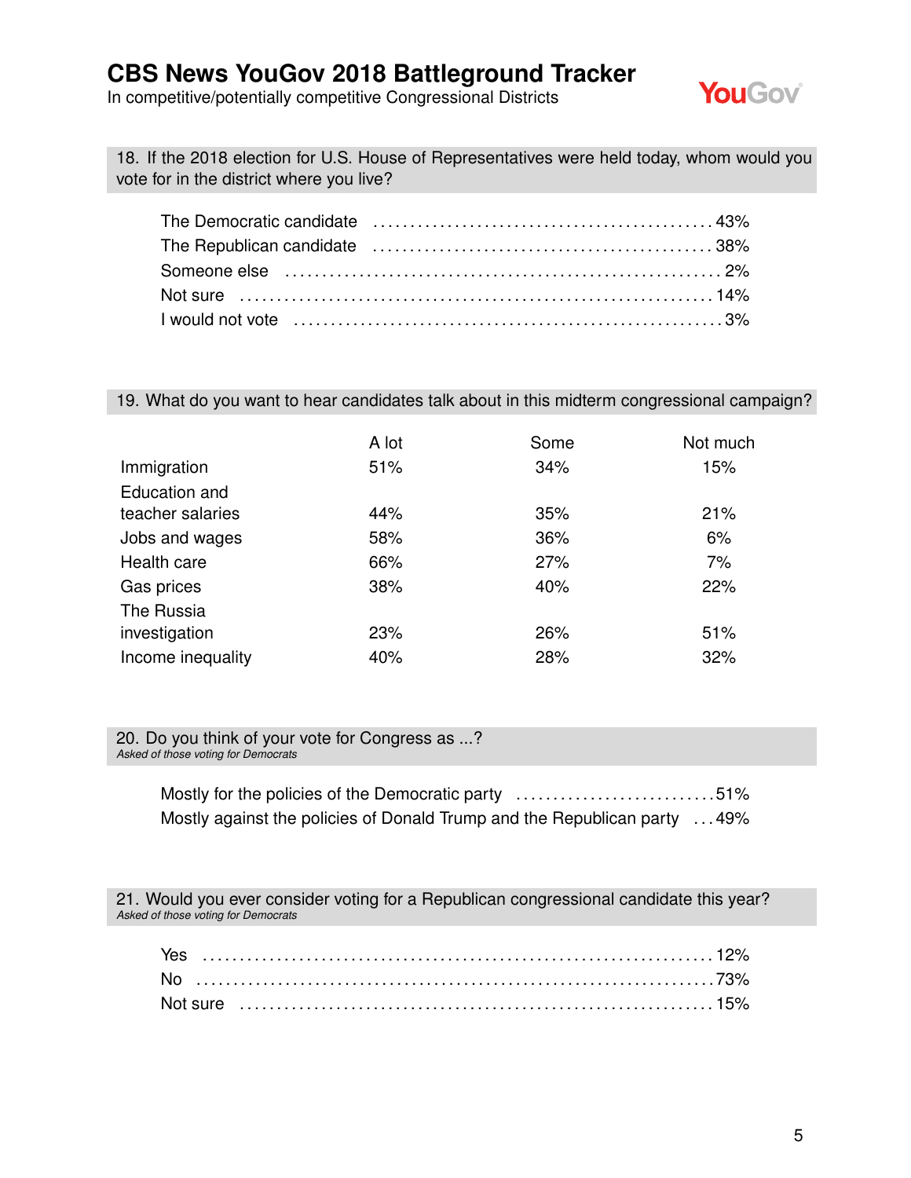# CBS News YouGov 2018 Battleground Tracker

In competitive/potentially competitive Congressional Districts

## 18. If the 2018 election for U.S. House of Representatives were held today, whom would you vote for in the district where you live?

| | |
|---|---|
| The Democratic candidate | 43% |
| The Republican candidate | 38% |
| Someone else | 2% |
| Not sure | 14% |
| I would not vote | 3% |

## 19. What do you want to hear candidates talk about in this midterm congressional campaign?

| | A lot | Some | Not much |
|---|---|---|---|
| Immigration | 51% | 34% | 15% |
| Education and teacher salaries | 44% | 35% | 21% |
| Jobs and wages | 58% | 36% | 6% |
| Health care | 66% | 27% | 7% |
| Gas prices | 38% | 40% | 22% |
| The Russia investigation | 23% | 26% | 51% |
| Income inequality | 40% | 28% | 32% |

## 20. Do you think of your vote for Congress as ...?

*Asked of those voting for Democrats*

| | |
|---|---|
| Mostly for the policies of the Democratic party | 51% |
| Mostly against the policies of Donald Trump and the Republican party | 49% |

## 21. Would you ever consider voting for a Republican congressional candidate this year?

*Asked of those voting for Democrats*

| | |
|---|---|
| Yes | 12% |
| No | 73% |
| Not sure | 15% |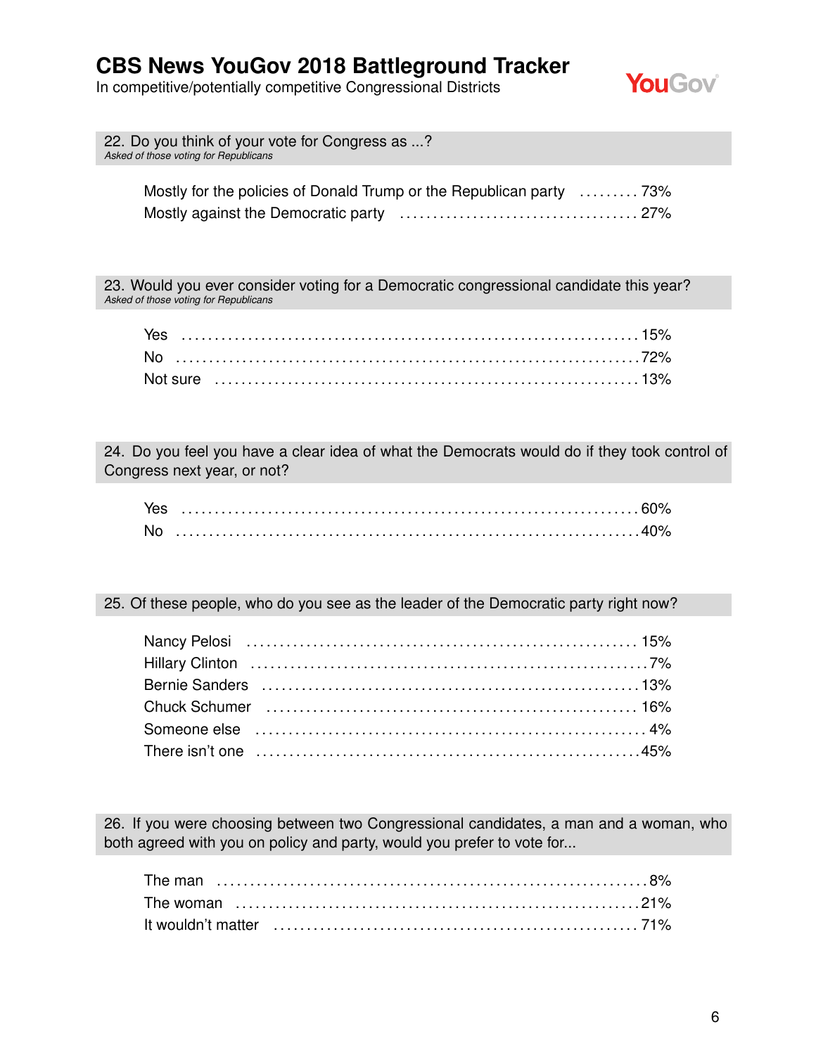# CBS News YouGov 2018 Battleground Tracker

In competitive/potentially competitive Congressional Districts

## 22. Do you think of your vote for Congress as ...?

*Asked of those voting for Republicans*

| Response | % |
|---|---|
| Mostly for the policies of Donald Trump or the Republican party | 73% |
| Mostly against the Democratic party | 27% |

## 23. Would you ever consider voting for a Democratic congressional candidate this year?

*Asked of those voting for Republicans*

| Response | % |
|---|---|
| Yes | 15% |
| No | 72% |
| Not sure | 13% |

## 24. Do you feel you have a clear idea of what the Democrats would do if they took control of Congress next year, or not?

| Response | % |
|---|---|
| Yes | 60% |
| No | 40% |

## 25. Of these people, who do you see as the leader of the Democratic party right now?

| Response | % |
|---|---|
| Nancy Pelosi | 15% |
| Hillary Clinton | 7% |
| Bernie Sanders | 13% |
| Chuck Schumer | 16% |
| Someone else | 4% |
| There isn't one | 45% |

## 26. If you were choosing between two Congressional candidates, a man and a woman, who both agreed with you on policy and party, would you prefer to vote for...

| Response | % |
|---|---|
| The man | 8% |
| The woman | 21% |
| It wouldn't matter | 71% |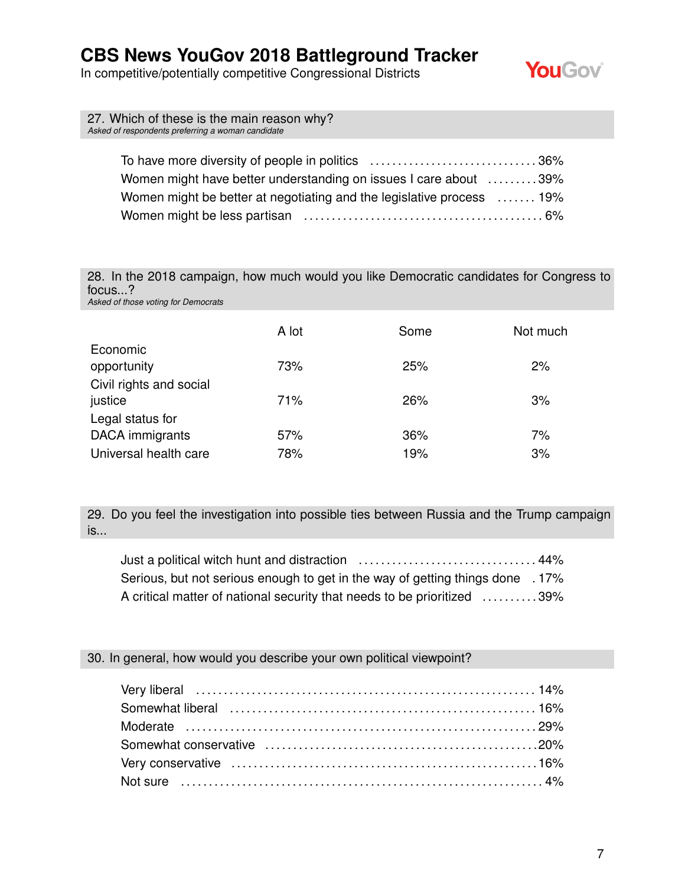## 27. Which of these is the main reason why?

*Asked of respondents preferring a woman candidate*

| Response | % |
|---|---|
| To have more diversity of people in politics | 36% |
| Women might have better understanding on issues I care about | 39% |
| Women might be better at negotiating and the legislative process | 19% |
| Women might be less partisan | 6% |

## 28. In the 2018 campaign, how much would you like Democratic candidates for Congress to focus...?

*Asked of those voting for Democrats*

| | A lot | Some | Not much |
|---|---|---|---|
| Economic opportunity | 73% | 25% | 2% |
| Civil rights and social justice | 71% | 26% | 3% |
| Legal status for DACA immigrants | 57% | 36% | 7% |
| Universal health care | 78% | 19% | 3% |

## 29. Do you feel the investigation into possible ties between Russia and the Trump campaign is...

| Response | % |
|---|---|
| Just a political witch hunt and distraction | 44% |
| Serious, but not serious enough to get in the way of getting things done | 17% |
| A critical matter of national security that needs to be prioritized | 39% |

## 30. In general, how would you describe your own political viewpoint?

| Response | % |
|---|---|
| Very liberal | 14% |
| Somewhat liberal | 16% |
| Moderate | 29% |
| Somewhat conservative | 20% |
| Very conservative | 16% |
| Not sure | 4% |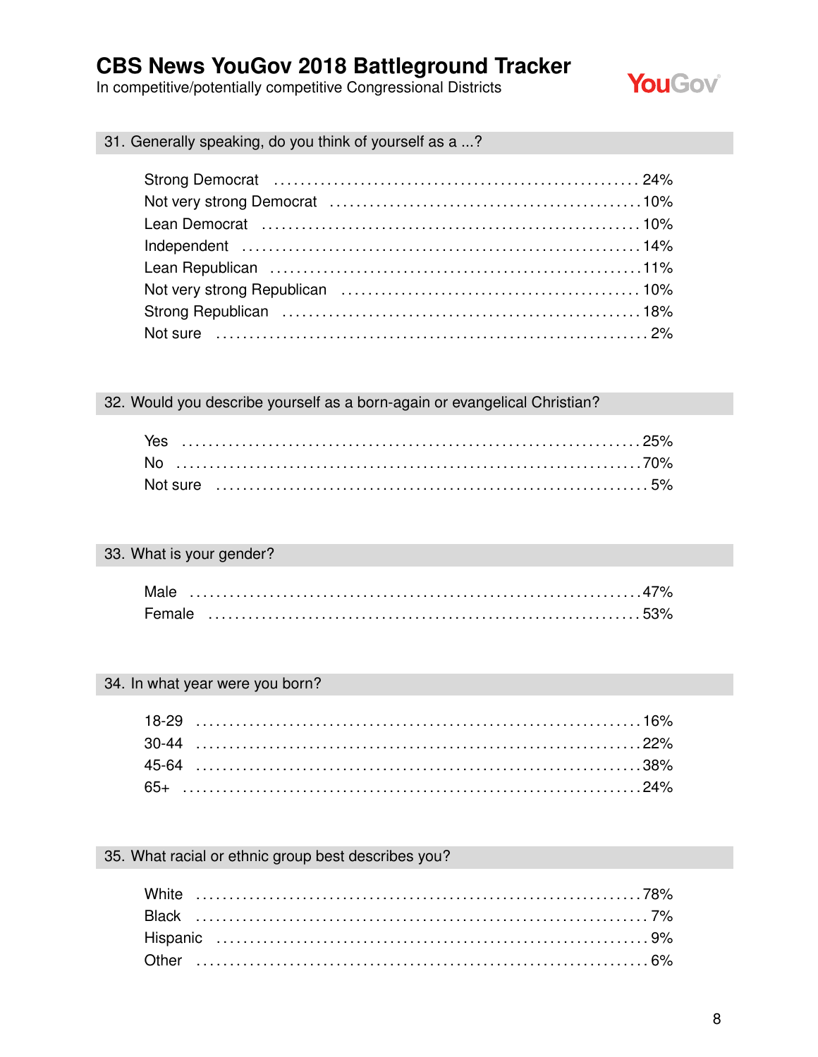# CBS News YouGov 2018 Battleground Tracker

In competitive/potentially competitive Congressional Districts

## 31. Generally speaking, do you think of yourself as a ...?

| Response | % |
|---|---|
| Strong Democrat | 24% |
| Not very strong Democrat | 10% |
| Lean Democrat | 10% |
| Independent | 14% |
| Lean Republican | 11% |
| Not very strong Republican | 10% |
| Strong Republican | 18% |
| Not sure | 2% |

## 32. Would you describe yourself as a born-again or evangelical Christian?

| Response | % |
|---|---|
| Yes | 25% |
| No | 70% |
| Not sure | 5% |

## 33. What is your gender?

| Response | % |
|---|---|
| Male | 47% |
| Female | 53% |

## 34. In what year were you born?

| Response | % |
|---|---|
| 18-29 | 16% |
| 30-44 | 22% |
| 45-64 | 38% |
| 65+ | 24% |

## 35. What racial or ethnic group best describes you?

| Response | % |
|---|---|
| White | 78% |
| Black | 7% |
| Hispanic | 9% |
| Other | 6% |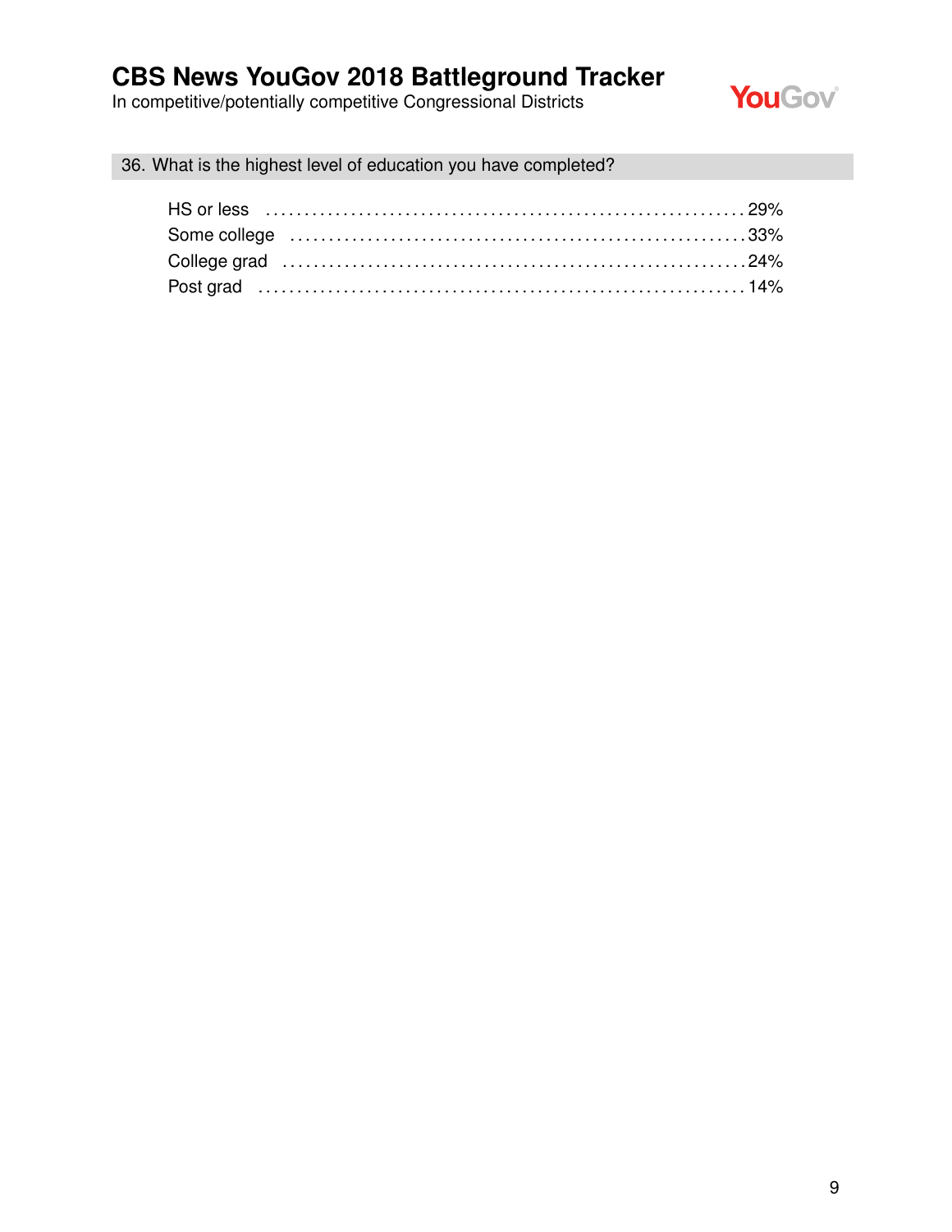## 36. What is the highest level of education you have completed?

| | |
|---|---|
| HS or less | 29% |
| Some college | 33% |
| College grad | 24% |
| Post grad | 14% |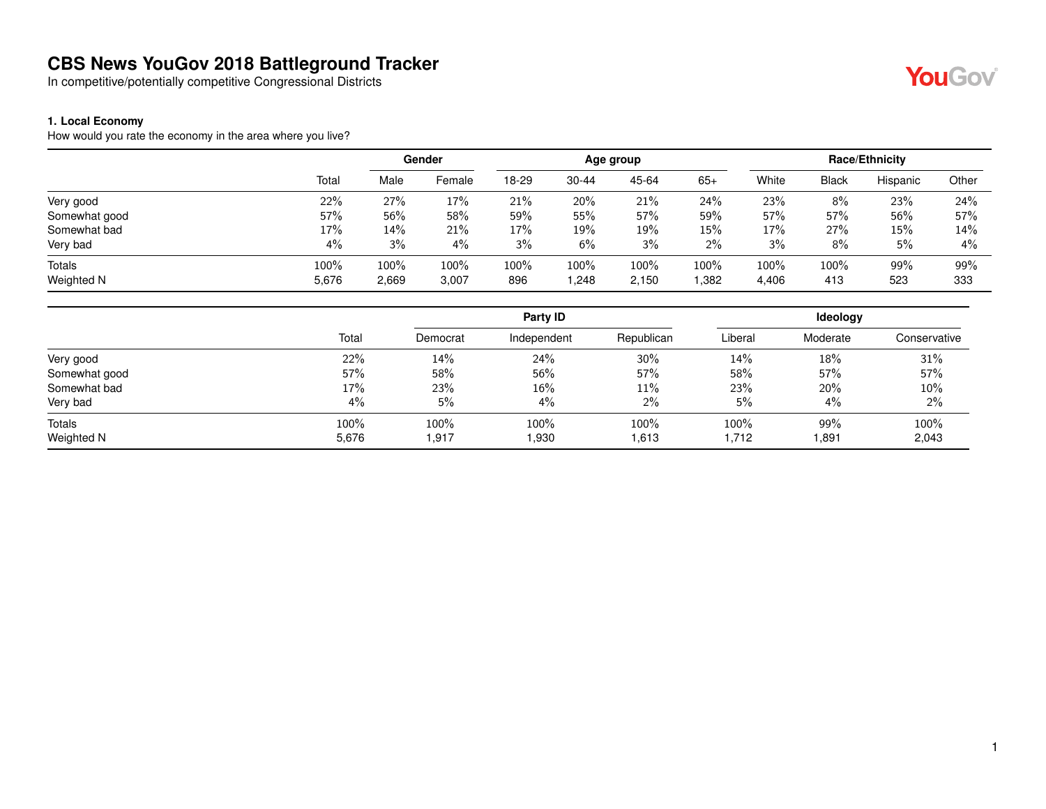# CBS News YouGov 2018 Battleground Tracker

In competitive/potentially competitive Congressional Districts

**1. Local Economy**

How would you rate the economy in the area where you live?

| | Total | Gender | | Age group | | | | Race/Ethnicity | | | |
|---|---|---|---|---|---|---|---|---|---|---|---|
| | | Male | Female | 18-29 | 30-44 | 45-64 | 65+ | White | Black | Hispanic | Other |
| Very good | 22% | 27% | 17% | 21% | 20% | 21% | 24% | 23% | 8% | 23% | 24% |
| Somewhat good | 57% | 56% | 58% | 59% | 55% | 57% | 59% | 57% | 57% | 56% | 57% |
| Somewhat bad | 17% | 14% | 21% | 17% | 19% | 19% | 15% | 17% | 27% | 15% | 14% |
| Very bad | 4% | 3% | 4% | 3% | 6% | 3% | 2% | 3% | 8% | 5% | 4% |
| Totals | 100% | 100% | 100% | 100% | 100% | 100% | 100% | 100% | 100% | 99% | 99% |
| Weighted N | 5,676 | 2,669 | 3,007 | 896 | 1,248 | 2,150 | 1,382 | 4,406 | 413 | 523 | 333 |

| | Total | Party ID | | | Ideology | | |
|---|---|---|---|---|---|---|---|
| | | Democrat | Independent | Republican | Liberal | Moderate | Conservative |
| Very good | 22% | 14% | 24% | 30% | 14% | 18% | 31% |
| Somewhat good | 57% | 58% | 56% | 57% | 58% | 57% | 57% |
| Somewhat bad | 17% | 23% | 16% | 11% | 23% | 20% | 10% |
| Very bad | 4% | 5% | 4% | 2% | 5% | 4% | 2% |
| Totals | 100% | 100% | 100% | 100% | 100% | 99% | 100% |
| Weighted N | 5,676 | 1,917 | 1,930 | 1,613 | 1,712 | 1,891 | 2,043 |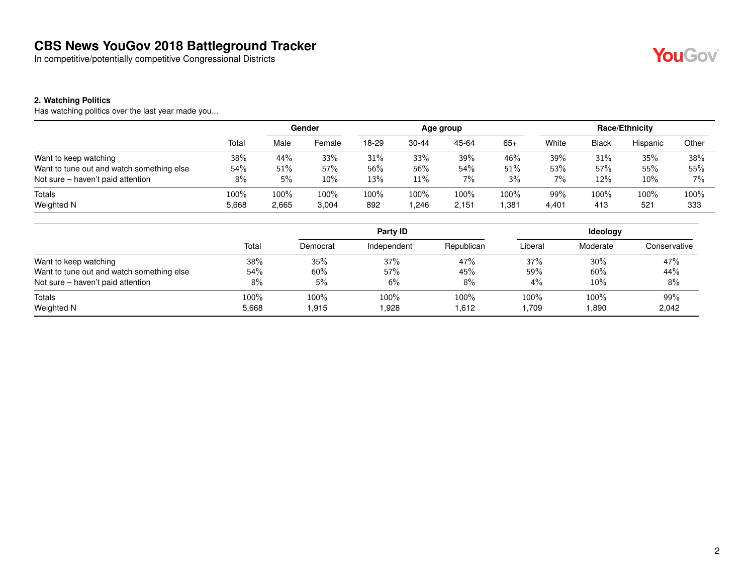# CBS News YouGov 2018 Battleground Tracker

In competitive/potentially competitive Congressional Districts

### 2. Watching Politics

Has watching politics over the last year made you...

| | | Gender | | Age group | | | | Race/Ethnicity | | | |
|---|---|---|---|---|---|---|---|---|---|---|---|
| | Total | Male | Female | 18-29 | 30-44 | 45-64 | 65+ | White | Black | Hispanic | Other |
| Want to keep watching | 38% | 44% | 33% | 31% | 33% | 39% | 46% | 39% | 31% | 35% | 38% |
| Want to tune out and watch something else | 54% | 51% | 57% | 56% | 56% | 54% | 51% | 53% | 57% | 55% | 55% |
| Not sure – haven't paid attention | 8% | 5% | 10% | 13% | 11% | 7% | 3% | 7% | 12% | 10% | 7% |
| Totals | 100% | 100% | 100% | 100% | 100% | 100% | 100% | 99% | 100% | 100% | 100% |
| Weighted N | 5,668 | 2,665 | 3,004 | 892 | 1,246 | 2,151 | 1,381 | 4,401 | 413 | 521 | 333 |

| | | Party ID | | | Ideology | | |
|---|---|---|---|---|---|---|---|
| | Total | Democrat | Independent | Republican | Liberal | Moderate | Conservative |
| Want to keep watching | 38% | 35% | 37% | 47% | 37% | 30% | 47% |
| Want to tune out and watch something else | 54% | 60% | 57% | 45% | 59% | 60% | 44% |
| Not sure – haven't paid attention | 8% | 5% | 6% | 8% | 4% | 10% | 8% |
| Totals | 100% | 100% | 100% | 100% | 100% | 100% | 99% |
| Weighted N | 5,668 | 1,915 | 1,928 | 1,612 | 1,709 | 1,890 | 2,042 |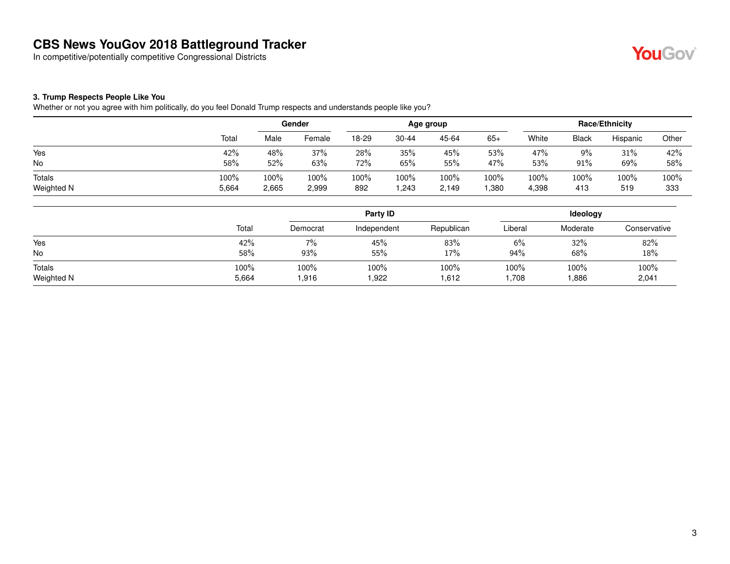# CBS News YouGov 2018 Battleground Tracker

In competitive/potentially competitive Congressional Districts

### 3. Trump Respects People Like You

Whether or not you agree with him politically, do you feel Donald Trump respects and understands people like you?

| | | Gender | | Age group | | | | Race/Ethnicity | | | |
|---|---|---|---|---|---|---|---|---|---|---|---|
| | Total | Male | Female | 18-29 | 30-44 | 45-64 | 65+ | White | Black | Hispanic | Other |
| Yes | 42% | 48% | 37% | 28% | 35% | 45% | 53% | 47% | 9% | 31% | 42% |
| No | 58% | 52% | 63% | 72% | 65% | 55% | 47% | 53% | 91% | 69% | 58% |
| Totals | 100% | 100% | 100% | 100% | 100% | 100% | 100% | 100% | 100% | 100% | 100% |
| Weighted N | 5,664 | 2,665 | 2,999 | 892 | 1,243 | 2,149 | 1,380 | 4,398 | 413 | 519 | 333 |

| | | Party ID | | | Ideology | | |
|---|---|---|---|---|---|---|---|
| | Total | Democrat | Independent | Republican | Liberal | Moderate | Conservative |
| Yes | 42% | 7% | 45% | 83% | 6% | 32% | 82% |
| No | 58% | 93% | 55% | 17% | 94% | 68% | 18% |
| Totals | 100% | 100% | 100% | 100% | 100% | 100% | 100% |
| Weighted N | 5,664 | 1,916 | 1,922 | 1,612 | 1,708 | 1,886 | 2,041 |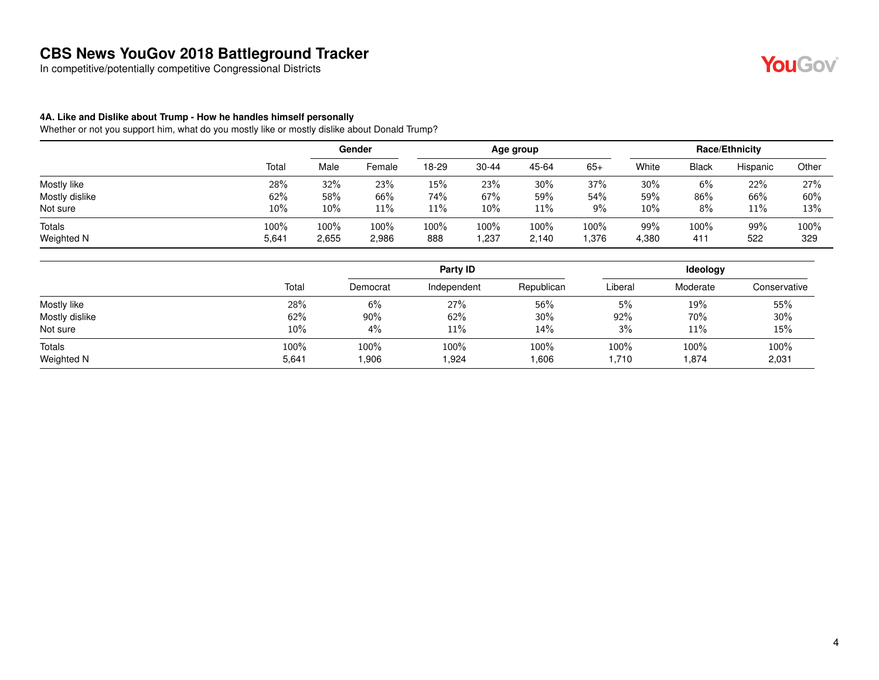# CBS News YouGov 2018 Battleground Tracker

In competitive/potentially competitive Congressional Districts

### 4A. Like and Dislike about Trump - How he handles himself personally

Whether or not you support him, what do you mostly like or mostly dislike about Donald Trump?

| | | Gender | | Age group | | | | Race/Ethnicity | | | |
|---|---|---|---|---|---|---|---|---|---|---|---|
| | Total | Male | Female | 18-29 | 30-44 | 45-64 | 65+ | White | Black | Hispanic | Other |
| Mostly like | 28% | 32% | 23% | 15% | 23% | 30% | 37% | 30% | 6% | 22% | 27% |
| Mostly dislike | 62% | 58% | 66% | 74% | 67% | 59% | 54% | 59% | 86% | 66% | 60% |
| Not sure | 10% | 10% | 11% | 11% | 10% | 11% | 9% | 10% | 8% | 11% | 13% |
| Totals | 100% | 100% | 100% | 100% | 100% | 100% | 100% | 99% | 100% | 99% | 100% |
| Weighted N | 5,641 | 2,655 | 2,986 | 888 | 1,237 | 2,140 | 1,376 | 4,380 | 411 | 522 | 329 |

| | | Party ID | | | Ideology | | |
|---|---|---|---|---|---|---|---|
| | Total | Democrat | Independent | Republican | Liberal | Moderate | Conservative |
| Mostly like | 28% | 6% | 27% | 56% | 5% | 19% | 55% |
| Mostly dislike | 62% | 90% | 62% | 30% | 92% | 70% | 30% |
| Not sure | 10% | 4% | 11% | 14% | 3% | 11% | 15% |
| Totals | 100% | 100% | 100% | 100% | 100% | 100% | 100% |
| Weighted N | 5,641 | 1,906 | 1,924 | 1,606 | 1,710 | 1,874 | 2,031 |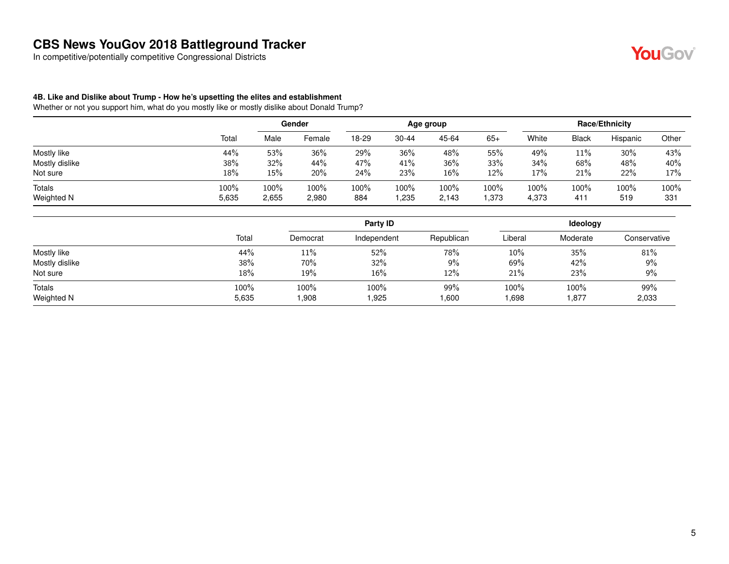# CBS News YouGov 2018 Battleground Tracker

In competitive/potentially competitive Congressional Districts

### 4B. Like and Dislike about Trump - How he's upsetting the elites and establishment

Whether or not you support him, what do you mostly like or mostly dislike about Donald Trump?

| | | Gender | | Age group | | | | Race/Ethnicity | | | |
|---|---|---|---|---|---|---|---|---|---|---|---|
| | Total | Male | Female | 18-29 | 30-44 | 45-64 | 65+ | White | Black | Hispanic | Other |
| Mostly like | 44% | 53% | 36% | 29% | 36% | 48% | 55% | 49% | 11% | 30% | 43% |
| Mostly dislike | 38% | 32% | 44% | 47% | 41% | 36% | 33% | 34% | 68% | 48% | 40% |
| Not sure | 18% | 15% | 20% | 24% | 23% | 16% | 12% | 17% | 21% | 22% | 17% |
| Totals | 100% | 100% | 100% | 100% | 100% | 100% | 100% | 100% | 100% | 100% | 100% |
| Weighted N | 5,635 | 2,655 | 2,980 | 884 | 1,235 | 2,143 | 1,373 | 4,373 | 411 | 519 | 331 |

| | | Party ID | | | Ideology | | |
|---|---|---|---|---|---|---|---|
| | Total | Democrat | Independent | Republican | Liberal | Moderate | Conservative |
| Mostly like | 44% | 11% | 52% | 78% | 10% | 35% | 81% |
| Mostly dislike | 38% | 70% | 32% | 9% | 69% | 42% | 9% |
| Not sure | 18% | 19% | 16% | 12% | 21% | 23% | 9% |
| Totals | 100% | 100% | 100% | 99% | 100% | 100% | 99% |
| Weighted N | 5,635 | 1,908 | 1,925 | 1,600 | 1,698 | 1,877 | 2,033 |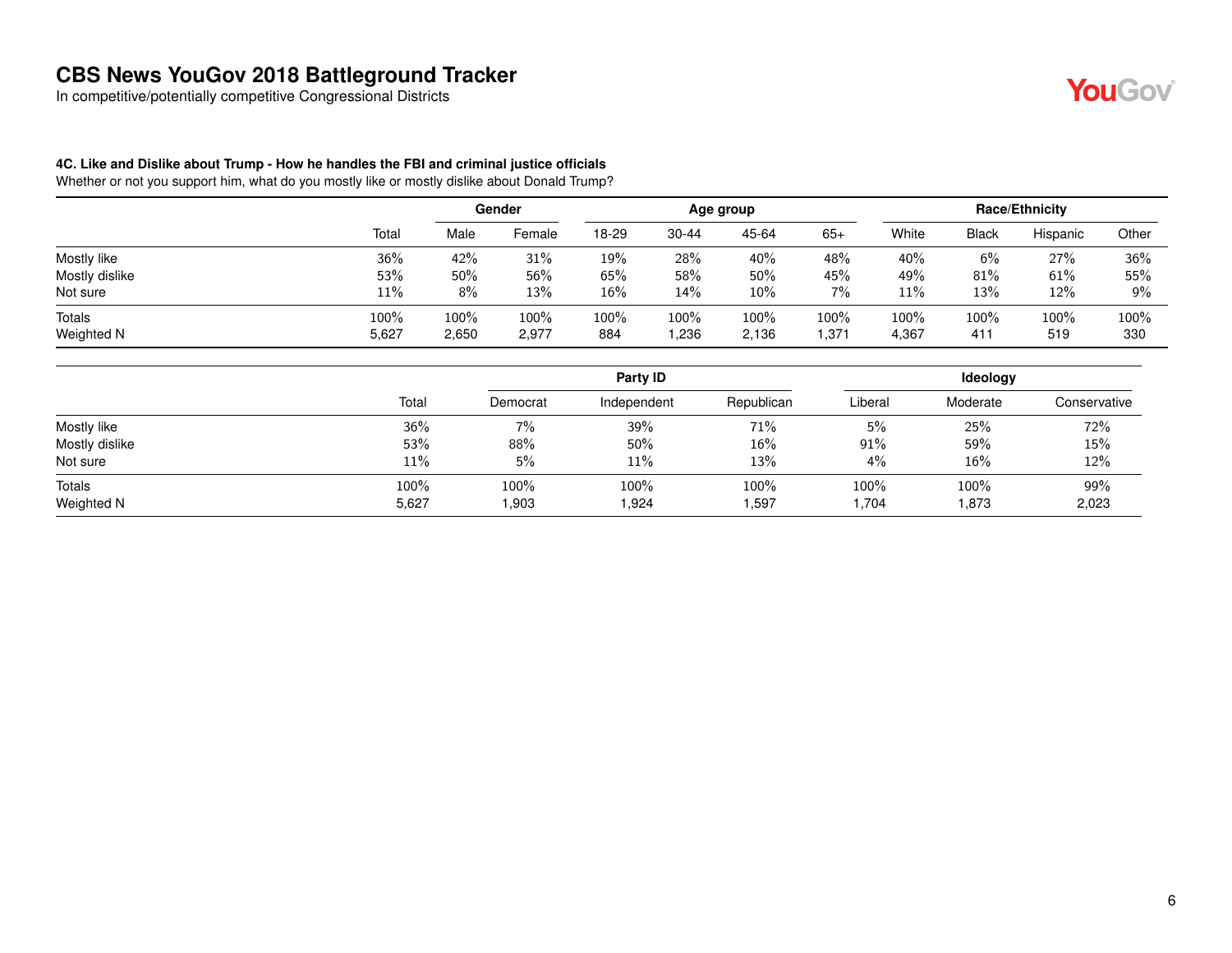# CBS News YouGov 2018 Battleground Tracker

In competitive/potentially competitive Congressional Districts

### 4C. Like and Dislike about Trump - How he handles the FBI and criminal justice officials

Whether or not you support him, what do you mostly like or mostly dislike about Donald Trump?

| | | Gender | | Age group | | | | Race/Ethnicity | | | |
|---|---|---|---|---|---|---|---|---|---|---|---|
| | Total | Male | Female | 18-29 | 30-44 | 45-64 | 65+ | White | Black | Hispanic | Other |
| Mostly like | 36% | 42% | 31% | 19% | 28% | 40% | 48% | 40% | 6% | 27% | 36% |
| Mostly dislike | 53% | 50% | 56% | 65% | 58% | 50% | 45% | 49% | 81% | 61% | 55% |
| Not sure | 11% | 8% | 13% | 16% | 14% | 10% | 7% | 11% | 13% | 12% | 9% |
| Totals | 100% | 100% | 100% | 100% | 100% | 100% | 100% | 100% | 100% | 100% | 100% |
| Weighted N | 5,627 | 2,650 | 2,977 | 884 | 1,236 | 2,136 | 1,371 | 4,367 | 411 | 519 | 330 |

| | | Party ID | | | Ideology | | |
|---|---|---|---|---|---|---|---|
| | Total | Democrat | Independent | Republican | Liberal | Moderate | Conservative |
| Mostly like | 36% | 7% | 39% | 71% | 5% | 25% | 72% |
| Mostly dislike | 53% | 88% | 50% | 16% | 91% | 59% | 15% |
| Not sure | 11% | 5% | 11% | 13% | 4% | 16% | 12% |
| Totals | 100% | 100% | 100% | 100% | 100% | 100% | 99% |
| Weighted N | 5,627 | 1,903 | 1,924 | 1,597 | 1,704 | 1,873 | 2,023 |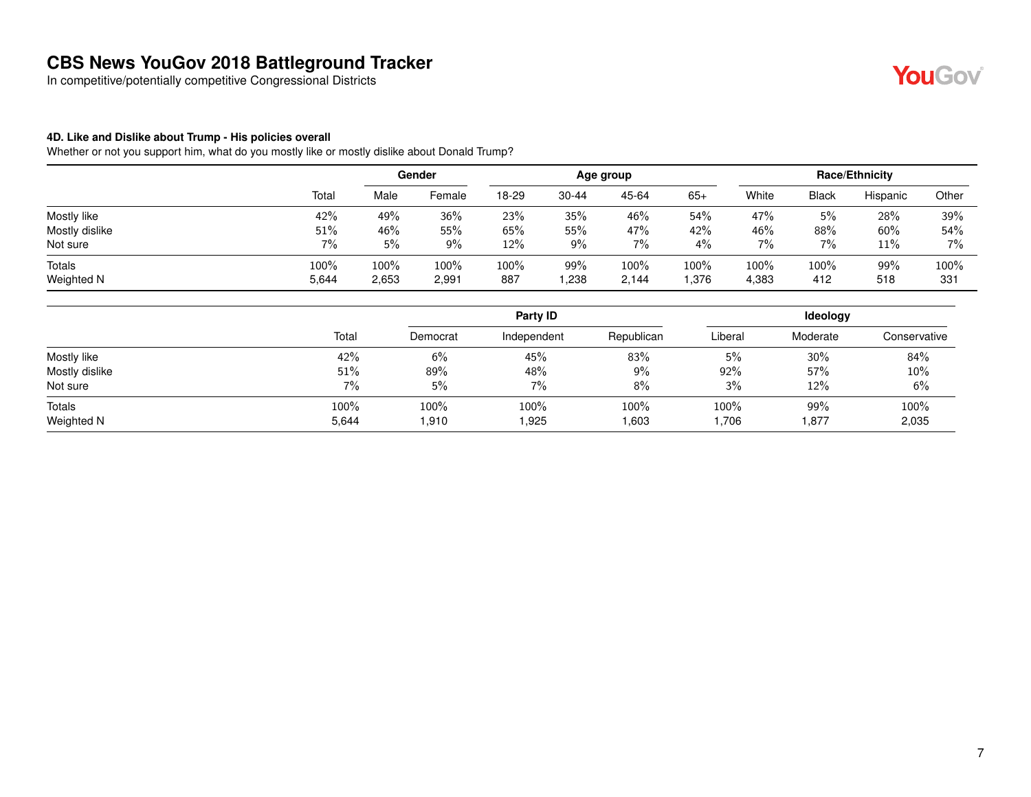# CBS News YouGov 2018 Battleground Tracker

In competitive/potentially competitive Congressional Districts

### 4D. Like and Dislike about Trump - His policies overall

Whether or not you support him, what do you mostly like or mostly dislike about Donald Trump?

| | | Gender | | Age group | | | | Race/Ethnicity | | | |
|---|---|---|---|---|---|---|---|---|---|---|---|
| | Total | Male | Female | 18-29 | 30-44 | 45-64 | 65+ | White | Black | Hispanic | Other |
| Mostly like | 42% | 49% | 36% | 23% | 35% | 46% | 54% | 47% | 5% | 28% | 39% |
| Mostly dislike | 51% | 46% | 55% | 65% | 55% | 47% | 42% | 46% | 88% | 60% | 54% |
| Not sure | 7% | 5% | 9% | 12% | 9% | 7% | 4% | 7% | 7% | 11% | 7% |
| Totals | 100% | 100% | 100% | 100% | 99% | 100% | 100% | 100% | 100% | 99% | 100% |
| Weighted N | 5,644 | 2,653 | 2,991 | 887 | 1,238 | 2,144 | 1,376 | 4,383 | 412 | 518 | 331 |

| | | Party ID | | | Ideology | | |
|---|---|---|---|---|---|---|---|
| | Total | Democrat | Independent | Republican | Liberal | Moderate | Conservative |
| Mostly like | 42% | 6% | 45% | 83% | 5% | 30% | 84% |
| Mostly dislike | 51% | 89% | 48% | 9% | 92% | 57% | 10% |
| Not sure | 7% | 5% | 7% | 8% | 3% | 12% | 6% |
| Totals | 100% | 100% | 100% | 100% | 100% | 99% | 100% |
| Weighted N | 5,644 | 1,910 | 1,925 | 1,603 | 1,706 | 1,877 | 2,035 |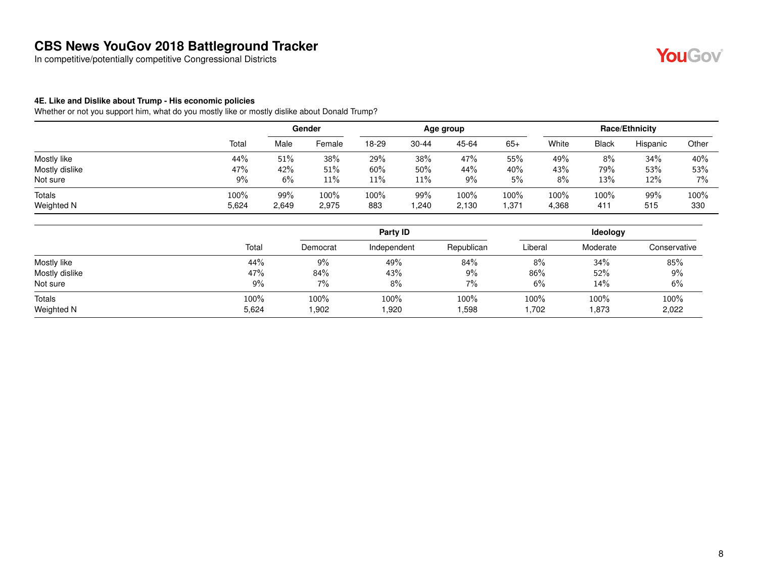# CBS News YouGov 2018 Battleground Tracker

In competitive/potentially competitive Congressional Districts

### 4E. Like and Dislike about Trump - His economic policies

Whether or not you support him, what do you mostly like or mostly dislike about Donald Trump?

| | | Gender | | Age group | | | | Race/Ethnicity | | | |
|---|---|---|---|---|---|---|---|---|---|---|---|
| | Total | Male | Female | 18-29 | 30-44 | 45-64 | 65+ | White | Black | Hispanic | Other |
| Mostly like | 44% | 51% | 38% | 29% | 38% | 47% | 55% | 49% | 8% | 34% | 40% |
| Mostly dislike | 47% | 42% | 51% | 60% | 50% | 44% | 40% | 43% | 79% | 53% | 53% |
| Not sure | 9% | 6% | 11% | 11% | 11% | 9% | 5% | 8% | 13% | 12% | 7% |
| Totals | 100% | 99% | 100% | 100% | 99% | 100% | 100% | 100% | 100% | 99% | 100% |
| Weighted N | 5,624 | 2,649 | 2,975 | 883 | 1,240 | 2,130 | 1,371 | 4,368 | 411 | 515 | 330 |

| | | Party ID | | | Ideology | | |
|---|---|---|---|---|---|---|---|
| | Total | Democrat | Independent | Republican | Liberal | Moderate | Conservative |
| Mostly like | 44% | 9% | 49% | 84% | 8% | 34% | 85% |
| Mostly dislike | 47% | 84% | 43% | 9% | 86% | 52% | 9% |
| Not sure | 9% | 7% | 8% | 7% | 6% | 14% | 6% |
| Totals | 100% | 100% | 100% | 100% | 100% | 100% | 100% |
| Weighted N | 5,624 | 1,902 | 1,920 | 1,598 | 1,702 | 1,873 | 2,022 |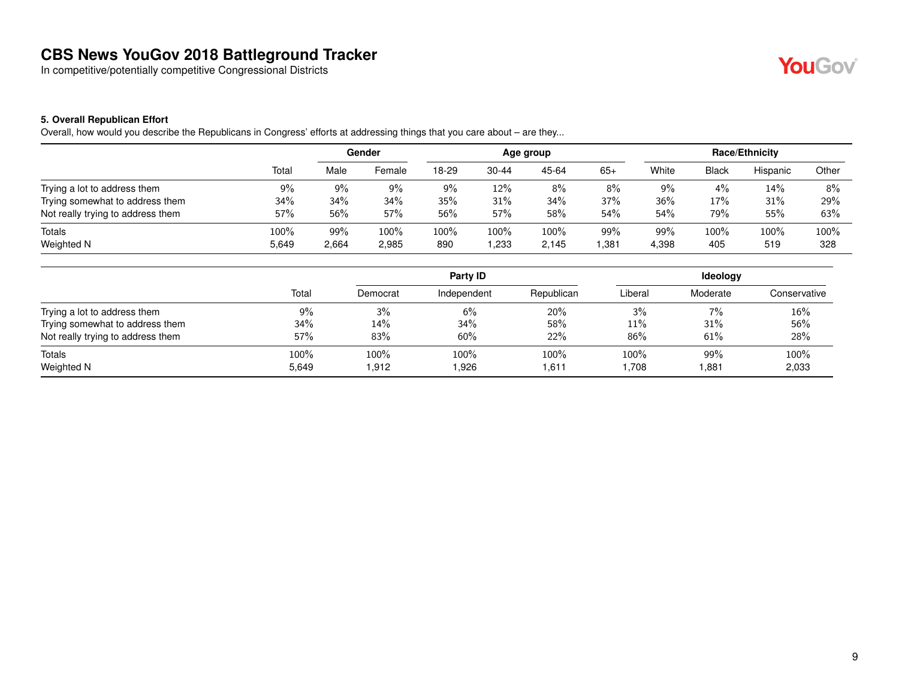# CBS News YouGov 2018 Battleground Tracker

In competitive/potentially competitive Congressional Districts

**5. Overall Republican Effort**

Overall, how would you describe the Republicans in Congress' efforts at addressing things that you care about – are they...

| | | Gender | | Age group | | | | Race/Ethnicity | | | |
|---|---|---|---|---|---|---|---|---|---|---|---|
| | Total | Male | Female | 18-29 | 30-44 | 45-64 | 65+ | White | Black | Hispanic | Other |
| Trying a lot to address them | 9% | 9% | 9% | 9% | 12% | 8% | 8% | 9% | 4% | 14% | 8% |
| Trying somewhat to address them | 34% | 34% | 34% | 35% | 31% | 34% | 37% | 36% | 17% | 31% | 29% |
| Not really trying to address them | 57% | 56% | 57% | 56% | 57% | 58% | 54% | 54% | 79% | 55% | 63% |
| Totals | 100% | 99% | 100% | 100% | 100% | 100% | 99% | 99% | 100% | 100% | 100% |
| Weighted N | 5,649 | 2,664 | 2,985 | 890 | 1,233 | 2,145 | 1,381 | 4,398 | 405 | 519 | 328 |

| | | Party ID | | | Ideology | | |
|---|---|---|---|---|---|---|---|
| | Total | Democrat | Independent | Republican | Liberal | Moderate | Conservative |
| Trying a lot to address them | 9% | 3% | 6% | 20% | 3% | 7% | 16% |
| Trying somewhat to address them | 34% | 14% | 34% | 58% | 11% | 31% | 56% |
| Not really trying to address them | 57% | 83% | 60% | 22% | 86% | 61% | 28% |
| Totals | 100% | 100% | 100% | 100% | 100% | 99% | 100% |
| Weighted N | 5,649 | 1,912 | 1,926 | 1,611 | 1,708 | 1,881 | 2,033 |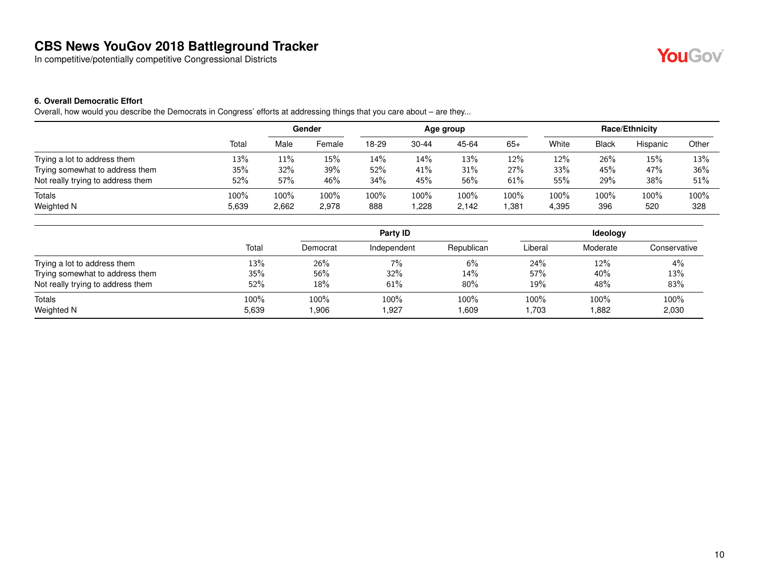# CBS News YouGov 2018 Battleground Tracker

In competitive/potentially competitive Congressional Districts

### 6. Overall Democratic Effort

Overall, how would you describe the Democrats in Congress' efforts at addressing things that you care about – are they...

| | Total | Gender | | Age group | | | | Race/Ethnicity | | | |
|---|---|---|---|---|---|---|---|---|---|---|---|
| | | Male | Female | 18-29 | 30-44 | 45-64 | 65+ | White | Black | Hispanic | Other |
| Trying a lot to address them | 13% | 11% | 15% | 14% | 14% | 13% | 12% | 12% | 26% | 15% | 13% |
| Trying somewhat to address them | 35% | 32% | 39% | 52% | 41% | 31% | 27% | 33% | 45% | 47% | 36% |
| Not really trying to address them | 52% | 57% | 46% | 34% | 45% | 56% | 61% | 55% | 29% | 38% | 51% |
| Totals | 100% | 100% | 100% | 100% | 100% | 100% | 100% | 100% | 100% | 100% | 100% |
| Weighted N | 5,639 | 2,662 | 2,978 | 888 | 1,228 | 2,142 | 1,381 | 4,395 | 396 | 520 | 328 |

| | Total | Party ID | | | Ideology | | |
|---|---|---|---|---|---|---|---|
| | | Democrat | Independent | Republican | Liberal | Moderate | Conservative |
| Trying a lot to address them | 13% | 26% | 7% | 6% | 24% | 12% | 4% |
| Trying somewhat to address them | 35% | 56% | 32% | 14% | 57% | 40% | 13% |
| Not really trying to address them | 52% | 18% | 61% | 80% | 19% | 48% | 83% |
| Totals | 100% | 100% | 100% | 100% | 100% | 100% | 100% |
| Weighted N | 5,639 | 1,906 | 1,927 | 1,609 | 1,703 | 1,882 | 2,030 |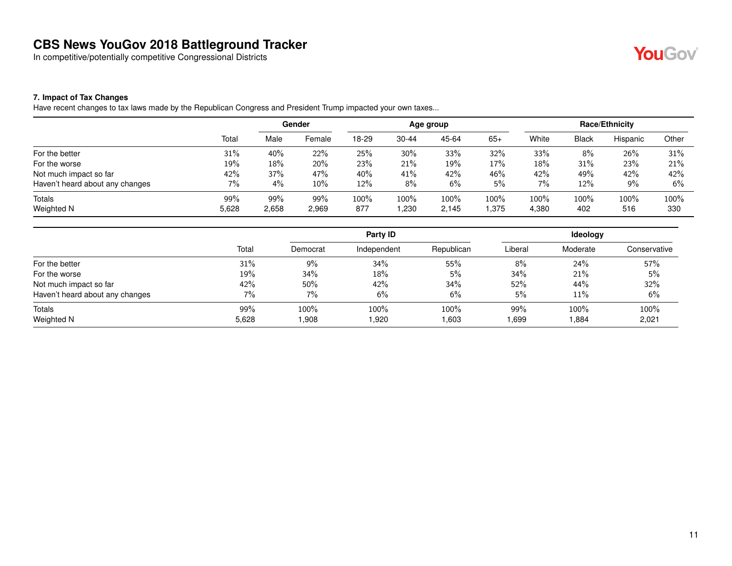# CBS News YouGov 2018 Battleground Tracker

In competitive/potentially competitive Congressional Districts

### 7. Impact of Tax Changes

Have recent changes to tax laws made by the Republican Congress and President Trump impacted your own taxes...

| | | Gender | | Age group | | | | Race/Ethnicity | | | |
|---|---|---|---|---|---|---|---|---|---|---|---|
| | Total | Male | Female | 18-29 | 30-44 | 45-64 | 65+ | White | Black | Hispanic | Other |
| For the better | 31% | 40% | 22% | 25% | 30% | 33% | 32% | 33% | 8% | 26% | 31% |
| For the worse | 19% | 18% | 20% | 23% | 21% | 19% | 17% | 18% | 31% | 23% | 21% |
| Not much impact so far | 42% | 37% | 47% | 40% | 41% | 42% | 46% | 42% | 49% | 42% | 42% |
| Haven't heard about any changes | 7% | 4% | 10% | 12% | 8% | 6% | 5% | 7% | 12% | 9% | 6% |
| Totals | 99% | 99% | 99% | 100% | 100% | 100% | 100% | 100% | 100% | 100% | 100% |
| Weighted N | 5,628 | 2,658 | 2,969 | 877 | 1,230 | 2,145 | 1,375 | 4,380 | 402 | 516 | 330 |

| | | Party ID | | | Ideology | | |
|---|---|---|---|---|---|---|---|
| | Total | Democrat | Independent | Republican | Liberal | Moderate | Conservative |
| For the better | 31% | 9% | 34% | 55% | 8% | 24% | 57% |
| For the worse | 19% | 34% | 18% | 5% | 34% | 21% | 5% |
| Not much impact so far | 42% | 50% | 42% | 34% | 52% | 44% | 32% |
| Haven't heard about any changes | 7% | 7% | 6% | 6% | 5% | 11% | 6% |
| Totals | 99% | 100% | 100% | 100% | 99% | 100% | 100% |
| Weighted N | 5,628 | 1,908 | 1,920 | 1,603 | 1,699 | 1,884 | 2,021 |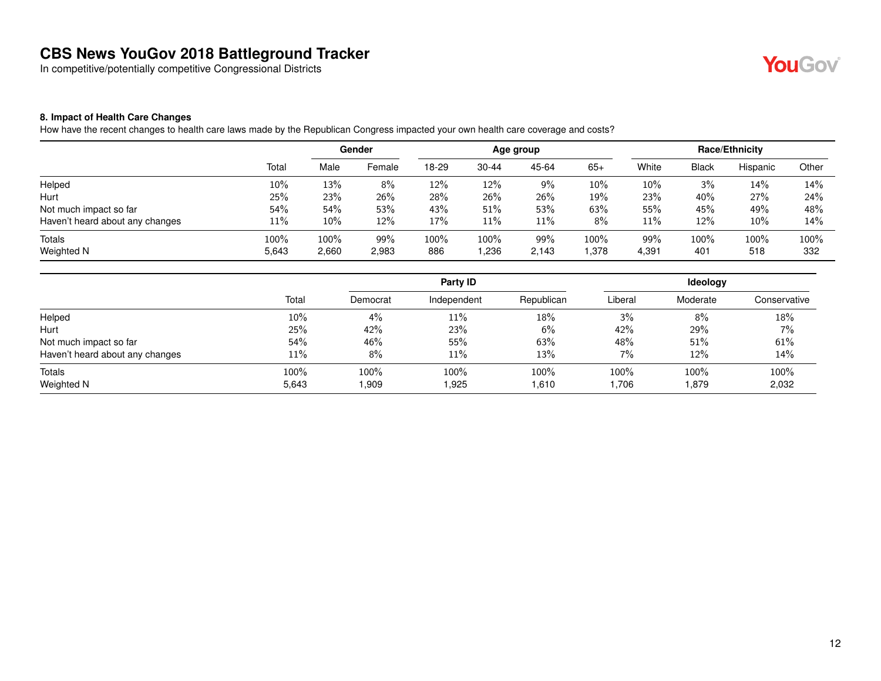# CBS News YouGov 2018 Battleground Tracker

In competitive/potentially competitive Congressional Districts

### 8. Impact of Health Care Changes

How have the recent changes to health care laws made by the Republican Congress impacted your own health care coverage and costs?

| | | Gender | | Age group | | | | Race/Ethnicity | | | |
|---|---|---|---|---|---|---|---|---|---|---|---|
| | Total | Male | Female | 18-29 | 30-44 | 45-64 | 65+ | White | Black | Hispanic | Other |
| Helped | 10% | 13% | 8% | 12% | 12% | 9% | 10% | 10% | 3% | 14% | 14% |
| Hurt | 25% | 23% | 26% | 28% | 26% | 26% | 19% | 23% | 40% | 27% | 24% |
| Not much impact so far | 54% | 54% | 53% | 43% | 51% | 53% | 63% | 55% | 45% | 49% | 48% |
| Haven't heard about any changes | 11% | 10% | 12% | 17% | 11% | 11% | 8% | 11% | 12% | 10% | 14% |
| Totals | 100% | 100% | 99% | 100% | 100% | 99% | 100% | 99% | 100% | 100% | 100% |
| Weighted N | 5,643 | 2,660 | 2,983 | 886 | 1,236 | 2,143 | 1,378 | 4,391 | 401 | 518 | 332 |

| | | Party ID | | | Ideology | | |
|---|---|---|---|---|---|---|---|
| | Total | Democrat | Independent | Republican | Liberal | Moderate | Conservative |
| Helped | 10% | 4% | 11% | 18% | 3% | 8% | 18% |
| Hurt | 25% | 42% | 23% | 6% | 42% | 29% | 7% |
| Not much impact so far | 54% | 46% | 55% | 63% | 48% | 51% | 61% |
| Haven't heard about any changes | 11% | 8% | 11% | 13% | 7% | 12% | 14% |
| Totals | 100% | 100% | 100% | 100% | 100% | 100% | 100% |
| Weighted N | 5,643 | 1,909 | 1,925 | 1,610 | 1,706 | 1,879 | 2,032 |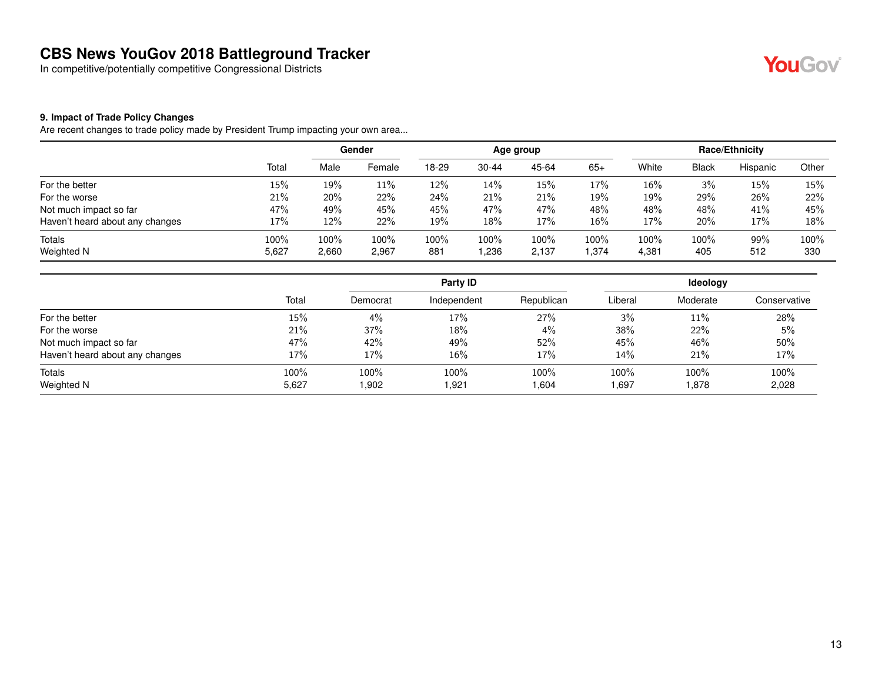# CBS News YouGov 2018 Battleground Tracker

In competitive/potentially competitive Congressional Districts

### 9. Impact of Trade Policy Changes

Are recent changes to trade policy made by President Trump impacting your own area...

| | | Gender | | Age group | | | | Race/Ethnicity | | | |
|---|---|---|---|---|---|---|---|---|---|---|---|
| | Total | Male | Female | 18-29 | 30-44 | 45-64 | 65+ | White | Black | Hispanic | Other |
| For the better | 15% | 19% | 11% | 12% | 14% | 15% | 17% | 16% | 3% | 15% | 15% |
| For the worse | 21% | 20% | 22% | 24% | 21% | 21% | 19% | 19% | 29% | 26% | 22% |
| Not much impact so far | 47% | 49% | 45% | 45% | 47% | 47% | 48% | 48% | 48% | 41% | 45% |
| Haven't heard about any changes | 17% | 12% | 22% | 19% | 18% | 17% | 16% | 17% | 20% | 17% | 18% |
| Totals | 100% | 100% | 100% | 100% | 100% | 100% | 100% | 100% | 100% | 99% | 100% |
| Weighted N | 5,627 | 2,660 | 2,967 | 881 | 1,236 | 2,137 | 1,374 | 4,381 | 405 | 512 | 330 |

| | | Party ID | | | Ideology | | |
|---|---|---|---|---|---|---|---|
| | Total | Democrat | Independent | Republican | Liberal | Moderate | Conservative |
| For the better | 15% | 4% | 17% | 27% | 3% | 11% | 28% |
| For the worse | 21% | 37% | 18% | 4% | 38% | 22% | 5% |
| Not much impact so far | 47% | 42% | 49% | 52% | 45% | 46% | 50% |
| Haven't heard about any changes | 17% | 17% | 16% | 17% | 14% | 21% | 17% |
| Totals | 100% | 100% | 100% | 100% | 100% | 100% | 100% |
| Weighted N | 5,627 | 1,902 | 1,921 | 1,604 | 1,697 | 1,878 | 2,028 |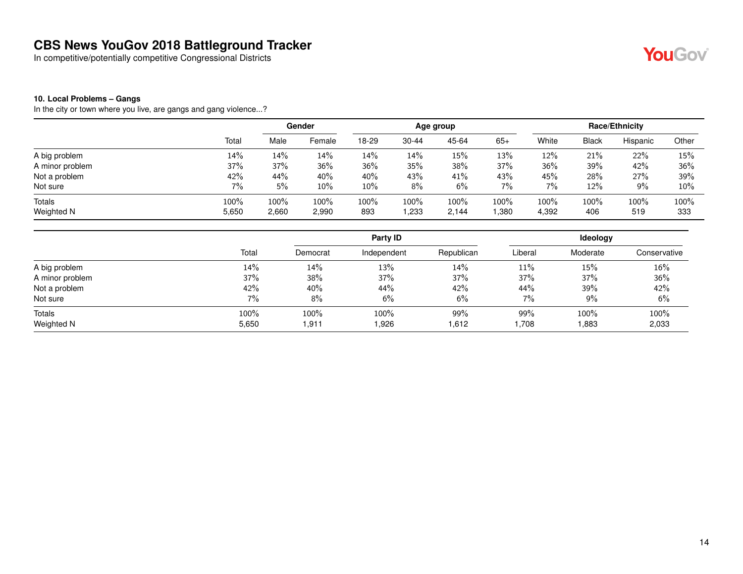# CBS News YouGov 2018 Battleground Tracker

In competitive/potentially competitive Congressional Districts

**10. Local Problems – Gangs**

In the city or town where you live, are gangs and gang violence...?

| | | Gender | | Age group | | | | Race/Ethnicity | | | |
|---|---|---|---|---|---|---|---|---|---|---|---|
| | Total | Male | Female | 18-29 | 30-44 | 45-64 | 65+ | White | Black | Hispanic | Other |
| A big problem | 14% | 14% | 14% | 14% | 14% | 15% | 13% | 12% | 21% | 22% | 15% |
| A minor problem | 37% | 37% | 36% | 36% | 35% | 38% | 37% | 36% | 39% | 42% | 36% |
| Not a problem | 42% | 44% | 40% | 40% | 43% | 41% | 43% | 45% | 28% | 27% | 39% |
| Not sure | 7% | 5% | 10% | 10% | 8% | 6% | 7% | 7% | 12% | 9% | 10% |
| Totals | 100% | 100% | 100% | 100% | 100% | 100% | 100% | 100% | 100% | 100% | 100% |
| Weighted N | 5,650 | 2,660 | 2,990 | 893 | 1,233 | 2,144 | 1,380 | 4,392 | 406 | 519 | 333 |

| | | Party ID | | | Ideology | | |
|---|---|---|---|---|---|---|---|
| | Total | Democrat | Independent | Republican | Liberal | Moderate | Conservative |
| A big problem | 14% | 14% | 13% | 14% | 11% | 15% | 16% |
| A minor problem | 37% | 38% | 37% | 37% | 37% | 37% | 36% |
| Not a problem | 42% | 40% | 44% | 42% | 44% | 39% | 42% |
| Not sure | 7% | 8% | 6% | 6% | 7% | 9% | 6% |
| Totals | 100% | 100% | 100% | 99% | 99% | 100% | 100% |
| Weighted N | 5,650 | 1,911 | 1,926 | 1,612 | 1,708 | 1,883 | 2,033 |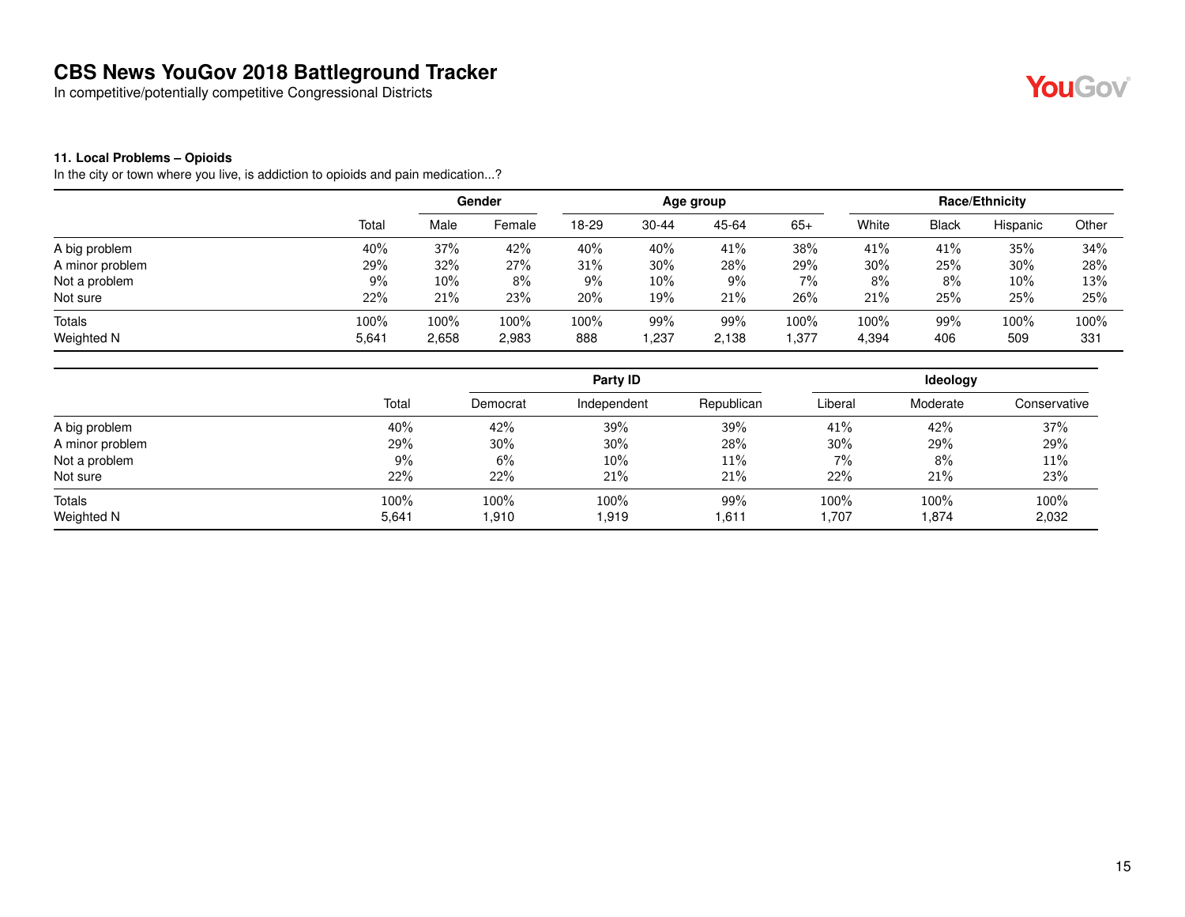# CBS News YouGov 2018 Battleground Tracker

In competitive/potentially competitive Congressional Districts

### 11. Local Problems – Opioids

In the city or town where you live, is addiction to opioids and pain medication...?

| | Total | Gender | | Age group | | | | Race/Ethnicity | | | |
|---|---|---|---|---|---|---|---|---|---|---|---|
| | | Male | Female | 18-29 | 30-44 | 45-64 | 65+ | White | Black | Hispanic | Other |
| A big problem | 40% | 37% | 42% | 40% | 40% | 41% | 38% | 41% | 41% | 35% | 34% |
| A minor problem | 29% | 32% | 27% | 31% | 30% | 28% | 29% | 30% | 25% | 30% | 28% |
| Not a problem | 9% | 10% | 8% | 9% | 10% | 9% | 7% | 8% | 8% | 10% | 13% |
| Not sure | 22% | 21% | 23% | 20% | 19% | 21% | 26% | 21% | 25% | 25% | 25% |
| Totals | 100% | 100% | 100% | 100% | 99% | 99% | 100% | 100% | 99% | 100% | 100% |
| Weighted N | 5,641 | 2,658 | 2,983 | 888 | 1,237 | 2,138 | 1,377 | 4,394 | 406 | 509 | 331 |

| | Total | Party ID | | | Ideology | | |
|---|---|---|---|---|---|---|---|
| | | Democrat | Independent | Republican | Liberal | Moderate | Conservative |
| A big problem | 40% | 42% | 39% | 39% | 41% | 42% | 37% |
| A minor problem | 29% | 30% | 30% | 28% | 30% | 29% | 29% |
| Not a problem | 9% | 6% | 10% | 11% | 7% | 8% | 11% |
| Not sure | 22% | 22% | 21% | 21% | 22% | 21% | 23% |
| Totals | 100% | 100% | 100% | 99% | 100% | 100% | 100% |
| Weighted N | 5,641 | 1,910 | 1,919 | 1,611 | 1,707 | 1,874 | 2,032 |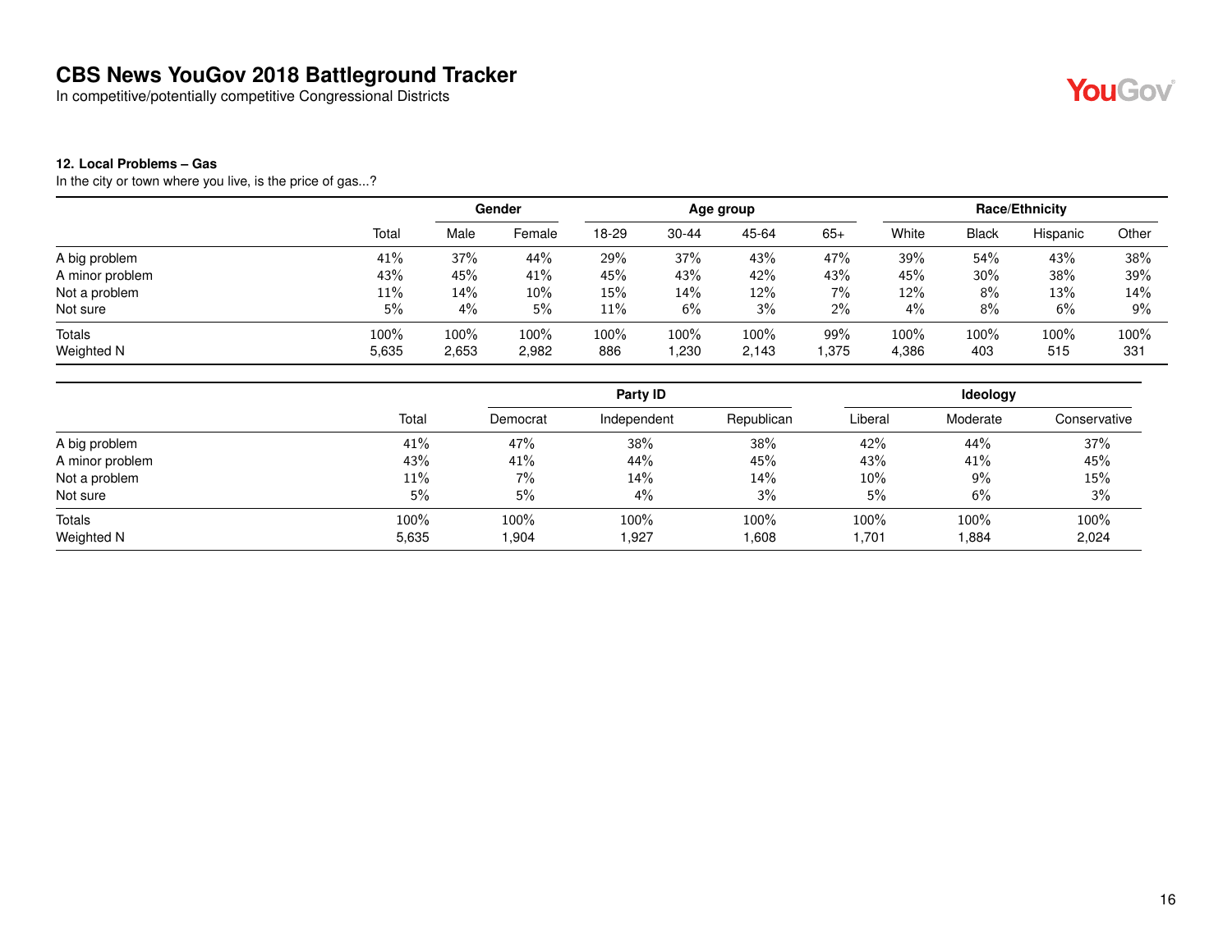# CBS News YouGov 2018 Battleground Tracker

In competitive/potentially competitive Congressional Districts

**12. Local Problems – Gas**

In the city or town where you live, is the price of gas...?

| | Total | Gender | | Age group | | | | Race/Ethnicity | | | |
|---|---|---|---|---|---|---|---|---|---|---|---|
| | | Male | Female | 18-29 | 30-44 | 45-64 | 65+ | White | Black | Hispanic | Other |
| A big problem | 41% | 37% | 44% | 29% | 37% | 43% | 47% | 39% | 54% | 43% | 38% |
| A minor problem | 43% | 45% | 41% | 45% | 43% | 42% | 43% | 45% | 30% | 38% | 39% |
| Not a problem | 11% | 14% | 10% | 15% | 14% | 12% | 7% | 12% | 8% | 13% | 14% |
| Not sure | 5% | 4% | 5% | 11% | 6% | 3% | 2% | 4% | 8% | 6% | 9% |
| Totals | 100% | 100% | 100% | 100% | 100% | 100% | 99% | 100% | 100% | 100% | 100% |
| Weighted N | 5,635 | 2,653 | 2,982 | 886 | 1,230 | 2,143 | 1,375 | 4,386 | 403 | 515 | 331 |

| | Total | Party ID | | | Ideology | | |
|---|---|---|---|---|---|---|---|
| | | Democrat | Independent | Republican | Liberal | Moderate | Conservative |
| A big problem | 41% | 47% | 38% | 38% | 42% | 44% | 37% |
| A minor problem | 43% | 41% | 44% | 45% | 43% | 41% | 45% |
| Not a problem | 11% | 7% | 14% | 14% | 10% | 9% | 15% |
| Not sure | 5% | 5% | 4% | 3% | 5% | 6% | 3% |
| Totals | 100% | 100% | 100% | 100% | 100% | 100% | 100% |
| Weighted N | 5,635 | 1,904 | 1,927 | 1,608 | 1,701 | 1,884 | 2,024 |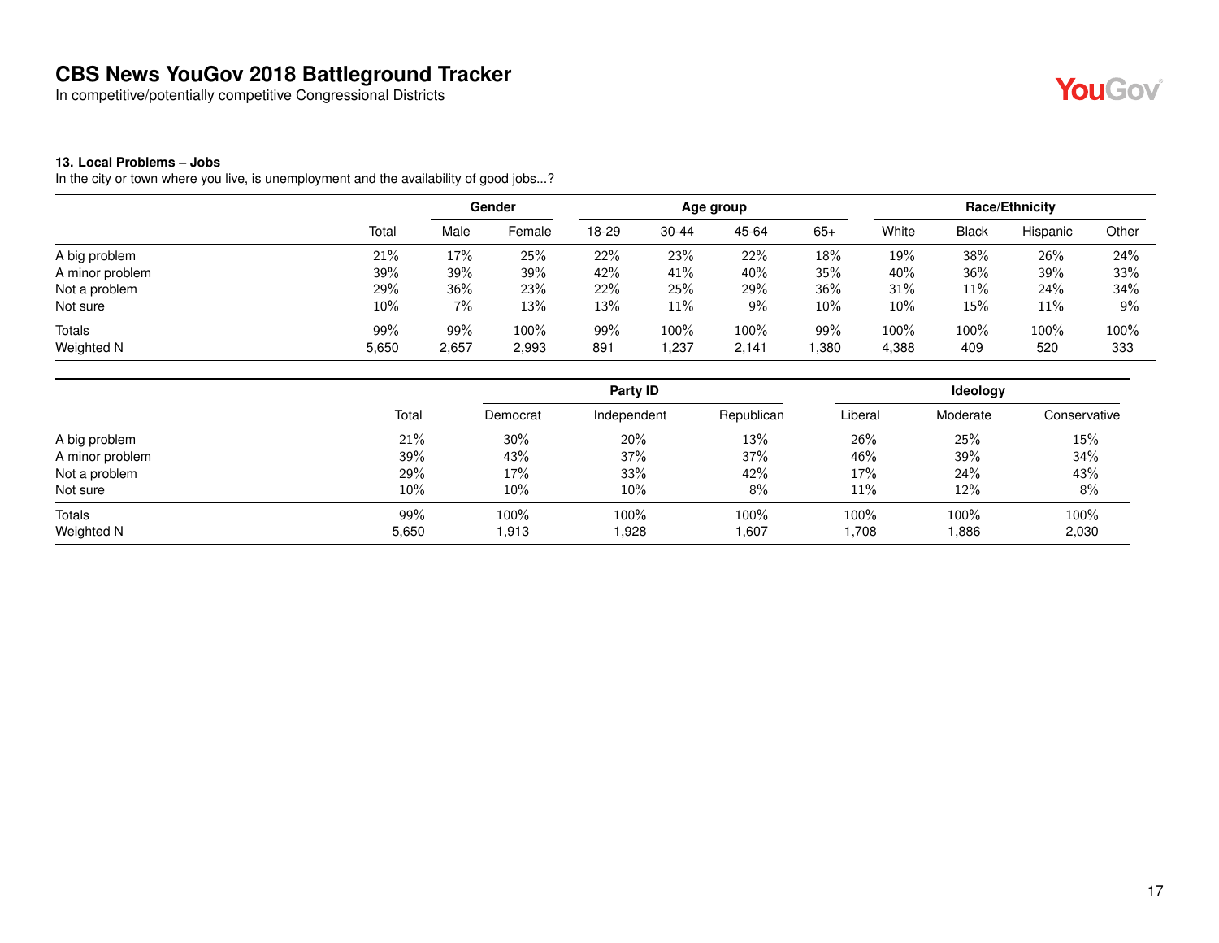# CBS News YouGov 2018 Battleground Tracker

In competitive/potentially competitive Congressional Districts

**13. Local Problems – Jobs**

In the city or town where you live, is unemployment and the availability of good jobs...?

| | Total | Gender | | Age group | | | | Race/Ethnicity | | | |
|---|---|---|---|---|---|---|---|---|---|---|---|
| | | Male | Female | 18-29 | 30-44 | 45-64 | 65+ | White | Black | Hispanic | Other |
| A big problem | 21% | 17% | 25% | 22% | 23% | 22% | 18% | 19% | 38% | 26% | 24% |
| A minor problem | 39% | 39% | 39% | 42% | 41% | 40% | 35% | 40% | 36% | 39% | 33% |
| Not a problem | 29% | 36% | 23% | 22% | 25% | 29% | 36% | 31% | 11% | 24% | 34% |
| Not sure | 10% | 7% | 13% | 13% | 11% | 9% | 10% | 10% | 15% | 11% | 9% |
| Totals | 99% | 99% | 100% | 99% | 100% | 100% | 99% | 100% | 100% | 100% | 100% |
| Weighted N | 5,650 | 2,657 | 2,993 | 891 | 1,237 | 2,141 | 1,380 | 4,388 | 409 | 520 | 333 |

| | Total | Party ID | | | Ideology | | |
|---|---|---|---|---|---|---|---|
| | | Democrat | Independent | Republican | Liberal | Moderate | Conservative |
| A big problem | 21% | 30% | 20% | 13% | 26% | 25% | 15% |
| A minor problem | 39% | 43% | 37% | 37% | 46% | 39% | 34% |
| Not a problem | 29% | 17% | 33% | 42% | 17% | 24% | 43% |
| Not sure | 10% | 10% | 10% | 8% | 11% | 12% | 8% |
| Totals | 99% | 100% | 100% | 100% | 100% | 100% | 100% |
| Weighted N | 5,650 | 1,913 | 1,928 | 1,607 | 1,708 | 1,886 | 2,030 |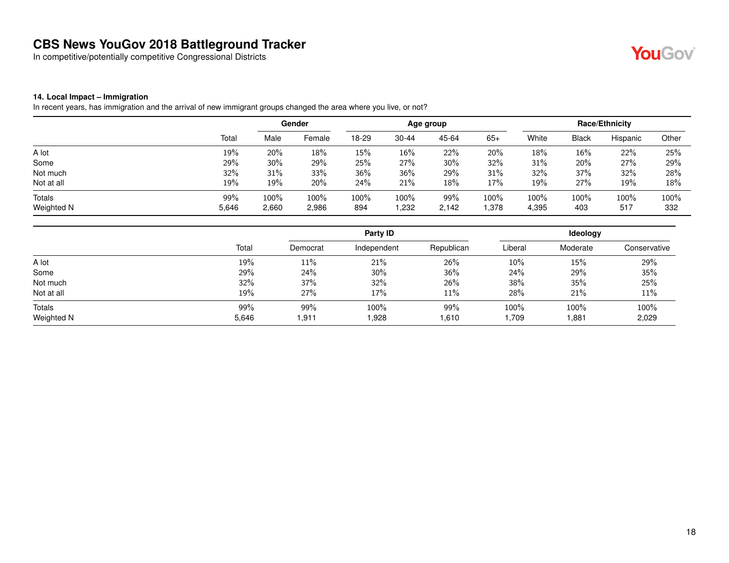# CBS News YouGov 2018 Battleground Tracker

In competitive/potentially competitive Congressional Districts

**14. Local Impact – Immigration**

In recent years, has immigration and the arrival of new immigrant groups changed the area where you live, or not?

| | | Gender | | Age group | | | | Race/Ethnicity | | | |
|---|---|---|---|---|---|---|---|---|---|---|---|
| | Total | Male | Female | 18-29 | 30-44 | 45-64 | 65+ | White | Black | Hispanic | Other |
| A lot | 19% | 20% | 18% | 15% | 16% | 22% | 20% | 18% | 16% | 22% | 25% |
| Some | 29% | 30% | 29% | 25% | 27% | 30% | 32% | 31% | 20% | 27% | 29% |
| Not much | 32% | 31% | 33% | 36% | 36% | 29% | 31% | 32% | 37% | 32% | 28% |
| Not at all | 19% | 19% | 20% | 24% | 21% | 18% | 17% | 19% | 27% | 19% | 18% |
| Totals | 99% | 100% | 100% | 100% | 100% | 99% | 100% | 100% | 100% | 100% | 100% |
| Weighted N | 5,646 | 2,660 | 2,986 | 894 | 1,232 | 2,142 | 1,378 | 4,395 | 403 | 517 | 332 |

| | | Party ID | | | Ideology | | |
|---|---|---|---|---|---|---|---|
| | Total | Democrat | Independent | Republican | Liberal | Moderate | Conservative |
| A lot | 19% | 11% | 21% | 26% | 10% | 15% | 29% |
| Some | 29% | 24% | 30% | 36% | 24% | 29% | 35% |
| Not much | 32% | 37% | 32% | 26% | 38% | 35% | 25% |
| Not at all | 19% | 27% | 17% | 11% | 28% | 21% | 11% |
| Totals | 99% | 99% | 100% | 99% | 100% | 100% | 100% |
| Weighted N | 5,646 | 1,911 | 1,928 | 1,610 | 1,709 | 1,881 | 2,029 |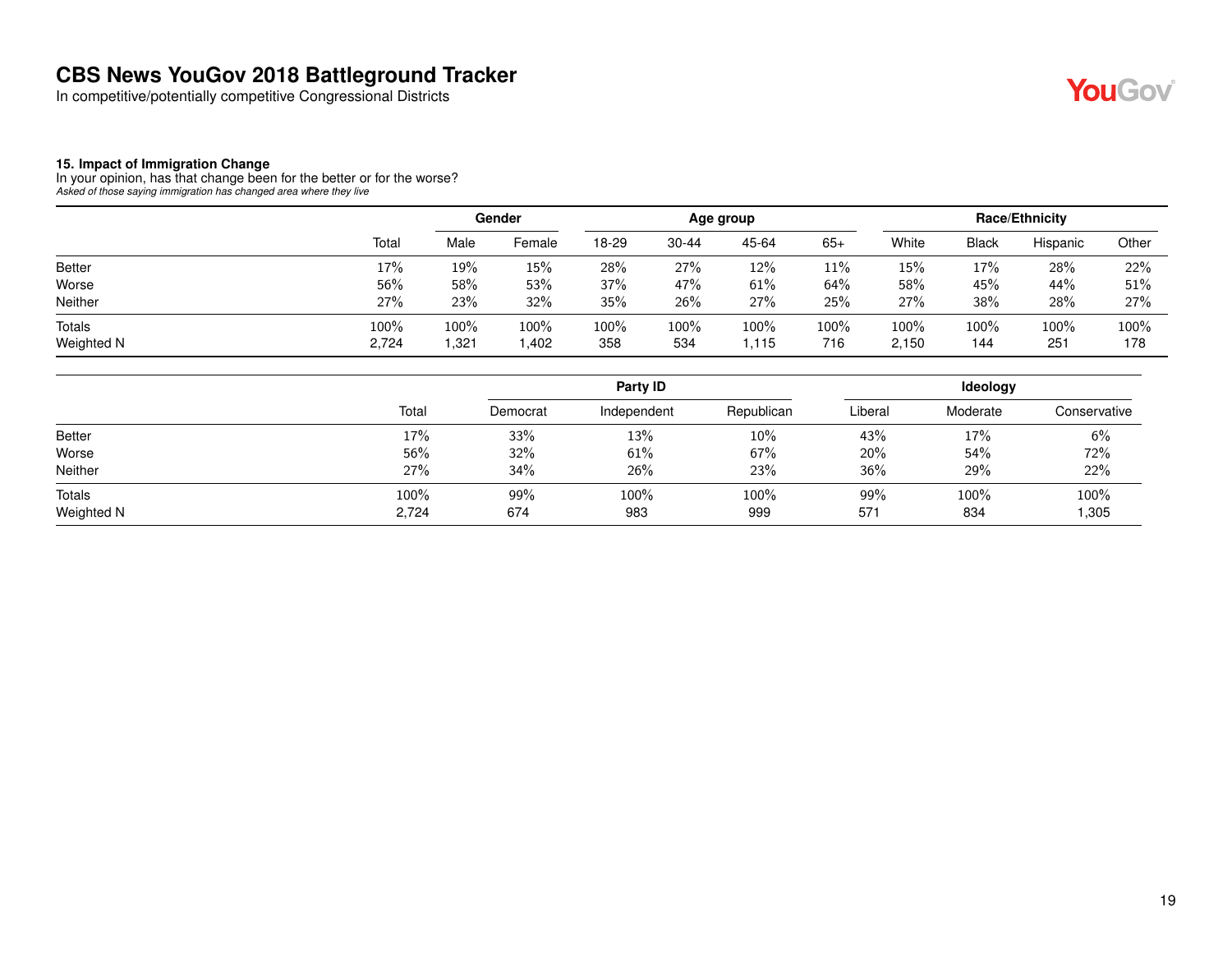# CBS News YouGov 2018 Battleground Tracker

In competitive/potentially competitive Congressional Districts

### 15. Impact of Immigration Change

In your opinion, has that change been for the better or for the worse?

*Asked of those saying immigration has changed area where they live*

| | | Gender | | Age group | | | | Race/Ethnicity | | | |
|---|---|---|---|---|---|---|---|---|---|---|---|
| | Total | Male | Female | 18-29 | 30-44 | 45-64 | 65+ | White | Black | Hispanic | Other |
| Better | 17% | 19% | 15% | 28% | 27% | 12% | 11% | 15% | 17% | 28% | 22% |
| Worse | 56% | 58% | 53% | 37% | 47% | 61% | 64% | 58% | 45% | 44% | 51% |
| Neither | 27% | 23% | 32% | 35% | 26% | 27% | 25% | 27% | 38% | 28% | 27% |
| Totals | 100% | 100% | 100% | 100% | 100% | 100% | 100% | 100% | 100% | 100% | 100% |
| Weighted N | 2,724 | 1,321 | 1,402 | 358 | 534 | 1,115 | 716 | 2,150 | 144 | 251 | 178 |

| | | Party ID | | | Ideology | | |
|---|---|---|---|---|---|---|---|
| | Total | Democrat | Independent | Republican | Liberal | Moderate | Conservative |
| Better | 17% | 33% | 13% | 10% | 43% | 17% | 6% |
| Worse | 56% | 32% | 61% | 67% | 20% | 54% | 72% |
| Neither | 27% | 34% | 26% | 23% | 36% | 29% | 22% |
| Totals | 100% | 99% | 100% | 100% | 99% | 100% | 100% |
| Weighted N | 2,724 | 674 | 983 | 999 | 571 | 834 | 1,305 |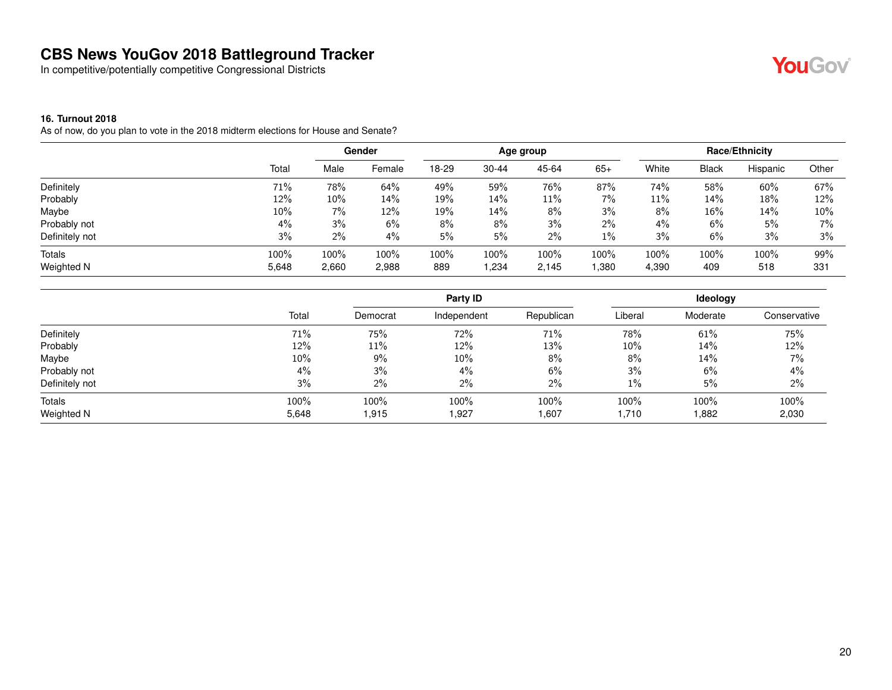# CBS News YouGov 2018 Battleground Tracker

In competitive/potentially competitive Congressional Districts

### 16. Turnout 2018

As of now, do you plan to vote in the 2018 midterm elections for House and Senate?

| | | Gender | | Age group | | | | Race/Ethnicity | | | |
|---|---|---|---|---|---|---|---|---|---|---|---|
| | Total | Male | Female | 18-29 | 30-44 | 45-64 | 65+ | White | Black | Hispanic | Other |
| Definitely | 71% | 78% | 64% | 49% | 59% | 76% | 87% | 74% | 58% | 60% | 67% |
| Probably | 12% | 10% | 14% | 19% | 14% | 11% | 7% | 11% | 14% | 18% | 12% |
| Maybe | 10% | 7% | 12% | 19% | 14% | 8% | 3% | 8% | 16% | 14% | 10% |
| Probably not | 4% | 3% | 6% | 8% | 8% | 3% | 2% | 4% | 6% | 5% | 7% |
| Definitely not | 3% | 2% | 4% | 5% | 5% | 2% | 1% | 3% | 6% | 3% | 3% |
| Totals | 100% | 100% | 100% | 100% | 100% | 100% | 100% | 100% | 100% | 100% | 99% |
| Weighted N | 5,648 | 2,660 | 2,988 | 889 | 1,234 | 2,145 | 1,380 | 4,390 | 409 | 518 | 331 |

| | | Party ID | | | Ideology | | |
|---|---|---|---|---|---|---|---|
| | Total | Democrat | Independent | Republican | Liberal | Moderate | Conservative |
| Definitely | 71% | 75% | 72% | 71% | 78% | 61% | 75% |
| Probably | 12% | 11% | 12% | 13% | 10% | 14% | 12% |
| Maybe | 10% | 9% | 10% | 8% | 8% | 14% | 7% |
| Probably not | 4% | 3% | 4% | 6% | 3% | 6% | 4% |
| Definitely not | 3% | 2% | 2% | 2% | 1% | 5% | 2% |
| Totals | 100% | 100% | 100% | 100% | 100% | 100% | 100% |
| Weighted N | 5,648 | 1,915 | 1,927 | 1,607 | 1,710 | 1,882 | 2,030 |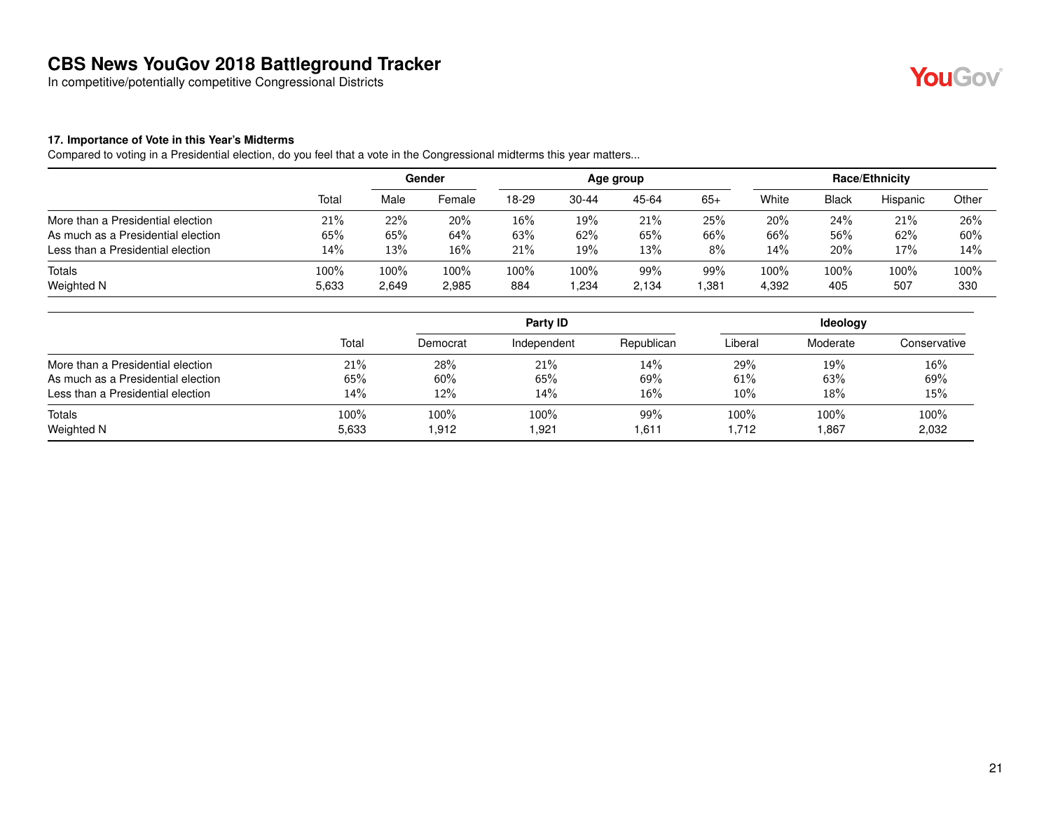# CBS News YouGov 2018 Battleground Tracker

In competitive/potentially competitive Congressional Districts

**17. Importance of Vote in this Year's Midterms**

Compared to voting in a Presidential election, do you feel that a vote in the Congressional midterms this year matters...

| | | Gender | | Age group | | | | Race/Ethnicity | | | |
|---|---|---|---|---|---|---|---|---|---|---|---|
| | Total | Male | Female | 18-29 | 30-44 | 45-64 | 65+ | White | Black | Hispanic | Other |
| More than a Presidential election | 21% | 22% | 20% | 16% | 19% | 21% | 25% | 20% | 24% | 21% | 26% |
| As much as a Presidential election | 65% | 65% | 64% | 63% | 62% | 65% | 66% | 66% | 56% | 62% | 60% |
| Less than a Presidential election | 14% | 13% | 16% | 21% | 19% | 13% | 8% | 14% | 20% | 17% | 14% |
| Totals | 100% | 100% | 100% | 100% | 100% | 99% | 99% | 100% | 100% | 100% | 100% |
| Weighted N | 5,633 | 2,649 | 2,985 | 884 | 1,234 | 2,134 | 1,381 | 4,392 | 405 | 507 | 330 |

| | | Party ID | | | Ideology | | |
|---|---|---|---|---|---|---|---|
| | Total | Democrat | Independent | Republican | Liberal | Moderate | Conservative |
| More than a Presidential election | 21% | 28% | 21% | 14% | 29% | 19% | 16% |
| As much as a Presidential election | 65% | 60% | 65% | 69% | 61% | 63% | 69% |
| Less than a Presidential election | 14% | 12% | 14% | 16% | 10% | 18% | 15% |
| Totals | 100% | 100% | 100% | 99% | 100% | 100% | 100% |
| Weighted N | 5,633 | 1,912 | 1,921 | 1,611 | 1,712 | 1,867 | 2,032 |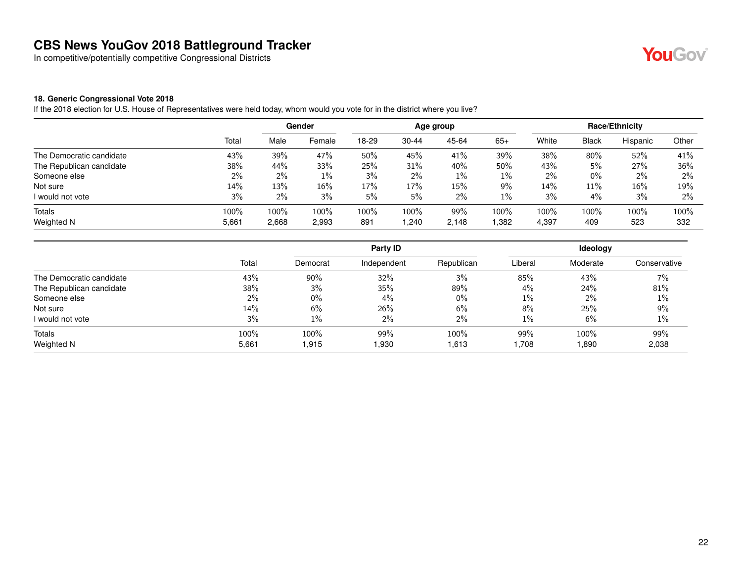# CBS News YouGov 2018 Battleground Tracker

In competitive/potentially competitive Congressional Districts

### 18. Generic Congressional Vote 2018

If the 2018 election for U.S. House of Representatives were held today, whom would you vote for in the district where you live?

| | | Gender | | Age group | | | | Race/Ethnicity | | | |
|---|---|---|---|---|---|---|---|---|---|---|---|
| | Total | Male | Female | 18-29 | 30-44 | 45-64 | 65+ | White | Black | Hispanic | Other |
| The Democratic candidate | 43% | 39% | 47% | 50% | 45% | 41% | 39% | 38% | 80% | 52% | 41% |
| The Republican candidate | 38% | 44% | 33% | 25% | 31% | 40% | 50% | 43% | 5% | 27% | 36% |
| Someone else | 2% | 2% | 1% | 3% | 2% | 1% | 1% | 2% | 0% | 2% | 2% |
| Not sure | 14% | 13% | 16% | 17% | 17% | 15% | 9% | 14% | 11% | 16% | 19% |
| I would not vote | 3% | 2% | 3% | 5% | 5% | 2% | 1% | 3% | 4% | 3% | 2% |
| Totals | 100% | 100% | 100% | 100% | 100% | 99% | 100% | 100% | 100% | 100% | 100% |
| Weighted N | 5,661 | 2,668 | 2,993 | 891 | 1,240 | 2,148 | 1,382 | 4,397 | 409 | 523 | 332 |

| | | Party ID | | | Ideology | | |
|---|---|---|---|---|---|---|---|
| | Total | Democrat | Independent | Republican | Liberal | Moderate | Conservative |
| The Democratic candidate | 43% | 90% | 32% | 3% | 85% | 43% | 7% |
| The Republican candidate | 38% | 3% | 35% | 89% | 4% | 24% | 81% |
| Someone else | 2% | 0% | 4% | 0% | 1% | 2% | 1% |
| Not sure | 14% | 6% | 26% | 6% | 8% | 25% | 9% |
| I would not vote | 3% | 1% | 2% | 2% | 1% | 6% | 1% |
| Totals | 100% | 100% | 99% | 100% | 99% | 100% | 99% |
| Weighted N | 5,661 | 1,915 | 1,930 | 1,613 | 1,708 | 1,890 | 2,038 |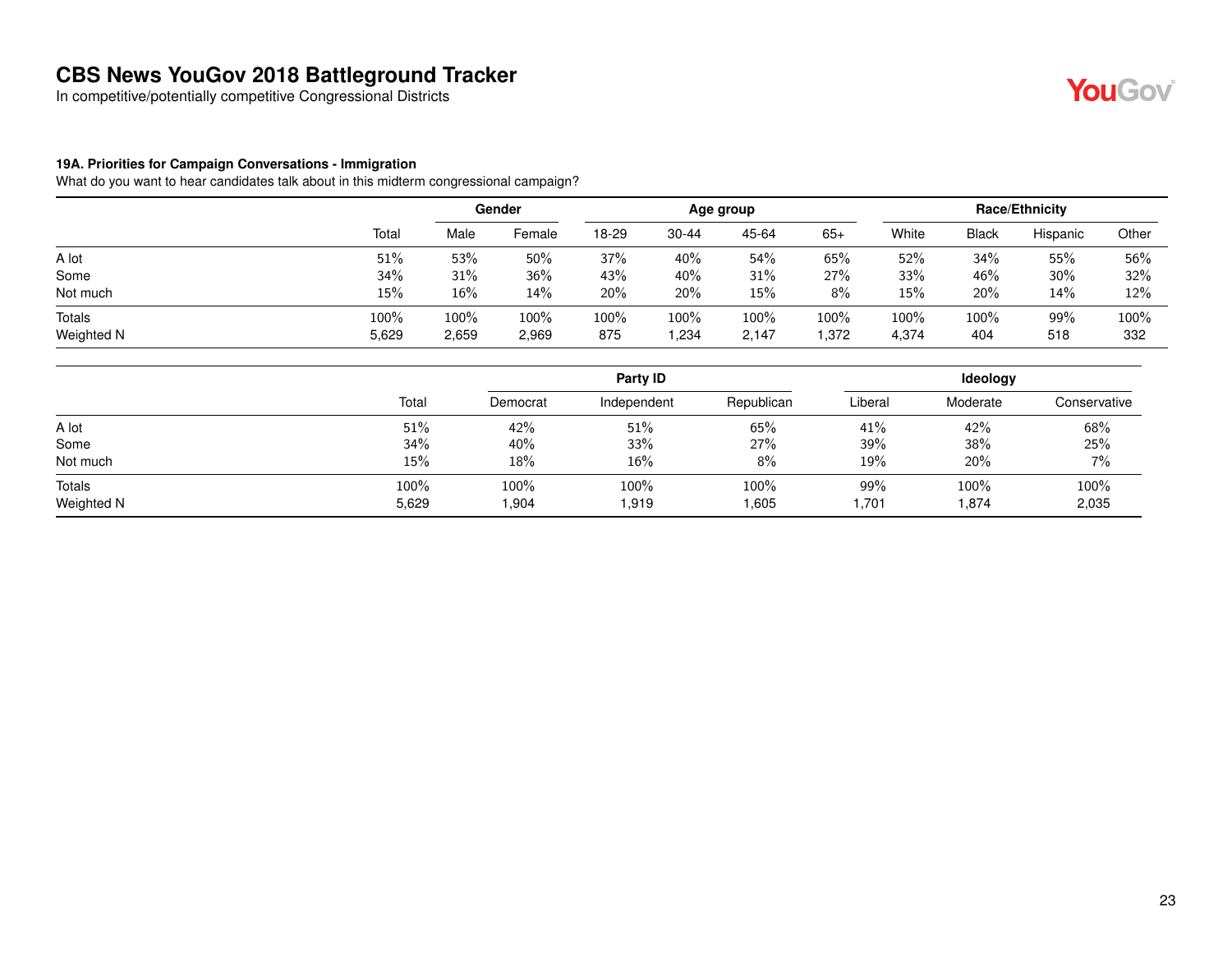# CBS News YouGov 2018 Battleground Tracker

In competitive/potentially competitive Congressional Districts

**19A. Priorities for Campaign Conversations - Immigration**

What do you want to hear candidates talk about in this midterm congressional campaign?

| | | Gender | | Age group | | | | Race/Ethnicity | | | |
|---|---|---|---|---|---|---|---|---|---|---|---|
| | Total | Male | Female | 18-29 | 30-44 | 45-64 | 65+ | White | Black | Hispanic | Other |
| A lot | 51% | 53% | 50% | 37% | 40% | 54% | 65% | 52% | 34% | 55% | 56% |
| Some | 34% | 31% | 36% | 43% | 40% | 31% | 27% | 33% | 46% | 30% | 32% |
| Not much | 15% | 16% | 14% | 20% | 20% | 15% | 8% | 15% | 20% | 14% | 12% |
| Totals | 100% | 100% | 100% | 100% | 100% | 100% | 100% | 100% | 100% | 99% | 100% |
| Weighted N | 5,629 | 2,659 | 2,969 | 875 | 1,234 | 2,147 | 1,372 | 4,374 | 404 | 518 | 332 |

| | | Party ID | | | Ideology | | |
|---|---|---|---|---|---|---|---|
| | Total | Democrat | Independent | Republican | Liberal | Moderate | Conservative |
| A lot | 51% | 42% | 51% | 65% | 41% | 42% | 68% |
| Some | 34% | 40% | 33% | 27% | 39% | 38% | 25% |
| Not much | 15% | 18% | 16% | 8% | 19% | 20% | 7% |
| Totals | 100% | 100% | 100% | 100% | 99% | 100% | 100% |
| Weighted N | 5,629 | 1,904 | 1,919 | 1,605 | 1,701 | 1,874 | 2,035 |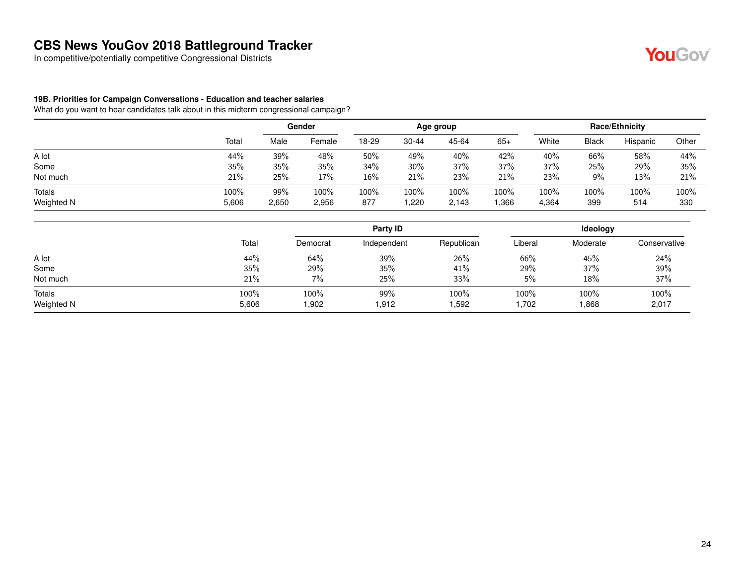# CBS News YouGov 2018 Battleground Tracker

In competitive/potentially competitive Congressional Districts

**19B. Priorities for Campaign Conversations - Education and teacher salaries**

What do you want to hear candidates talk about in this midterm congressional campaign?

| | | Gender | | Age group | | | | Race/Ethnicity | | | |
|---|---|---|---|---|---|---|---|---|---|---|---|
| | Total | Male | Female | 18-29 | 30-44 | 45-64 | 65+ | White | Black | Hispanic | Other |
| A lot | 44% | 39% | 48% | 50% | 49% | 40% | 42% | 40% | 66% | 58% | 44% |
| Some | 35% | 35% | 35% | 34% | 30% | 37% | 37% | 37% | 25% | 29% | 35% |
| Not much | 21% | 25% | 17% | 16% | 21% | 23% | 21% | 23% | 9% | 13% | 21% |
| Totals | 100% | 99% | 100% | 100% | 100% | 100% | 100% | 100% | 100% | 100% | 100% |
| Weighted N | 5,606 | 2,650 | 2,956 | 877 | 1,220 | 2,143 | 1,366 | 4,364 | 399 | 514 | 330 |

| | | Party ID | | | Ideology | | |
|---|---|---|---|---|---|---|---|
| | Total | Democrat | Independent | Republican | Liberal | Moderate | Conservative |
| A lot | 44% | 64% | 39% | 26% | 66% | 45% | 24% |
| Some | 35% | 29% | 35% | 41% | 29% | 37% | 39% |
| Not much | 21% | 7% | 25% | 33% | 5% | 18% | 37% |
| Totals | 100% | 100% | 99% | 100% | 100% | 100% | 100% |
| Weighted N | 5,606 | 1,902 | 1,912 | 1,592 | 1,702 | 1,868 | 2,017 |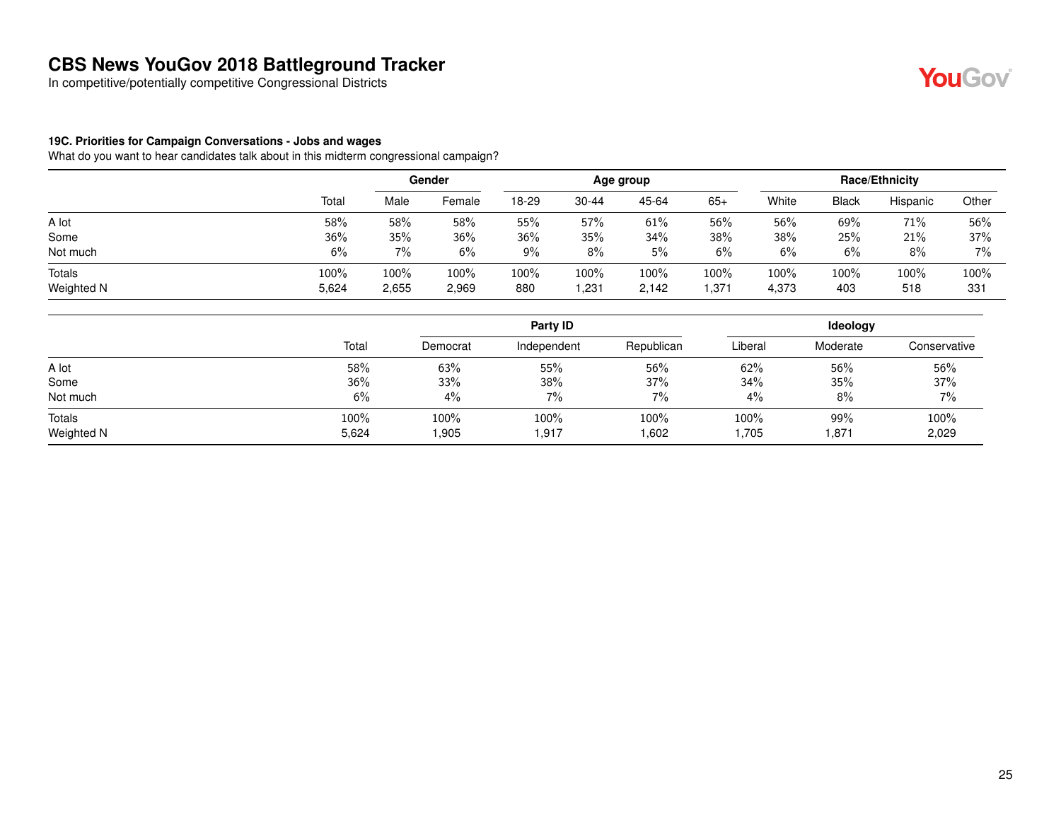# CBS News YouGov 2018 Battleground Tracker

In competitive/potentially competitive Congressional Districts

### 19C. Priorities for Campaign Conversations - Jobs and wages

What do you want to hear candidates talk about in this midterm congressional campaign?

| | | Gender | | Age group | | | | Race/Ethnicity | | | |
|---|---|---|---|---|---|---|---|---|---|---|---|
| | Total | Male | Female | 18-29 | 30-44 | 45-64 | 65+ | White | Black | Hispanic | Other |
| A lot | 58% | 58% | 58% | 55% | 57% | 61% | 56% | 56% | 69% | 71% | 56% |
| Some | 36% | 35% | 36% | 36% | 35% | 34% | 38% | 38% | 25% | 21% | 37% |
| Not much | 6% | 7% | 6% | 9% | 8% | 5% | 6% | 6% | 6% | 8% | 7% |
| Totals | 100% | 100% | 100% | 100% | 100% | 100% | 100% | 100% | 100% | 100% | 100% |
| Weighted N | 5,624 | 2,655 | 2,969 | 880 | 1,231 | 2,142 | 1,371 | 4,373 | 403 | 518 | 331 |

| | | Party ID | | | Ideology | | |
|---|---|---|---|---|---|---|---|
| | Total | Democrat | Independent | Republican | Liberal | Moderate | Conservative |
| A lot | 58% | 63% | 55% | 56% | 62% | 56% | 56% |
| Some | 36% | 33% | 38% | 37% | 34% | 35% | 37% |
| Not much | 6% | 4% | 7% | 7% | 4% | 8% | 7% |
| Totals | 100% | 100% | 100% | 100% | 100% | 99% | 100% |
| Weighted N | 5,624 | 1,905 | 1,917 | 1,602 | 1,705 | 1,871 | 2,029 |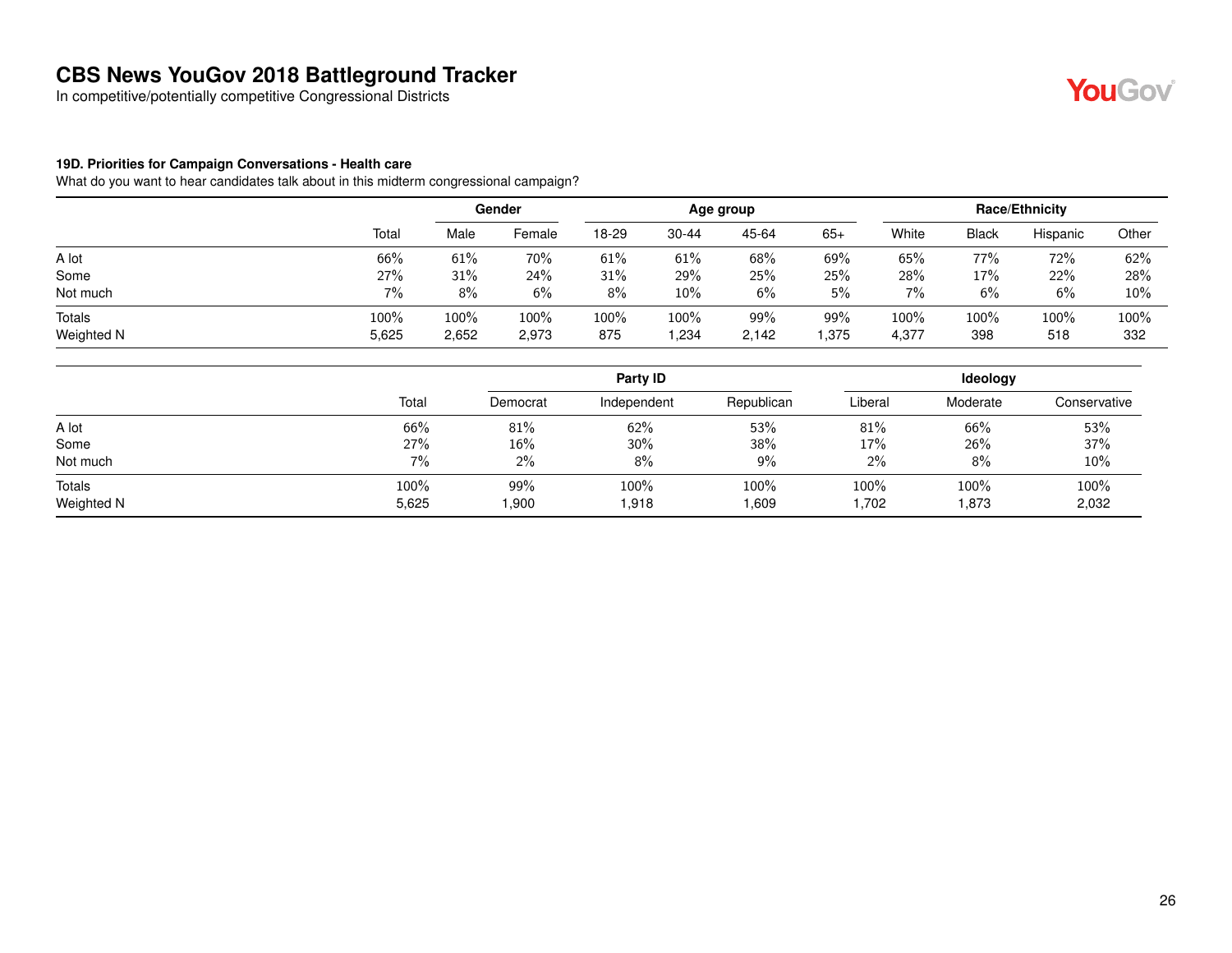# CBS News YouGov 2018 Battleground Tracker

In competitive/potentially competitive Congressional Districts

### 19D. Priorities for Campaign Conversations - Health care

What do you want to hear candidates talk about in this midterm congressional campaign?

| | | Gender | | Age group | | | | Race/Ethnicity | | | |
|---|---|---|---|---|---|---|---|---|---|---|---|
| | Total | Male | Female | 18-29 | 30-44 | 45-64 | 65+ | White | Black | Hispanic | Other |
| A lot | 66% | 61% | 70% | 61% | 61% | 68% | 69% | 65% | 77% | 72% | 62% |
| Some | 27% | 31% | 24% | 31% | 29% | 25% | 25% | 28% | 17% | 22% | 28% |
| Not much | 7% | 8% | 6% | 8% | 10% | 6% | 5% | 7% | 6% | 6% | 10% |
| Totals | 100% | 100% | 100% | 100% | 100% | 99% | 99% | 100% | 100% | 100% | 100% |
| Weighted N | 5,625 | 2,652 | 2,973 | 875 | 1,234 | 2,142 | 1,375 | 4,377 | 398 | 518 | 332 |

| | | Party ID | | | Ideology | | |
|---|---|---|---|---|---|---|---|
| | Total | Democrat | Independent | Republican | Liberal | Moderate | Conservative |
| A lot | 66% | 81% | 62% | 53% | 81% | 66% | 53% |
| Some | 27% | 16% | 30% | 38% | 17% | 26% | 37% |
| Not much | 7% | 2% | 8% | 9% | 2% | 8% | 10% |
| Totals | 100% | 99% | 100% | 100% | 100% | 100% | 100% |
| Weighted N | 5,625 | 1,900 | 1,918 | 1,609 | 1,702 | 1,873 | 2,032 |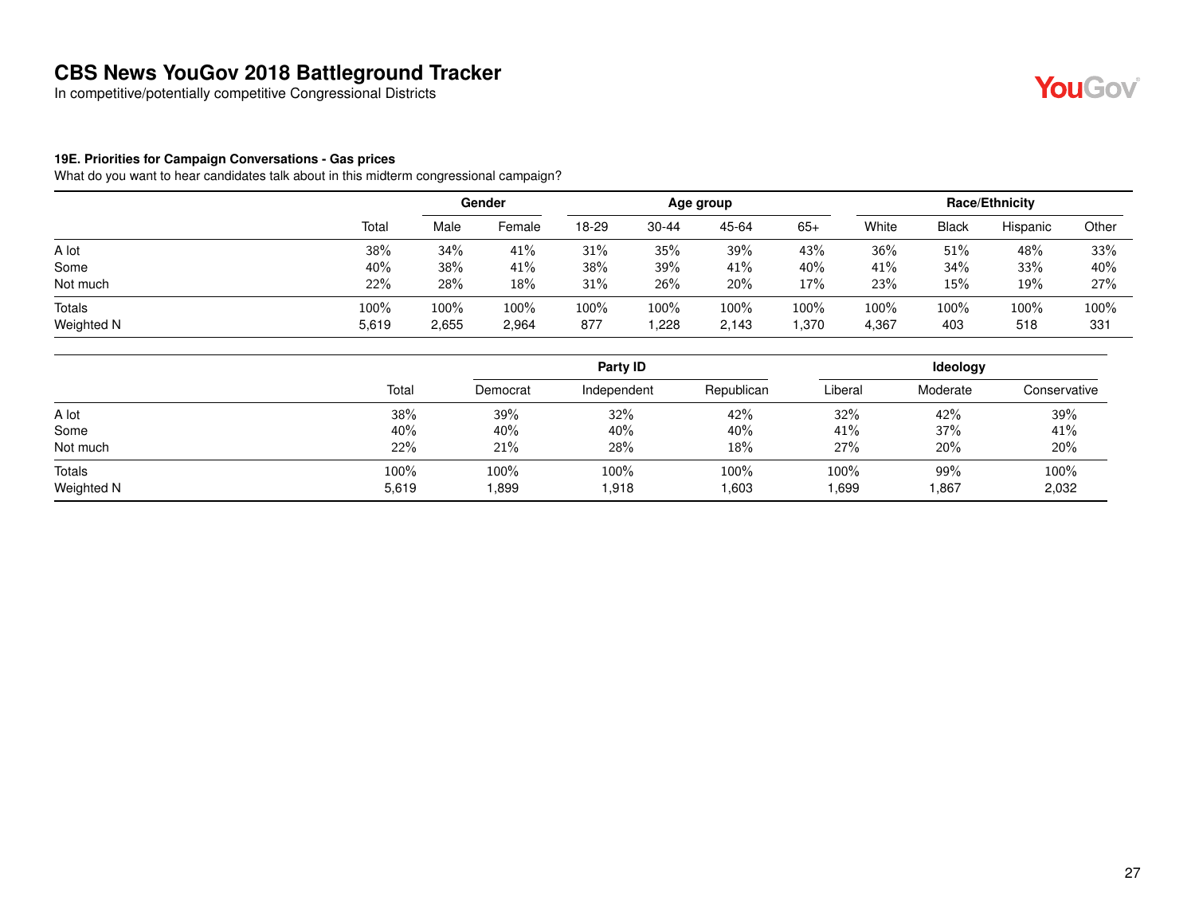# CBS News YouGov 2018 Battleground Tracker

In competitive/potentially competitive Congressional Districts

**19E. Priorities for Campaign Conversations - Gas prices**

What do you want to hear candidates talk about in this midterm congressional campaign?

| | | Gender | | Age group | | | | Race/Ethnicity | | | |
|---|---|---|---|---|---|---|---|---|---|---|---|
| | Total | Male | Female | 18-29 | 30-44 | 45-64 | 65+ | White | Black | Hispanic | Other |
| A lot | 38% | 34% | 41% | 31% | 35% | 39% | 43% | 36% | 51% | 48% | 33% |
| Some | 40% | 38% | 41% | 38% | 39% | 41% | 40% | 41% | 34% | 33% | 40% |
| Not much | 22% | 28% | 18% | 31% | 26% | 20% | 17% | 23% | 15% | 19% | 27% |
| Totals | 100% | 100% | 100% | 100% | 100% | 100% | 100% | 100% | 100% | 100% | 100% |
| Weighted N | 5,619 | 2,655 | 2,964 | 877 | 1,228 | 2,143 | 1,370 | 4,367 | 403 | 518 | 331 |

| | | Party ID | | | Ideology | | |
|---|---|---|---|---|---|---|---|
| | Total | Democrat | Independent | Republican | Liberal | Moderate | Conservative |
| A lot | 38% | 39% | 32% | 42% | 32% | 42% | 39% |
| Some | 40% | 40% | 40% | 40% | 41% | 37% | 41% |
| Not much | 22% | 21% | 28% | 18% | 27% | 20% | 20% |
| Totals | 100% | 100% | 100% | 100% | 100% | 99% | 100% |
| Weighted N | 5,619 | 1,899 | 1,918 | 1,603 | 1,699 | 1,867 | 2,032 |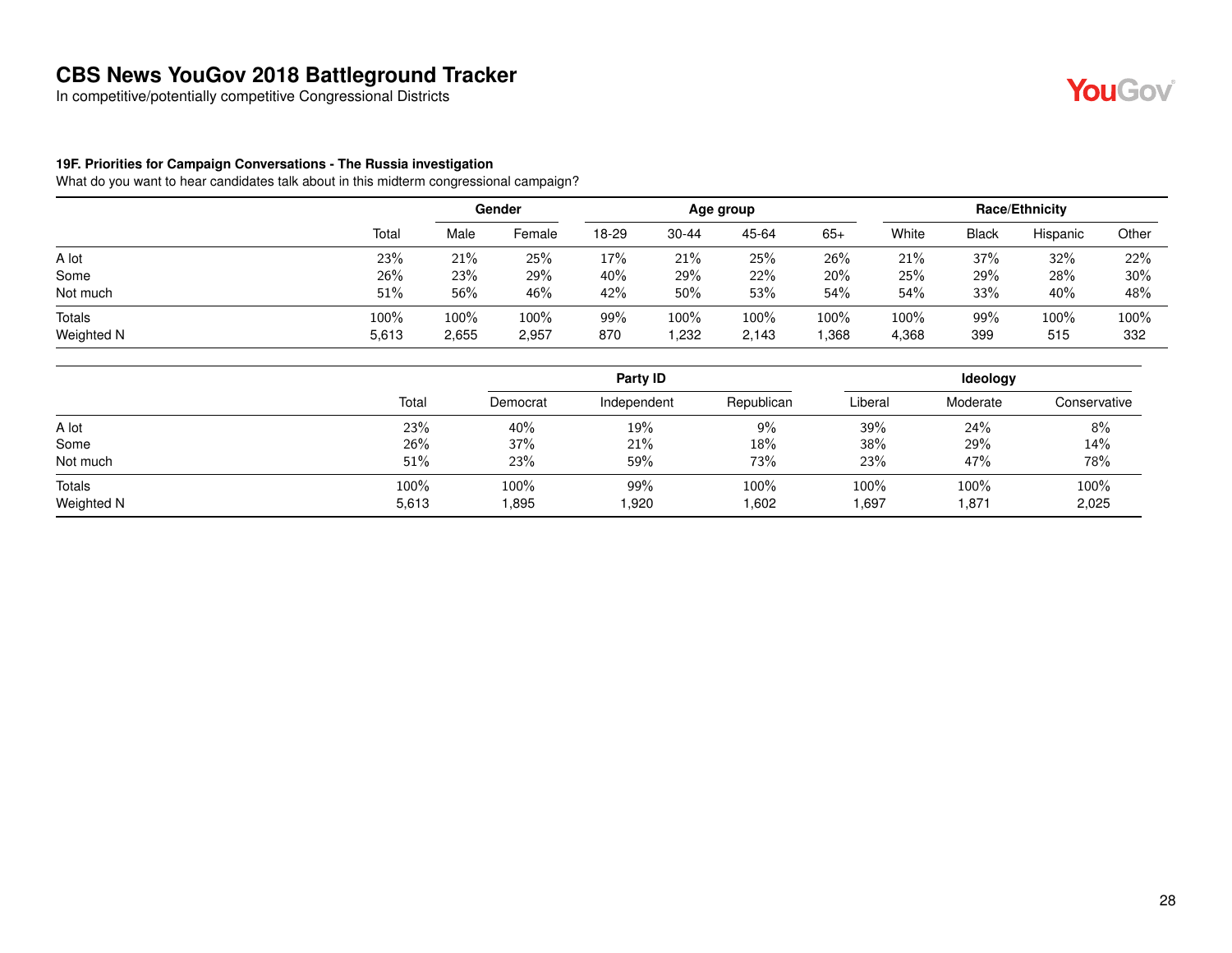# CBS News YouGov 2018 Battleground Tracker

In competitive/potentially competitive Congressional Districts

**19F. Priorities for Campaign Conversations - The Russia investigation**

What do you want to hear candidates talk about in this midterm congressional campaign?

| | | Gender | | Age group | | | | Race/Ethnicity | | | |
|---|---|---|---|---|---|---|---|---|---|---|---|
| | Total | Male | Female | 18-29 | 30-44 | 45-64 | 65+ | White | Black | Hispanic | Other |
| A lot | 23% | 21% | 25% | 17% | 21% | 25% | 26% | 21% | 37% | 32% | 22% |
| Some | 26% | 23% | 29% | 40% | 29% | 22% | 20% | 25% | 29% | 28% | 30% |
| Not much | 51% | 56% | 46% | 42% | 50% | 53% | 54% | 54% | 33% | 40% | 48% |
| Totals | 100% | 100% | 100% | 99% | 100% | 100% | 100% | 100% | 99% | 100% | 100% |
| Weighted N | 5,613 | 2,655 | 2,957 | 870 | 1,232 | 2,143 | 1,368 | 4,368 | 399 | 515 | 332 |

| | | Party ID | | | Ideology | | |
|---|---|---|---|---|---|---|---|
| | Total | Democrat | Independent | Republican | Liberal | Moderate | Conservative |
| A lot | 23% | 40% | 19% | 9% | 39% | 24% | 8% |
| Some | 26% | 37% | 21% | 18% | 38% | 29% | 14% |
| Not much | 51% | 23% | 59% | 73% | 23% | 47% | 78% |
| Totals | 100% | 100% | 99% | 100% | 100% | 100% | 100% |
| Weighted N | 5,613 | 1,895 | 1,920 | 1,602 | 1,697 | 1,871 | 2,025 |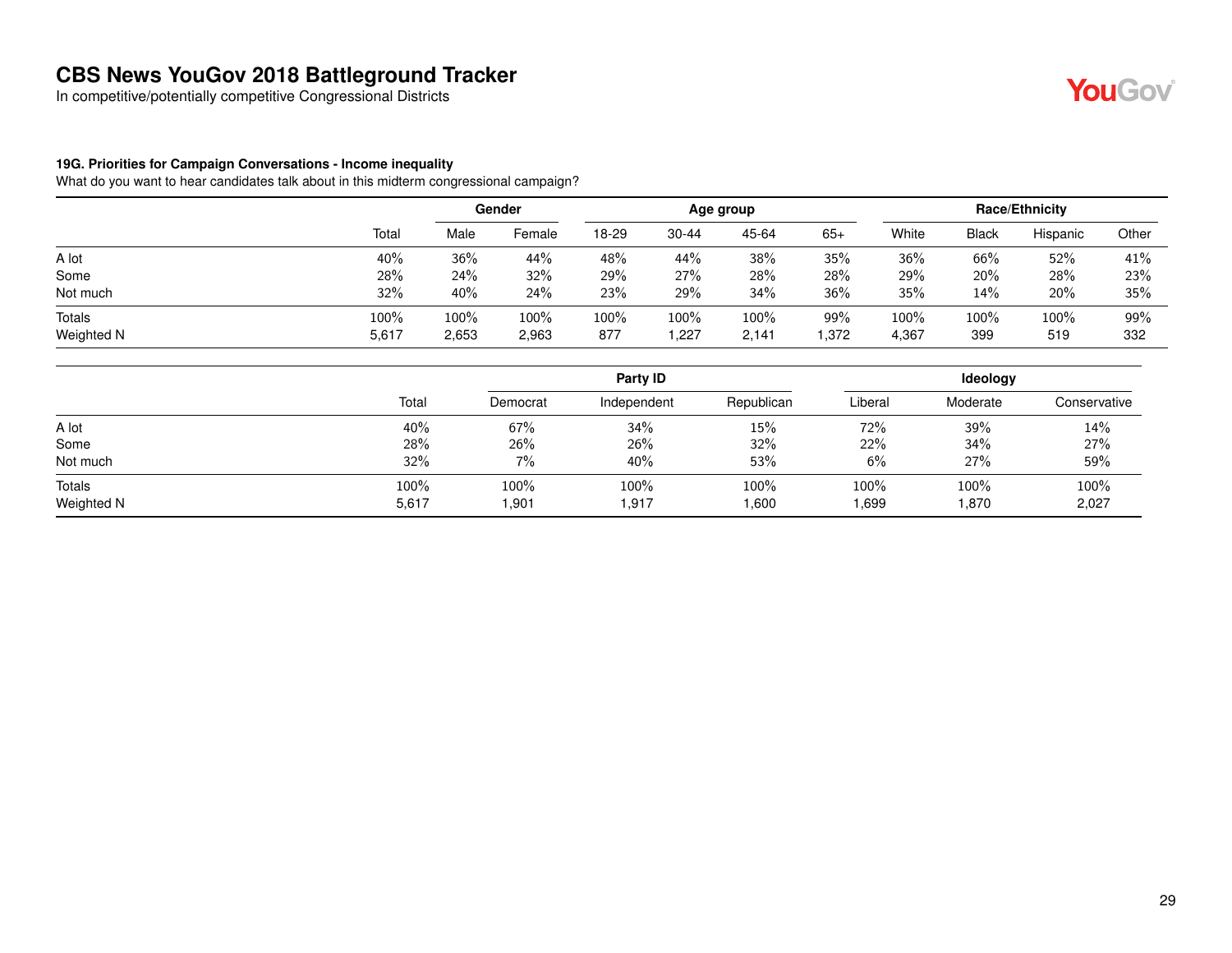# CBS News YouGov 2018 Battleground Tracker

In competitive/potentially competitive Congressional Districts

**19G. Priorities for Campaign Conversations - Income inequality**

What do you want to hear candidates talk about in this midterm congressional campaign?

| | | Gender | | Age group | | | | Race/Ethnicity | | | |
|---|---|---|---|---|---|---|---|---|---|---|---|
| | Total | Male | Female | 18-29 | 30-44 | 45-64 | 65+ | White | Black | Hispanic | Other |
| A lot | 40% | 36% | 44% | 48% | 44% | 38% | 35% | 36% | 66% | 52% | 41% |
| Some | 28% | 24% | 32% | 29% | 27% | 28% | 28% | 29% | 20% | 28% | 23% |
| Not much | 32% | 40% | 24% | 23% | 29% | 34% | 36% | 35% | 14% | 20% | 35% |
| Totals | 100% | 100% | 100% | 100% | 100% | 100% | 99% | 100% | 100% | 100% | 99% |
| Weighted N | 5,617 | 2,653 | 2,963 | 877 | 1,227 | 2,141 | 1,372 | 4,367 | 399 | 519 | 332 |

| | | Party ID | | | Ideology | | |
|---|---|---|---|---|---|---|---|
| | Total | Democrat | Independent | Republican | Liberal | Moderate | Conservative |
| A lot | 40% | 67% | 34% | 15% | 72% | 39% | 14% |
| Some | 28% | 26% | 26% | 32% | 22% | 34% | 27% |
| Not much | 32% | 7% | 40% | 53% | 6% | 27% | 59% |
| Totals | 100% | 100% | 100% | 100% | 100% | 100% | 100% |
| Weighted N | 5,617 | 1,901 | 1,917 | 1,600 | 1,699 | 1,870 | 2,027 |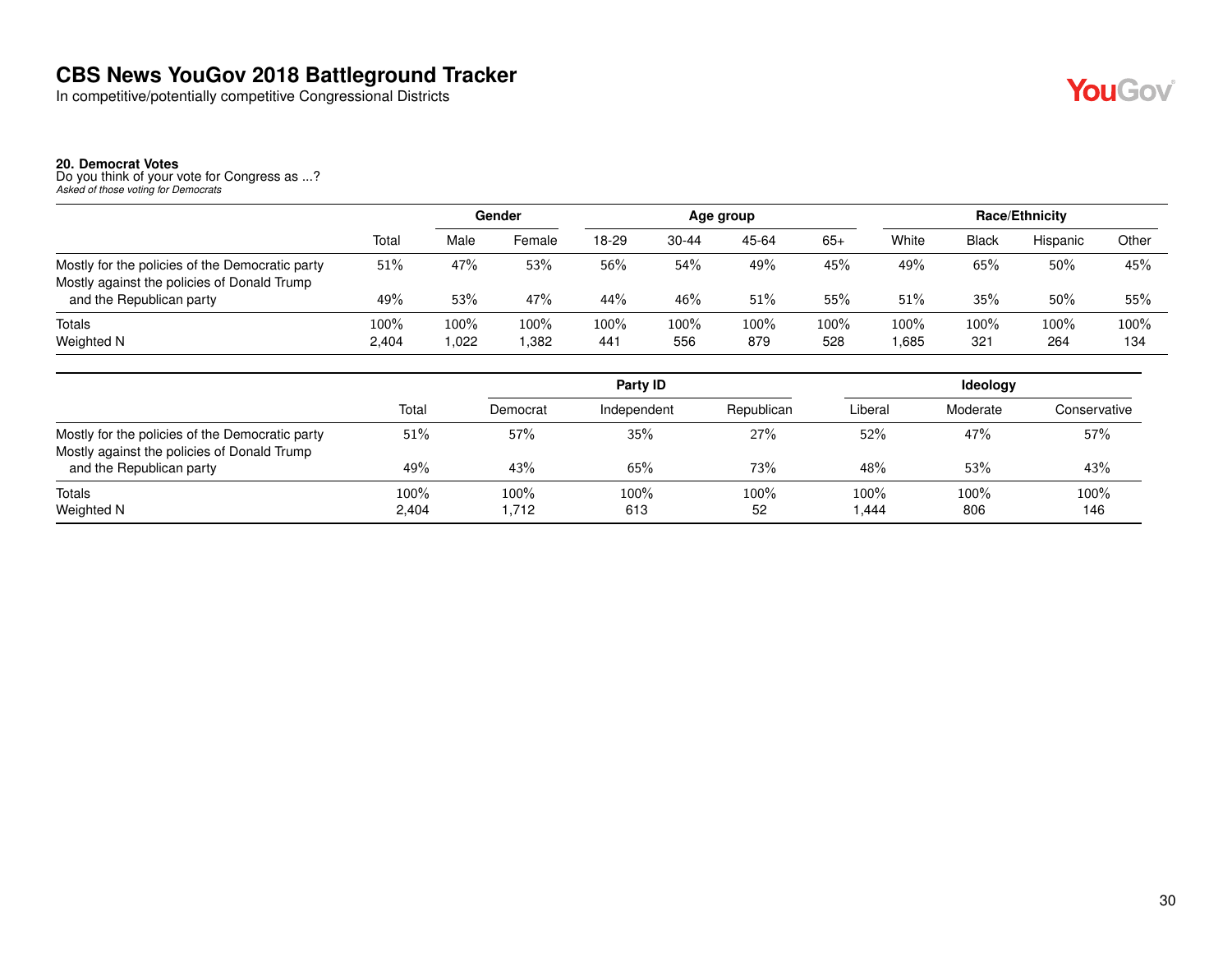# CBS News YouGov 2018 Battleground Tracker

In competitive/potentially competitive Congressional Districts

### 20. Democrat Votes

Do you think of your vote for Congress as ...?

*Asked of those voting for Democrats*

| | Total | Gender | | Age group | | | | Race/Ethnicity | | | |
|---|---|---|---|---|---|---|---|---|---|---|---|
| | | Male | Female | 18-29 | 30-44 | 45-64 | 65+ | White | Black | Hispanic | Other |
| Mostly for the policies of the Democratic party | 51% | 47% | 53% | 56% | 54% | 49% | 45% | 49% | 65% | 50% | 45% |
| Mostly against the policies of Donald Trump and the Republican party | 49% | 53% | 47% | 44% | 46% | 51% | 55% | 51% | 35% | 50% | 55% |
| Totals | 100% | 100% | 100% | 100% | 100% | 100% | 100% | 100% | 100% | 100% | 100% |
| Weighted N | 2,404 | 1,022 | 1,382 | 441 | 556 | 879 | 528 | 1,685 | 321 | 264 | 134 |

| | Total | Party ID | | | Ideology | | |
|---|---|---|---|---|---|---|---|
| | | Democrat | Independent | Republican | Liberal | Moderate | Conservative |
| Mostly for the policies of the Democratic party | 51% | 57% | 35% | 27% | 52% | 47% | 57% |
| Mostly against the policies of Donald Trump and the Republican party | 49% | 43% | 65% | 73% | 48% | 53% | 43% |
| Totals | 100% | 100% | 100% | 100% | 100% | 100% | 100% |
| Weighted N | 2,404 | 1,712 | 613 | 52 | 1,444 | 806 | 146 |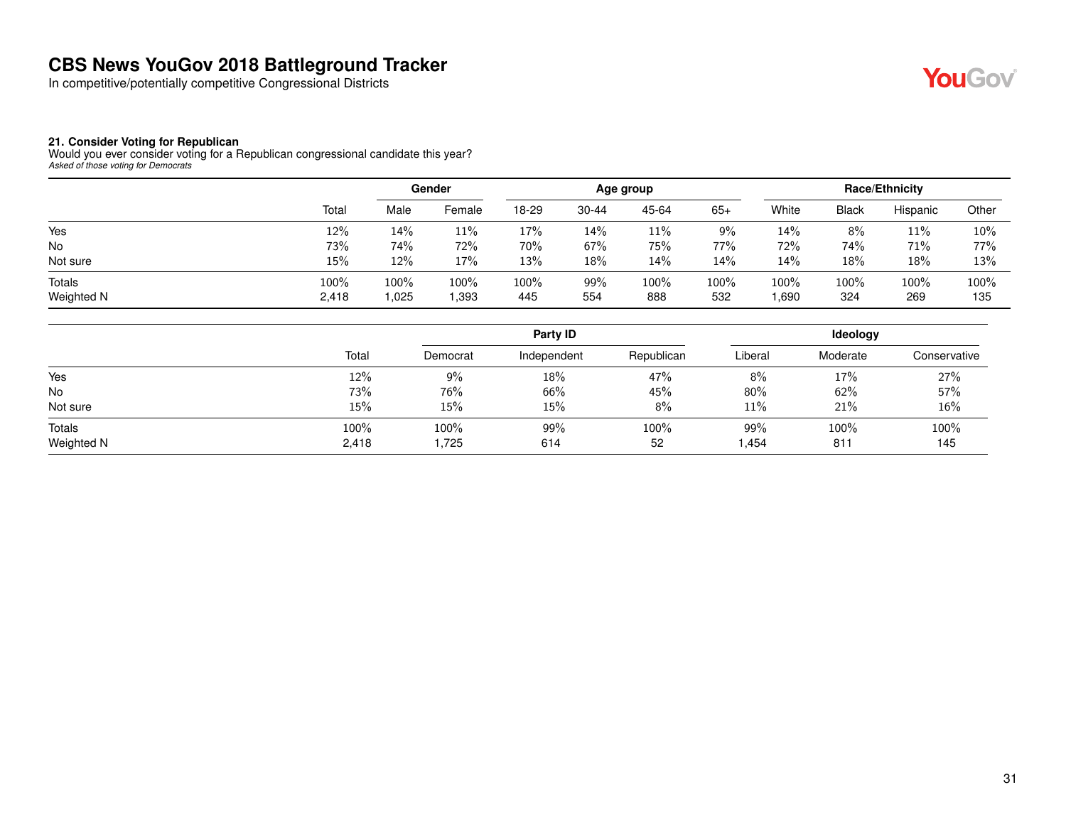# CBS News YouGov 2018 Battleground Tracker

In competitive/potentially competitive Congressional Districts

**21. Consider Voting for Republican**

Would you ever consider voting for a Republican congressional candidate this year?

*Asked of those voting for Democrats*

| | | Gender | | Age group | | | | Race/Ethnicity | | | |
|---|---|---|---|---|---|---|---|---|---|---|---|
| | Total | Male | Female | 18-29 | 30-44 | 45-64 | 65+ | White | Black | Hispanic | Other |
| Yes | 12% | 14% | 11% | 17% | 14% | 11% | 9% | 14% | 8% | 11% | 10% |
| No | 73% | 74% | 72% | 70% | 67% | 75% | 77% | 72% | 74% | 71% | 77% |
| Not sure | 15% | 12% | 17% | 13% | 18% | 14% | 14% | 14% | 18% | 18% | 13% |
| Totals | 100% | 100% | 100% | 100% | 99% | 100% | 100% | 100% | 100% | 100% | 100% |
| Weighted N | 2,418 | 1,025 | 1,393 | 445 | 554 | 888 | 532 | 1,690 | 324 | 269 | 135 |

| | | Party ID | | | Ideology | | |
|---|---|---|---|---|---|---|---|
| | Total | Democrat | Independent | Republican | Liberal | Moderate | Conservative |
| Yes | 12% | 9% | 18% | 47% | 8% | 17% | 27% |
| No | 73% | 76% | 66% | 45% | 80% | 62% | 57% |
| Not sure | 15% | 15% | 15% | 8% | 11% | 21% | 16% |
| Totals | 100% | 100% | 99% | 100% | 99% | 100% | 100% |
| Weighted N | 2,418 | 1,725 | 614 | 52 | 1,454 | 811 | 145 |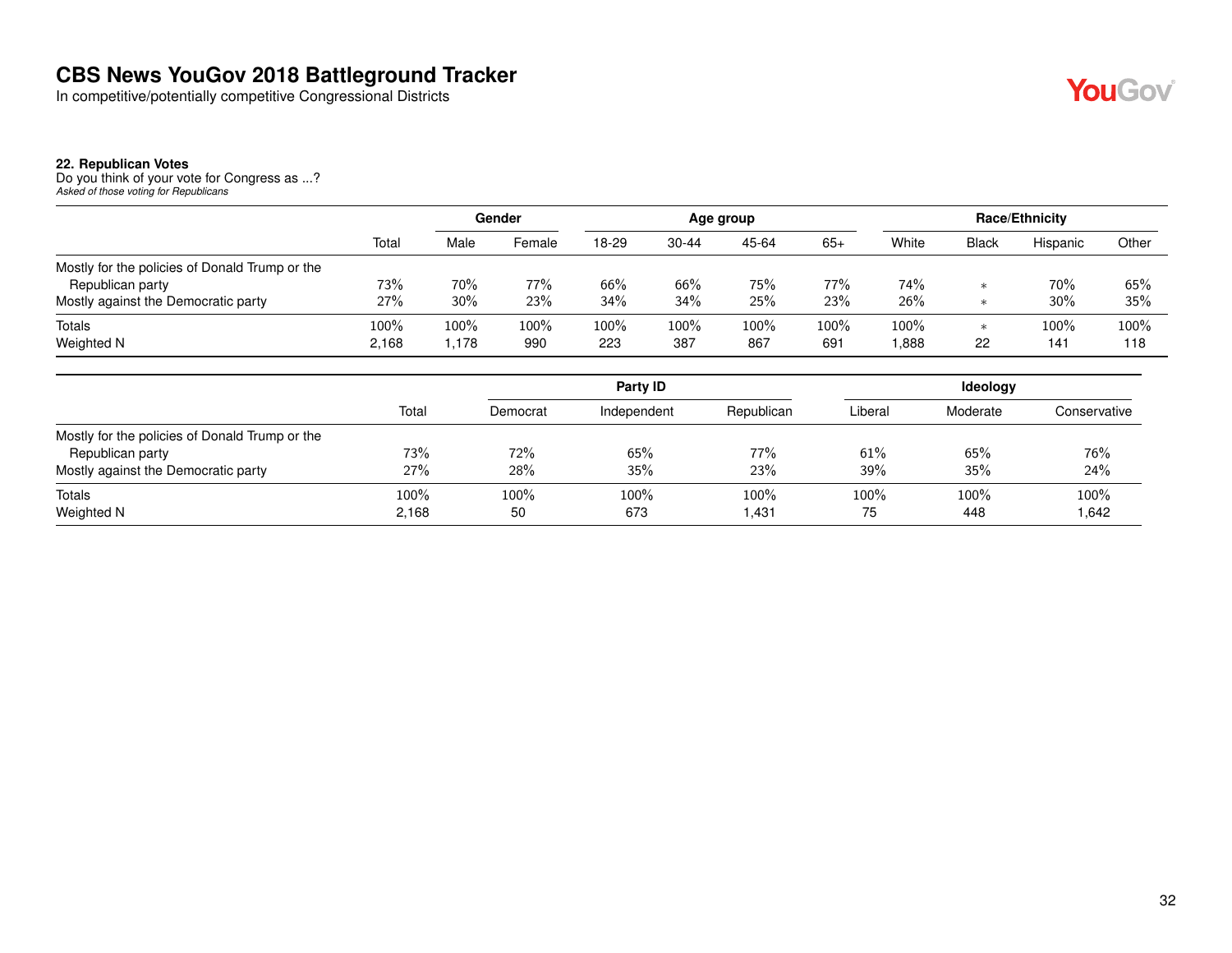# CBS News YouGov 2018 Battleground Tracker

In competitive/potentially competitive Congressional Districts

### 22. Republican Votes

Do you think of your vote for Congress as ...?

*Asked of those voting for Republicans*

| | Total | Gender | | Age group | | | | Race/Ethnicity | | | |
|---|---|---|---|---|---|---|---|---|---|---|---|
| | | Male | Female | 18-29 | 30-44 | 45-64 | 65+ | White | Black | Hispanic | Other |
| Mostly for the policies of Donald Trump or the Republican party | 73% | 70% | 77% | 66% | 66% | 75% | 77% | 74% | * | 70% | 65% |
| Mostly against the Democratic party | 27% | 30% | 23% | 34% | 34% | 25% | 23% | 26% | * | 30% | 35% |
| Totals | 100% | 100% | 100% | 100% | 100% | 100% | 100% | 100% | * | 100% | 100% |
| Weighted N | 2,168 | 1,178 | 990 | 223 | 387 | 867 | 691 | 1,888 | 22 | 141 | 118 |

| | Total | Party ID | | | Ideology | | |
|---|---|---|---|---|---|---|---|
| | | Democrat | Independent | Republican | Liberal | Moderate | Conservative |
| Mostly for the policies of Donald Trump or the Republican party | 73% | 72% | 65% | 77% | 61% | 65% | 76% |
| Mostly against the Democratic party | 27% | 28% | 35% | 23% | 39% | 35% | 24% |
| Totals | 100% | 100% | 100% | 100% | 100% | 100% | 100% |
| Weighted N | 2,168 | 50 | 673 | 1,431 | 75 | 448 | 1,642 |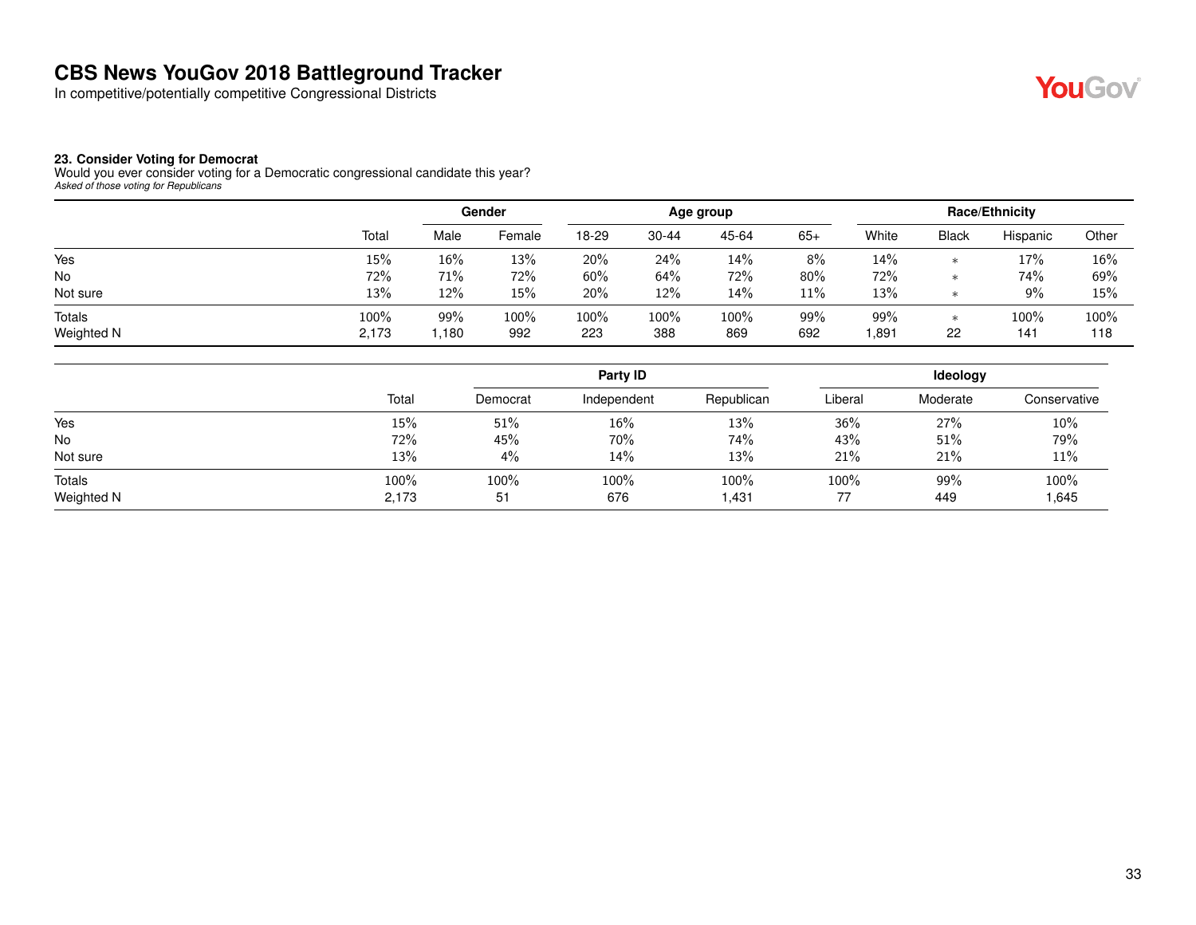# CBS News YouGov 2018 Battleground Tracker

In competitive/potentially competitive Congressional Districts

### 23. Consider Voting for Democrat

Would you ever consider voting for a Democratic congressional candidate this year?

*Asked of those voting for Republicans*

| | Total | Gender | | Age group | | | | Race/Ethnicity | | | |
|---|---|---|---|---|---|---|---|---|---|---|---|
| | | Male | Female | 18-29 | 30-44 | 45-64 | 65+ | White | Black | Hispanic | Other |
| Yes | 15% | 16% | 13% | 20% | 24% | 14% | 8% | 14% | * | 17% | 16% |
| No | 72% | 71% | 72% | 60% | 64% | 72% | 80% | 72% | * | 74% | 69% |
| Not sure | 13% | 12% | 15% | 20% | 12% | 14% | 11% | 13% | * | 9% | 15% |
| Totals | 100% | 99% | 100% | 100% | 100% | 100% | 99% | 99% | * | 100% | 100% |
| Weighted N | 2,173 | 1,180 | 992 | 223 | 388 | 869 | 692 | 1,891 | 22 | 141 | 118 |

| | Total | Party ID | | | Ideology | | |
|---|---|---|---|---|---|---|---|
| | | Democrat | Independent | Republican | Liberal | Moderate | Conservative |
| Yes | 15% | 51% | 16% | 13% | 36% | 27% | 10% |
| No | 72% | 45% | 70% | 74% | 43% | 51% | 79% |
| Not sure | 13% | 4% | 14% | 13% | 21% | 21% | 11% |
| Totals | 100% | 100% | 100% | 100% | 100% | 99% | 100% |
| Weighted N | 2,173 | 51 | 676 | 1,431 | 77 | 449 | 1,645 |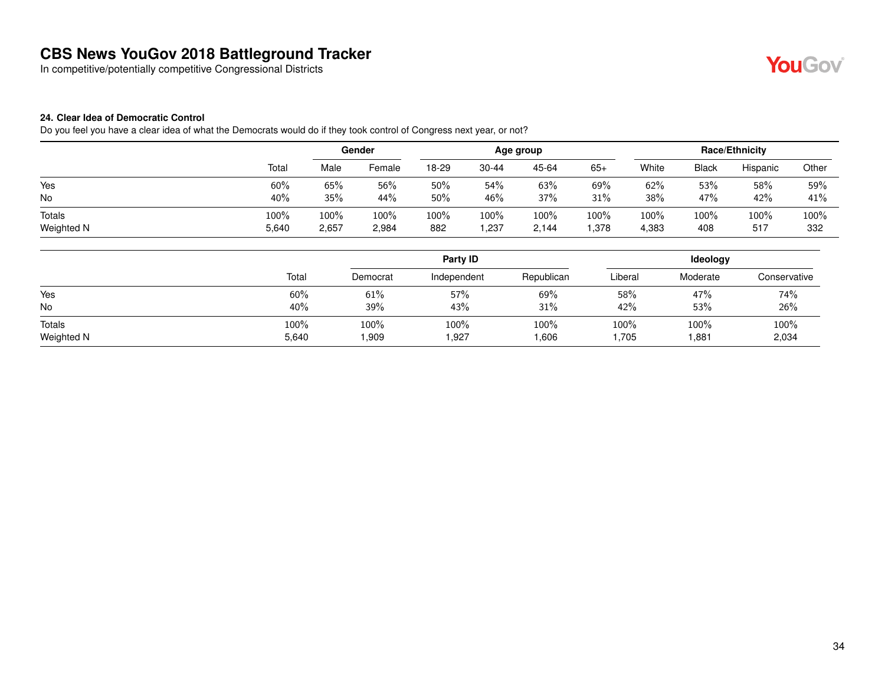# CBS News YouGov 2018 Battleground Tracker

In competitive/potentially competitive Congressional Districts

### 24. Clear Idea of Democratic Control

Do you feel you have a clear idea of what the Democrats would do if they took control of Congress next year, or not?

| | | Gender | | Age group | | | | Race/Ethnicity | | | |
|---|---|---|---|---|---|---|---|---|---|---|---|
| | Total | Male | Female | 18-29 | 30-44 | 45-64 | 65+ | White | Black | Hispanic | Other |
| Yes | 60% | 65% | 56% | 50% | 54% | 63% | 69% | 62% | 53% | 58% | 59% |
| No | 40% | 35% | 44% | 50% | 46% | 37% | 31% | 38% | 47% | 42% | 41% |
| Totals | 100% | 100% | 100% | 100% | 100% | 100% | 100% | 100% | 100% | 100% | 100% |
| Weighted N | 5,640 | 2,657 | 2,984 | 882 | 1,237 | 2,144 | 1,378 | 4,383 | 408 | 517 | 332 |

| | | Party ID | | | Ideology | | |
|---|---|---|---|---|---|---|---|
| | Total | Democrat | Independent | Republican | Liberal | Moderate | Conservative |
| Yes | 60% | 61% | 57% | 69% | 58% | 47% | 74% |
| No | 40% | 39% | 43% | 31% | 42% | 53% | 26% |
| Totals | 100% | 100% | 100% | 100% | 100% | 100% | 100% |
| Weighted N | 5,640 | 1,909 | 1,927 | 1,606 | 1,705 | 1,881 | 2,034 |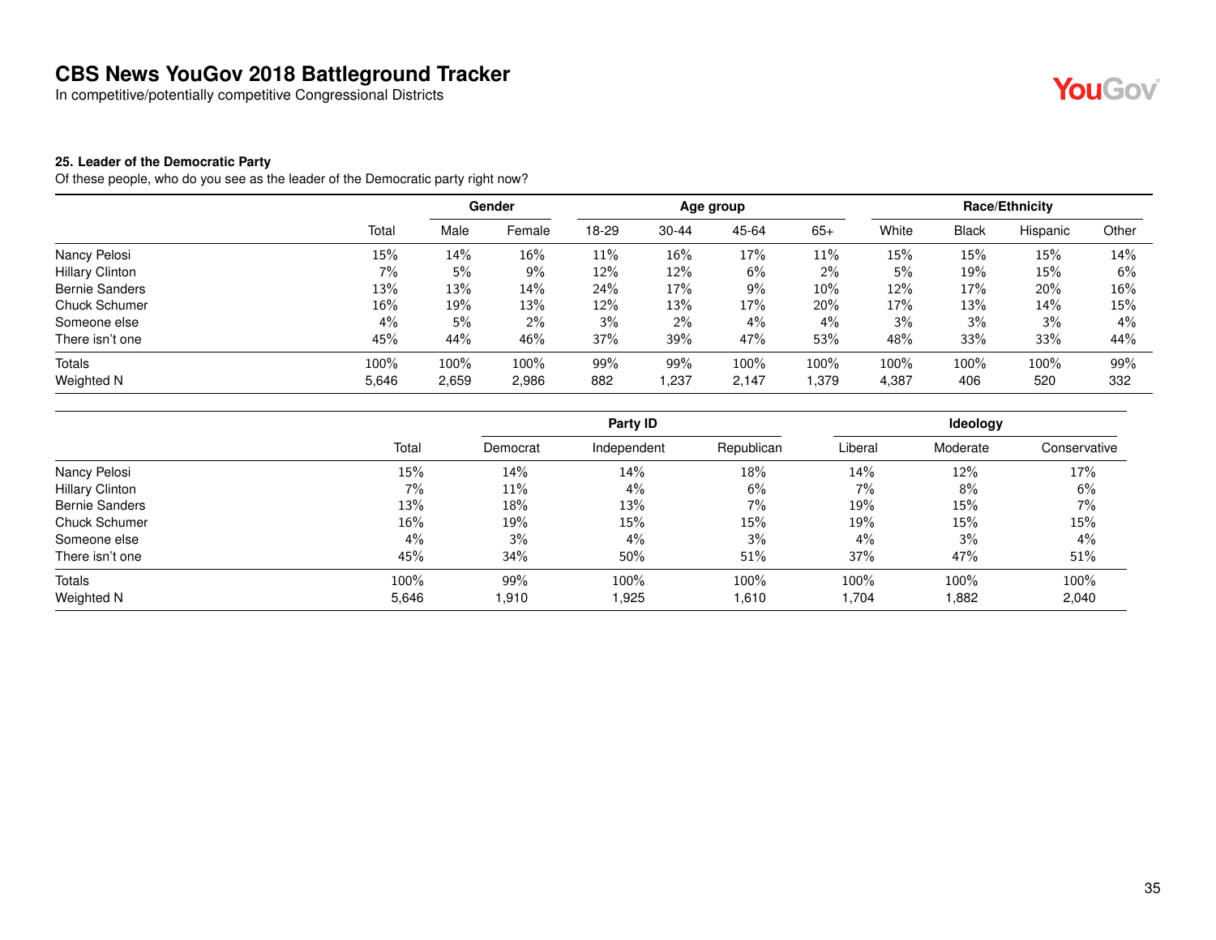# CBS News YouGov 2018 Battleground Tracker

In competitive/potentially competitive Congressional Districts

### 25. Leader of the Democratic Party

Of these people, who do you see as the leader of the Democratic party right now?

| | Total | Gender | | Age group | | | | Race/Ethnicity | | | |
|---|---|---|---|---|---|---|---|---|---|---|---|
| | | Male | Female | 18-29 | 30-44 | 45-64 | 65+ | White | Black | Hispanic | Other |
| Nancy Pelosi | 15% | 14% | 16% | 11% | 16% | 17% | 11% | 15% | 15% | 15% | 14% |
| Hillary Clinton | 7% | 5% | 9% | 12% | 12% | 6% | 2% | 5% | 19% | 15% | 6% |
| Bernie Sanders | 13% | 13% | 14% | 24% | 17% | 9% | 10% | 12% | 17% | 20% | 16% |
| Chuck Schumer | 16% | 19% | 13% | 12% | 13% | 17% | 20% | 17% | 13% | 14% | 15% |
| Someone else | 4% | 5% | 2% | 3% | 2% | 4% | 4% | 3% | 3% | 3% | 4% |
| There isn't one | 45% | 44% | 46% | 37% | 39% | 47% | 53% | 48% | 33% | 33% | 44% |
| Totals | 100% | 100% | 100% | 99% | 99% | 100% | 100% | 100% | 100% | 100% | 99% |
| Weighted N | 5,646 | 2,659 | 2,986 | 882 | 1,237 | 2,147 | 1,379 | 4,387 | 406 | 520 | 332 |

| | Total | Party ID | | | Ideology | | |
|---|---|---|---|---|---|---|---|
| | | Democrat | Independent | Republican | Liberal | Moderate | Conservative |
| Nancy Pelosi | 15% | 14% | 14% | 18% | 14% | 12% | 17% |
| Hillary Clinton | 7% | 11% | 4% | 6% | 7% | 8% | 6% |
| Bernie Sanders | 13% | 18% | 13% | 7% | 19% | 15% | 7% |
| Chuck Schumer | 16% | 19% | 15% | 15% | 19% | 15% | 15% |
| Someone else | 4% | 3% | 4% | 3% | 4% | 3% | 4% |
| There isn't one | 45% | 34% | 50% | 51% | 37% | 47% | 51% |
| Totals | 100% | 99% | 100% | 100% | 100% | 100% | 100% |
| Weighted N | 5,646 | 1,910 | 1,925 | 1,610 | 1,704 | 1,882 | 2,040 |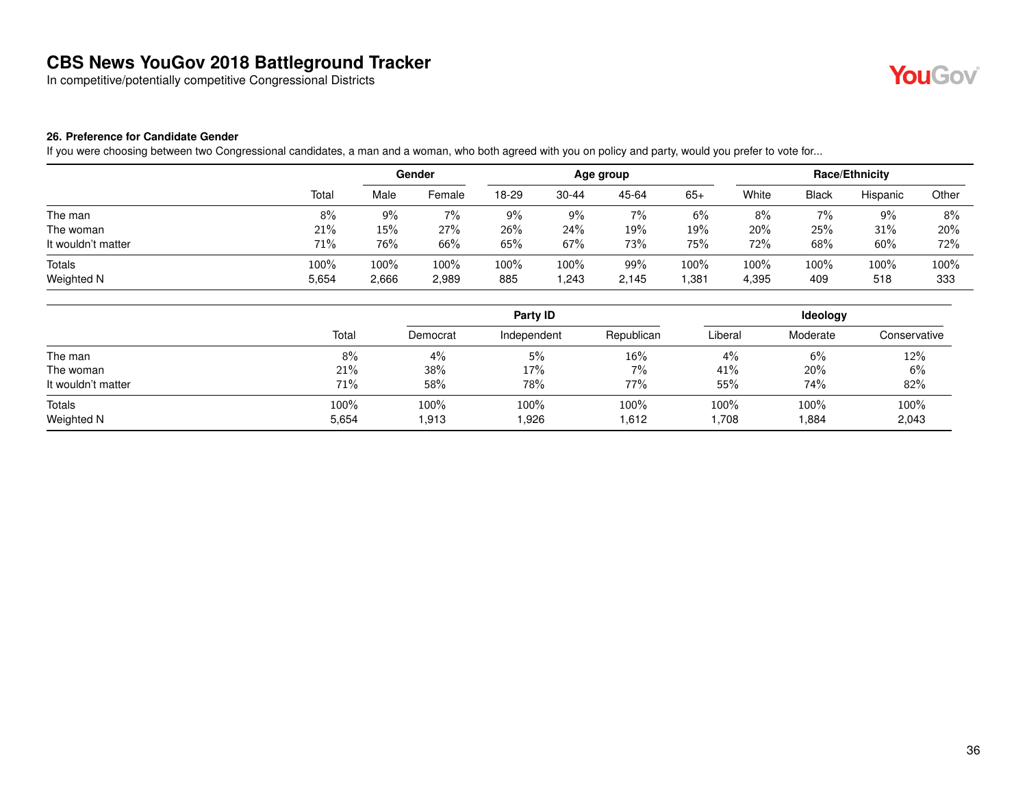# CBS News YouGov 2018 Battleground Tracker

In competitive/potentially competitive Congressional Districts

### 26. Preference for Candidate Gender

If you were choosing between two Congressional candidates, a man and a woman, who both agreed with you on policy and party, would you prefer to vote for...

| | | Gender | | Age group | | | | Race/Ethnicity | | | |
|---|---|---|---|---|---|---|---|---|---|---|---|
| | Total | Male | Female | 18-29 | 30-44 | 45-64 | 65+ | White | Black | Hispanic | Other |
| The man | 8% | 9% | 7% | 9% | 9% | 7% | 6% | 8% | 7% | 9% | 8% |
| The woman | 21% | 15% | 27% | 26% | 24% | 19% | 19% | 20% | 25% | 31% | 20% |
| It wouldn't matter | 71% | 76% | 66% | 65% | 67% | 73% | 75% | 72% | 68% | 60% | 72% |
| Totals | 100% | 100% | 100% | 100% | 100% | 99% | 100% | 100% | 100% | 100% | 100% |
| Weighted N | 5,654 | 2,666 | 2,989 | 885 | 1,243 | 2,145 | 1,381 | 4,395 | 409 | 518 | 333 |

| | | Party ID | | | Ideology | | |
|---|---|---|---|---|---|---|---|
| | Total | Democrat | Independent | Republican | Liberal | Moderate | Conservative |
| The man | 8% | 4% | 5% | 16% | 4% | 6% | 12% |
| The woman | 21% | 38% | 17% | 7% | 41% | 20% | 6% |
| It wouldn't matter | 71% | 58% | 78% | 77% | 55% | 74% | 82% |
| Totals | 100% | 100% | 100% | 100% | 100% | 100% | 100% |
| Weighted N | 5,654 | 1,913 | 1,926 | 1,612 | 1,708 | 1,884 | 2,043 |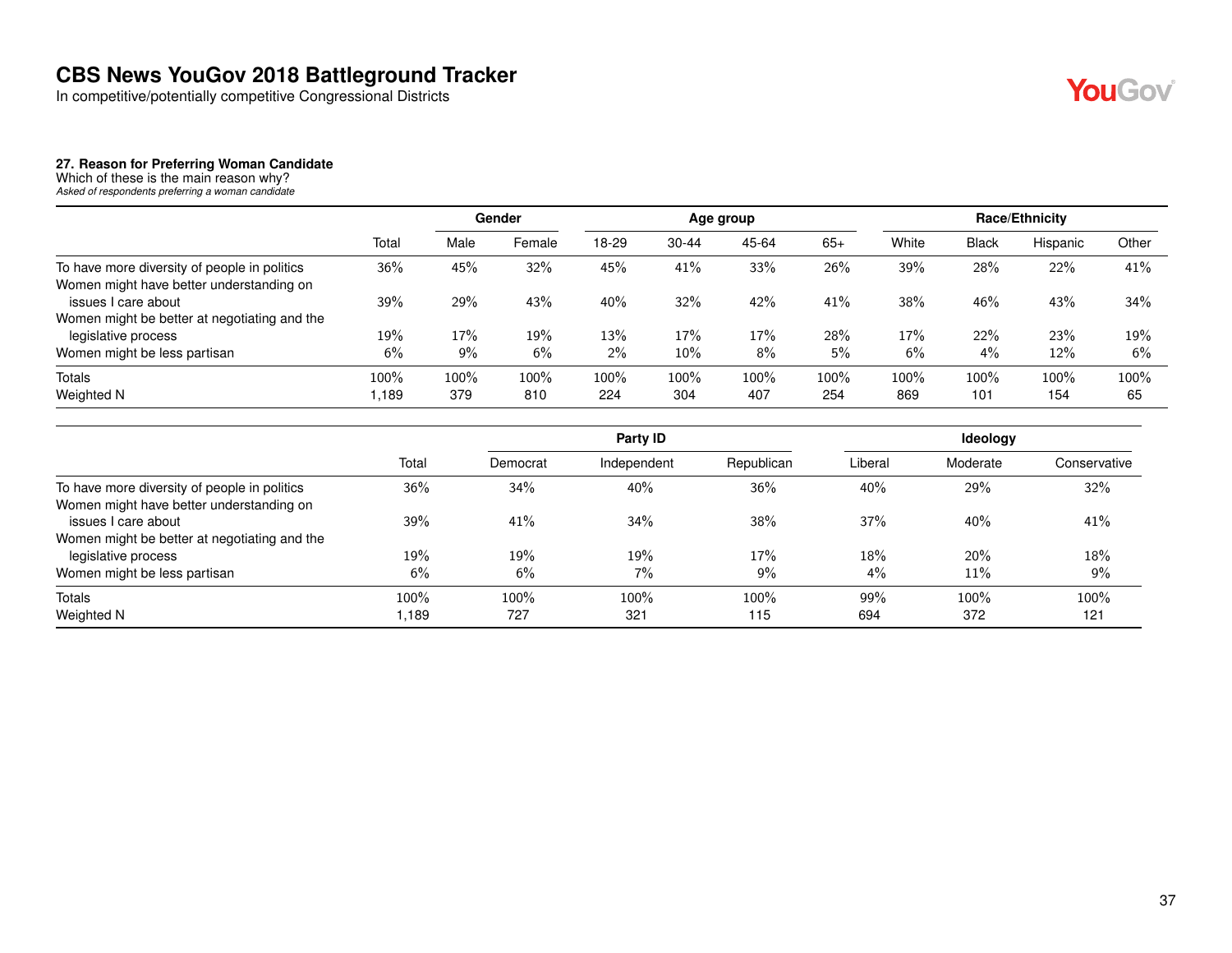# CBS News YouGov 2018 Battleground Tracker

In competitive/potentially competitive Congressional Districts

### 27. Reason for Preferring Woman Candidate

Which of these is the main reason why?

*Asked of respondents preferring a woman candidate*

| | Total | Gender | | Age group | | | | Race/Ethnicity | | | |
|---|---|---|---|---|---|---|---|---|---|---|---|
| | | Male | Female | 18-29 | 30-44 | 45-64 | 65+ | White | Black | Hispanic | Other |
| To have more diversity of people in politics | 36% | 45% | 32% | 45% | 41% | 33% | 26% | 39% | 28% | 22% | 41% |
| Women might have better understanding on issues I care about | 39% | 29% | 43% | 40% | 32% | 42% | 41% | 38% | 46% | 43% | 34% |
| Women might be better at negotiating and the legislative process | 19% | 17% | 19% | 13% | 17% | 17% | 28% | 17% | 22% | 23% | 19% |
| Women might be less partisan | 6% | 9% | 6% | 2% | 10% | 8% | 5% | 6% | 4% | 12% | 6% |
| Totals | 100% | 100% | 100% | 100% | 100% | 100% | 100% | 100% | 100% | 100% | 100% |
| Weighted N | 1,189 | 379 | 810 | 224 | 304 | 407 | 254 | 869 | 101 | 154 | 65 |

| | Total | Party ID | | | Ideology | | |
|---|---|---|---|---|---|---|---|
| | | Democrat | Independent | Republican | Liberal | Moderate | Conservative |
| To have more diversity of people in politics | 36% | 34% | 40% | 36% | 40% | 29% | 32% |
| Women might have better understanding on issues I care about | 39% | 41% | 34% | 38% | 37% | 40% | 41% |
| Women might be better at negotiating and the legislative process | 19% | 19% | 19% | 17% | 18% | 20% | 18% |
| Women might be less partisan | 6% | 6% | 7% | 9% | 4% | 11% | 9% |
| Totals | 100% | 100% | 100% | 100% | 99% | 100% | 100% |
| Weighted N | 1,189 | 727 | 321 | 115 | 694 | 372 | 121 |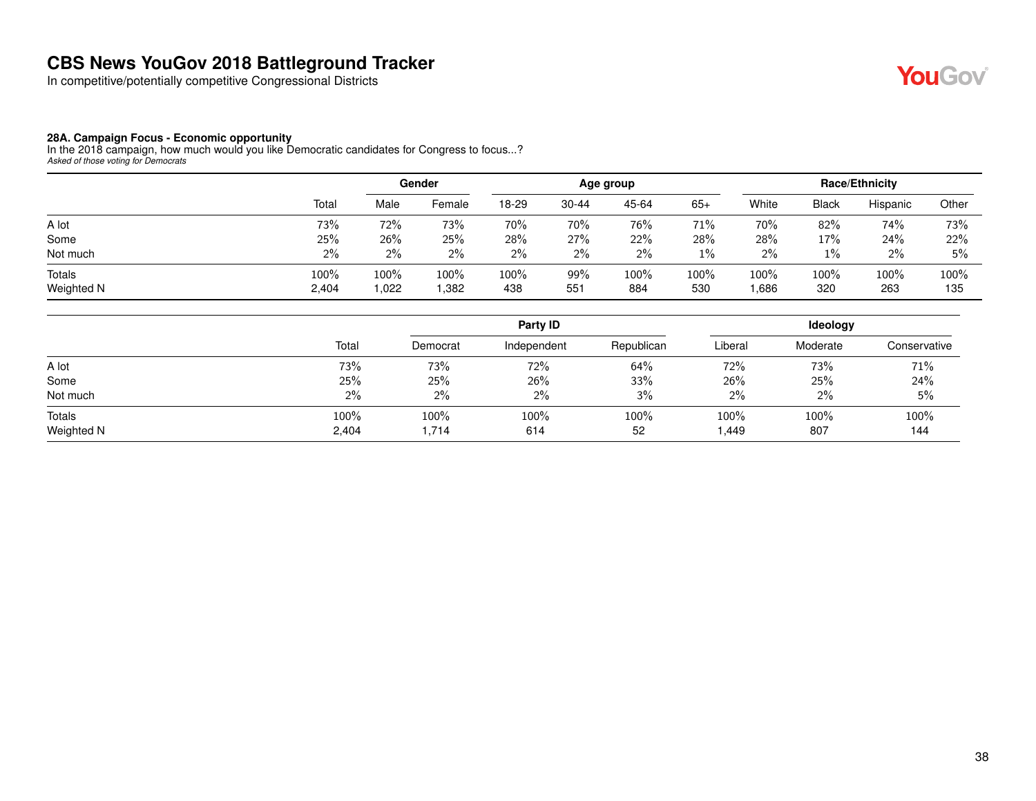# CBS News YouGov 2018 Battleground Tracker

In competitive/potentially competitive Congressional Districts

### 28A. Campaign Focus - Economic opportunity

In the 2018 campaign, how much would you like Democratic candidates for Congress to focus...?

*Asked of those voting for Democrats*

| | | Gender | | Age group | | | | Race/Ethnicity | | | |
|---|---|---|---|---|---|---|---|---|---|---|---|
| | Total | Male | Female | 18-29 | 30-44 | 45-64 | 65+ | White | Black | Hispanic | Other |
| A lot | 73% | 72% | 73% | 70% | 70% | 76% | 71% | 70% | 82% | 74% | 73% |
| Some | 25% | 26% | 25% | 28% | 27% | 22% | 28% | 28% | 17% | 24% | 22% |
| Not much | 2% | 2% | 2% | 2% | 2% | 2% | 1% | 2% | 1% | 2% | 5% |
| Totals | 100% | 100% | 100% | 100% | 99% | 100% | 100% | 100% | 100% | 100% | 100% |
| Weighted N | 2,404 | 1,022 | 1,382 | 438 | 551 | 884 | 530 | 1,686 | 320 | 263 | 135 |

| | | Party ID | | | Ideology | | |
|---|---|---|---|---|---|---|---|
| | Total | Democrat | Independent | Republican | Liberal | Moderate | Conservative |
| A lot | 73% | 73% | 72% | 64% | 72% | 73% | 71% |
| Some | 25% | 25% | 26% | 33% | 26% | 25% | 24% |
| Not much | 2% | 2% | 2% | 3% | 2% | 2% | 5% |
| Totals | 100% | 100% | 100% | 100% | 100% | 100% | 100% |
| Weighted N | 2,404 | 1,714 | 614 | 52 | 1,449 | 807 | 144 |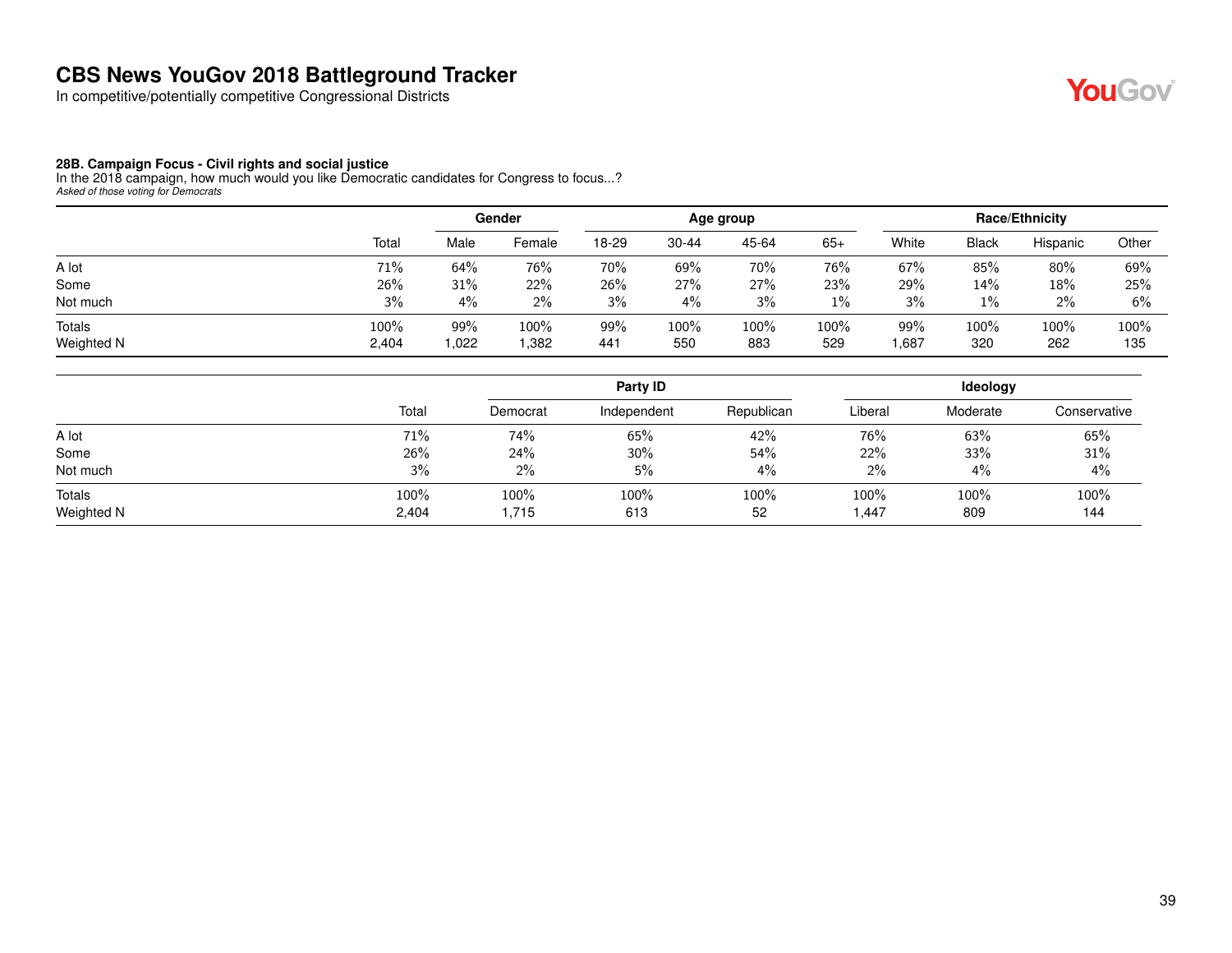# CBS News YouGov 2018 Battleground Tracker

In competitive/potentially competitive Congressional Districts

**28B. Campaign Focus - Civil rights and social justice**
In the 2018 campaign, how much would you like Democratic candidates for Congress to focus...?
*Asked of those voting for Democrats*

| | | Gender | | Age group | | | | Race/Ethnicity | | | |
|---|---|---|---|---|---|---|---|---|---|---|---|
| | Total | Male | Female | 18-29 | 30-44 | 45-64 | 65+ | White | Black | Hispanic | Other |
| A lot | 71% | 64% | 76% | 70% | 69% | 70% | 76% | 67% | 85% | 80% | 69% |
| Some | 26% | 31% | 22% | 26% | 27% | 27% | 23% | 29% | 14% | 18% | 25% |
| Not much | 3% | 4% | 2% | 3% | 4% | 3% | 1% | 3% | 1% | 2% | 6% |
| Totals | 100% | 99% | 100% | 99% | 100% | 100% | 100% | 99% | 100% | 100% | 100% |
| Weighted N | 2,404 | 1,022 | 1,382 | 441 | 550 | 883 | 529 | 1,687 | 320 | 262 | 135 |

| | | Party ID | | | Ideology | | |
|---|---|---|---|---|---|---|---|
| | Total | Democrat | Independent | Republican | Liberal | Moderate | Conservative |
| A lot | 71% | 74% | 65% | 42% | 76% | 63% | 65% |
| Some | 26% | 24% | 30% | 54% | 22% | 33% | 31% |
| Not much | 3% | 2% | 5% | 4% | 2% | 4% | 4% |
| Totals | 100% | 100% | 100% | 100% | 100% | 100% | 100% |
| Weighted N | 2,404 | 1,715 | 613 | 52 | 1,447 | 809 | 144 |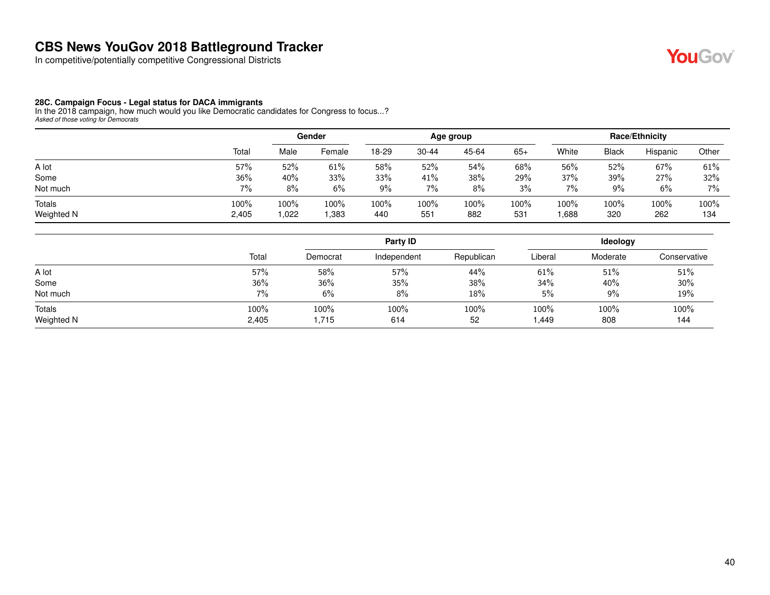# CBS News YouGov 2018 Battleground Tracker

In competitive/potentially competitive Congressional Districts

### 28C. Campaign Focus - Legal status for DACA immigrants

In the 2018 campaign, how much would you like Democratic candidates for Congress to focus...?

*Asked of those voting for Democrats*

| | Total | Gender | | Age group | | | | Race/Ethnicity | | | |
|---|---|---|---|---|---|---|---|---|---|---|---|
| | | Male | Female | 18-29 | 30-44 | 45-64 | 65+ | White | Black | Hispanic | Other |
| A lot | 57% | 52% | 61% | 58% | 52% | 54% | 68% | 56% | 52% | 67% | 61% |
| Some | 36% | 40% | 33% | 33% | 41% | 38% | 29% | 37% | 39% | 27% | 32% |
| Not much | 7% | 8% | 6% | 9% | 7% | 8% | 3% | 7% | 9% | 6% | 7% |
| Totals | 100% | 100% | 100% | 100% | 100% | 100% | 100% | 100% | 100% | 100% | 100% |
| Weighted N | 2,405 | 1,022 | 1,383 | 440 | 551 | 882 | 531 | 1,688 | 320 | 262 | 134 |

| | Total | Party ID | | | Ideology | | |
|---|---|---|---|---|---|---|---|
| | | Democrat | Independent | Republican | Liberal | Moderate | Conservative |
| A lot | 57% | 58% | 57% | 44% | 61% | 51% | 51% |
| Some | 36% | 36% | 35% | 38% | 34% | 40% | 30% |
| Not much | 7% | 6% | 8% | 18% | 5% | 9% | 19% |
| Totals | 100% | 100% | 100% | 100% | 100% | 100% | 100% |
| Weighted N | 2,405 | 1,715 | 614 | 52 | 1,449 | 808 | 144 |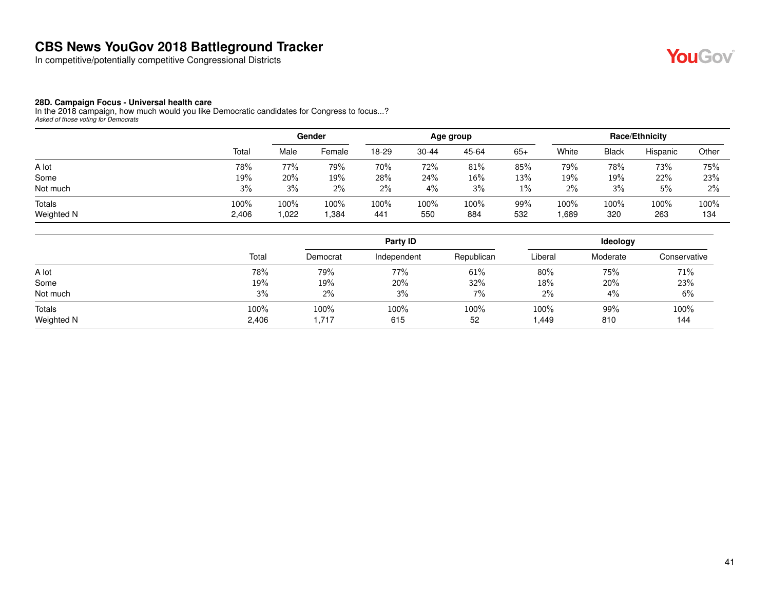# CBS News YouGov 2018 Battleground Tracker

In competitive/potentially competitive Congressional Districts

**28D. Campaign Focus - Universal health care**

In the 2018 campaign, how much would you like Democratic candidates for Congress to focus...?

*Asked of those voting for Democrats*

| | | Gender | | Age group | | | | Race/Ethnicity | | | |
|---|---|---|---|---|---|---|---|---|---|---|---|
| | Total | Male | Female | 18-29 | 30-44 | 45-64 | 65+ | White | Black | Hispanic | Other |
| A lot | 78% | 77% | 79% | 70% | 72% | 81% | 85% | 79% | 78% | 73% | 75% |
| Some | 19% | 20% | 19% | 28% | 24% | 16% | 13% | 19% | 19% | 22% | 23% |
| Not much | 3% | 3% | 2% | 2% | 4% | 3% | 1% | 2% | 3% | 5% | 2% |
| Totals | 100% | 100% | 100% | 100% | 100% | 100% | 99% | 100% | 100% | 100% | 100% |
| Weighted N | 2,406 | 1,022 | 1,384 | 441 | 550 | 884 | 532 | 1,689 | 320 | 263 | 134 |

| | | Party ID | | | Ideology | | |
|---|---|---|---|---|---|---|---|
| | Total | Democrat | Independent | Republican | Liberal | Moderate | Conservative |
| A lot | 78% | 79% | 77% | 61% | 80% | 75% | 71% |
| Some | 19% | 19% | 20% | 32% | 18% | 20% | 23% |
| Not much | 3% | 2% | 3% | 7% | 2% | 4% | 6% |
| Totals | 100% | 100% | 100% | 100% | 100% | 99% | 100% |
| Weighted N | 2,406 | 1,717 | 615 | 52 | 1,449 | 810 | 144 |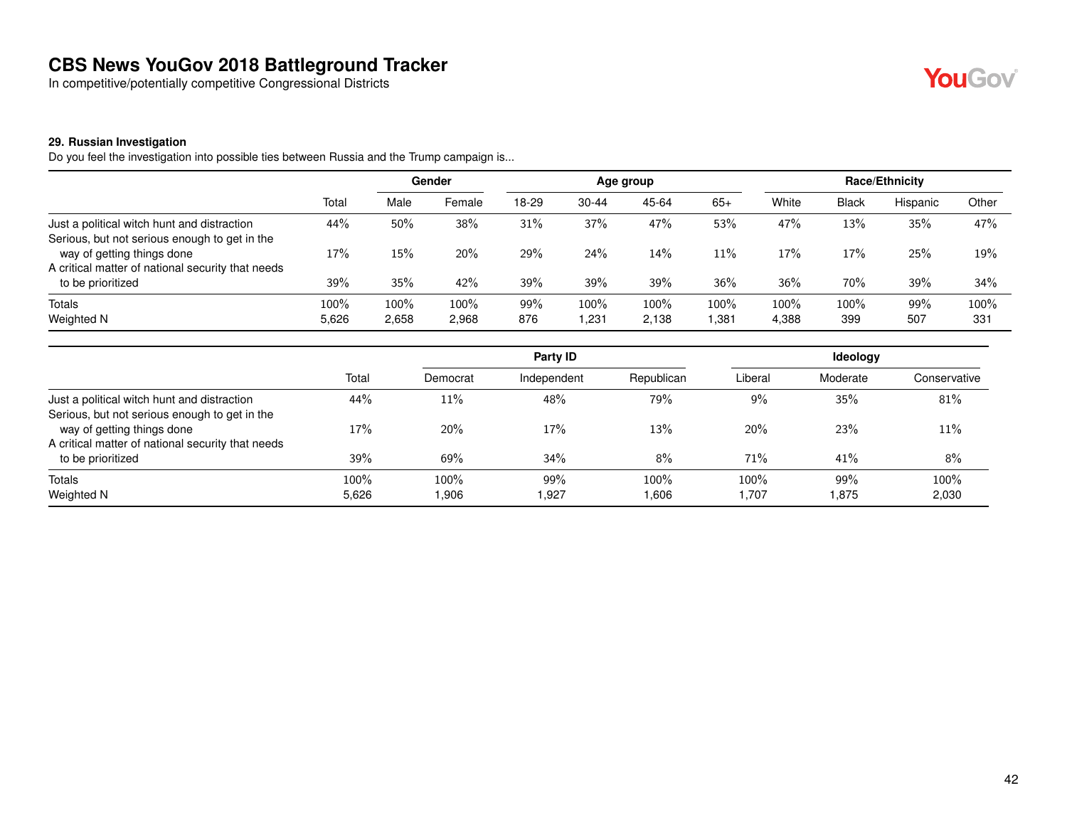# CBS News YouGov 2018 Battleground Tracker

In competitive/potentially competitive Congressional Districts

**29. Russian Investigation**

Do you feel the investigation into possible ties between Russia and the Trump campaign is...

| | | Gender | | Age group | | | | Race/Ethnicity | | | |
|---|---|---|---|---|---|---|---|---|---|---|---|
| | Total | Male | Female | 18-29 | 30-44 | 45-64 | 65+ | White | Black | Hispanic | Other |
| Just a political witch hunt and distraction | 44% | 50% | 38% | 31% | 37% | 47% | 53% | 47% | 13% | 35% | 47% |
| Serious, but not serious enough to get in the way of getting things done | 17% | 15% | 20% | 29% | 24% | 14% | 11% | 17% | 17% | 25% | 19% |
| A critical matter of national security that needs to be prioritized | 39% | 35% | 42% | 39% | 39% | 39% | 36% | 36% | 70% | 39% | 34% |
| Totals | 100% | 100% | 100% | 99% | 100% | 100% | 100% | 100% | 100% | 99% | 100% |
| Weighted N | 5,626 | 2,658 | 2,968 | 876 | 1,231 | 2,138 | 1,381 | 4,388 | 399 | 507 | 331 |

| | | Party ID | | | Ideology | | |
|---|---|---|---|---|---|---|---|
| | Total | Democrat | Independent | Republican | Liberal | Moderate | Conservative |
| Just a political witch hunt and distraction | 44% | 11% | 48% | 79% | 9% | 35% | 81% |
| Serious, but not serious enough to get in the way of getting things done | 17% | 20% | 17% | 13% | 20% | 23% | 11% |
| A critical matter of national security that needs to be prioritized | 39% | 69% | 34% | 8% | 71% | 41% | 8% |
| Totals | 100% | 100% | 99% | 100% | 100% | 99% | 100% |
| Weighted N | 5,626 | 1,906 | 1,927 | 1,606 | 1,707 | 1,875 | 2,030 |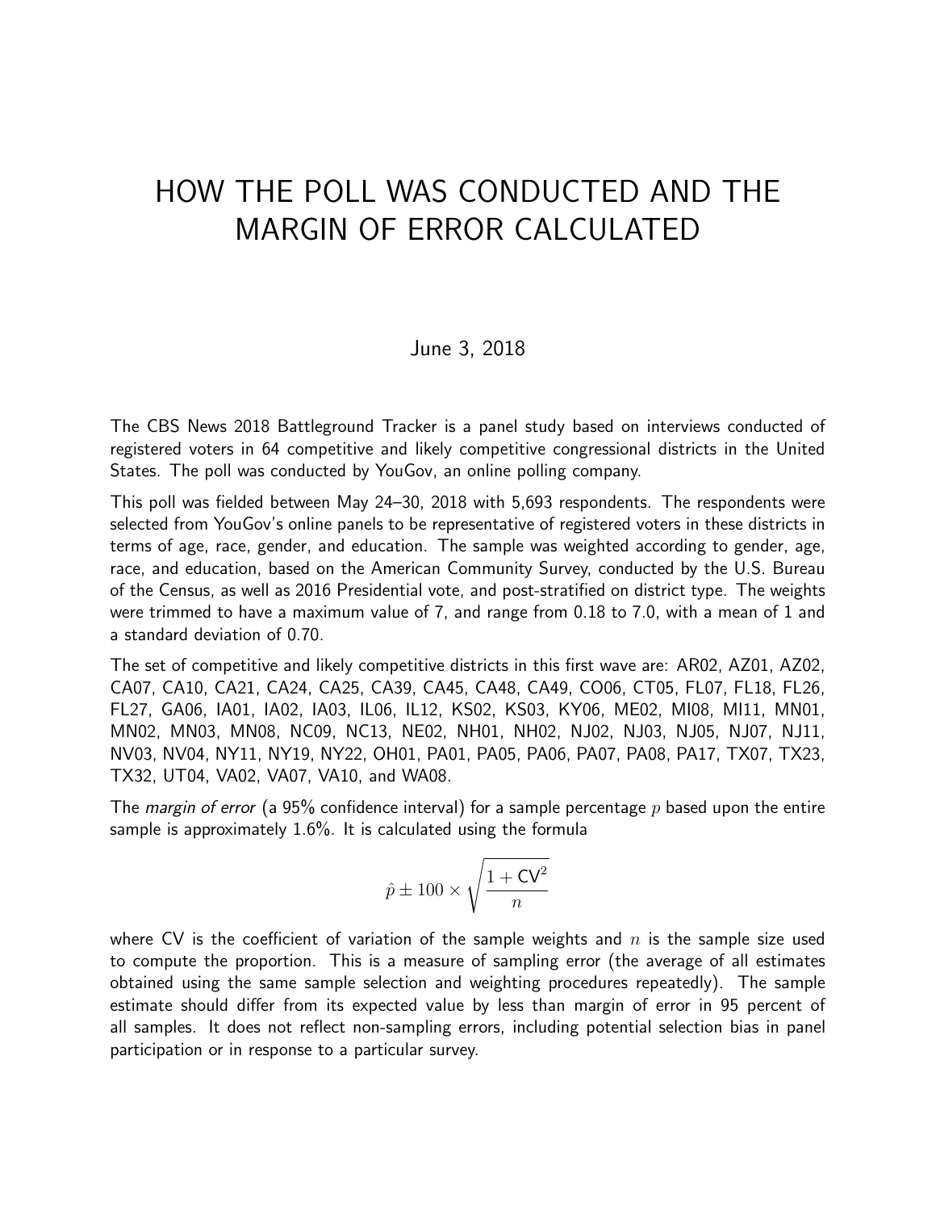# HOW THE POLL WAS CONDUCTED AND THE MARGIN OF ERROR CALCULATED

June 3, 2018

The CBS News 2018 Battleground Tracker is a panel study based on interviews conducted of registered voters in 64 competitive and likely competitive congressional districts in the United States. The poll was conducted by YouGov, an online polling company.

This poll was fielded between May 24–30, 2018 with 5,693 respondents. The respondents were selected from YouGov's online panels to be representative of registered voters in these districts in terms of age, race, gender, and education. The sample was weighted according to gender, age, race, and education, based on the American Community Survey, conducted by the U.S. Bureau of the Census, as well as 2016 Presidential vote, and post-stratified on district type. The weights were trimmed to have a maximum value of 7, and range from 0.18 to 7.0, with a mean of 1 and a standard deviation of 0.70.

The set of competitive and likely competitive districts in this first wave are: AR02, AZ01, AZ02, CA07, CA10, CA21, CA24, CA25, CA39, CA45, CA48, CA49, CO06, CT05, FL07, FL18, FL26, FL27, GA06, IA01, IA02, IA03, IL06, IL12, KS02, KS03, KY06, ME02, MI08, MI11, MN01, MN02, MN03, MN08, NC09, NC13, NE02, NH01, NH02, NJ02, NJ03, NJ05, NJ07, NJ11, NV03, NV04, NY11, NY19, NY22, OH01, PA01, PA05, PA06, PA07, PA08, PA17, TX07, TX23, TX32, UT04, VA02, VA07, VA10, and WA08.

The *margin of error* (a 95% confidence interval) for a sample percentage $p$ based upon the entire sample is approximately 1.6%. It is calculated using the formula

$$\hat{p} \pm 100 \times \sqrt{\frac{1 + \mathsf{CV}^2}{n}}$$

where CV is the coefficient of variation of the sample weights and $n$ is the sample size used to compute the proportion. This is a measure of sampling error (the average of all estimates obtained using the same sample selection and weighting procedures repeatedly). The sample estimate should differ from its expected value by less than margin of error in 95 percent of all samples. It does not reflect non-sampling errors, including potential selection bias in panel participation or in response to a particular survey.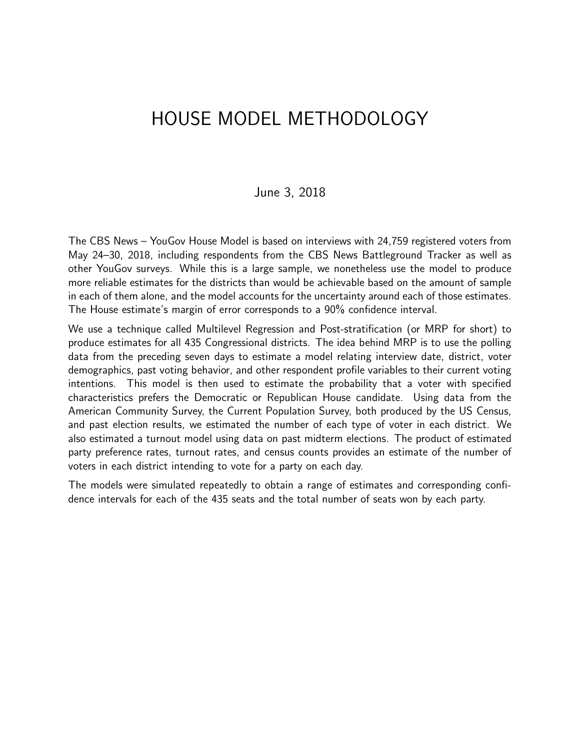# HOUSE MODEL METHODOLOGY

June 3, 2018

The CBS News – YouGov House Model is based on interviews with 24,759 registered voters from May 24–30, 2018, including respondents from the CBS News Battleground Tracker as well as other YouGov surveys. While this is a large sample, we nonetheless use the model to produce more reliable estimates for the districts than would be achievable based on the amount of sample in each of them alone, and the model accounts for the uncertainty around each of those estimates. The House estimate's margin of error corresponds to a 90% confidence interval.

We use a technique called Multilevel Regression and Post-stratification (or MRP for short) to produce estimates for all 435 Congressional districts. The idea behind MRP is to use the polling data from the preceding seven days to estimate a model relating interview date, district, voter demographics, past voting behavior, and other respondent profile variables to their current voting intentions. This model is then used to estimate the probability that a voter with specified characteristics prefers the Democratic or Republican House candidate. Using data from the American Community Survey, the Current Population Survey, both produced by the US Census, and past election results, we estimated the number of each type of voter in each district. We also estimated a turnout model using data on past midterm elections. The product of estimated party preference rates, turnout rates, and census counts provides an estimate of the number of voters in each district intending to vote for a party on each day.

The models were simulated repeatedly to obtain a range of estimates and corresponding confidence intervals for each of the 435 seats and the total number of seats won by each party.